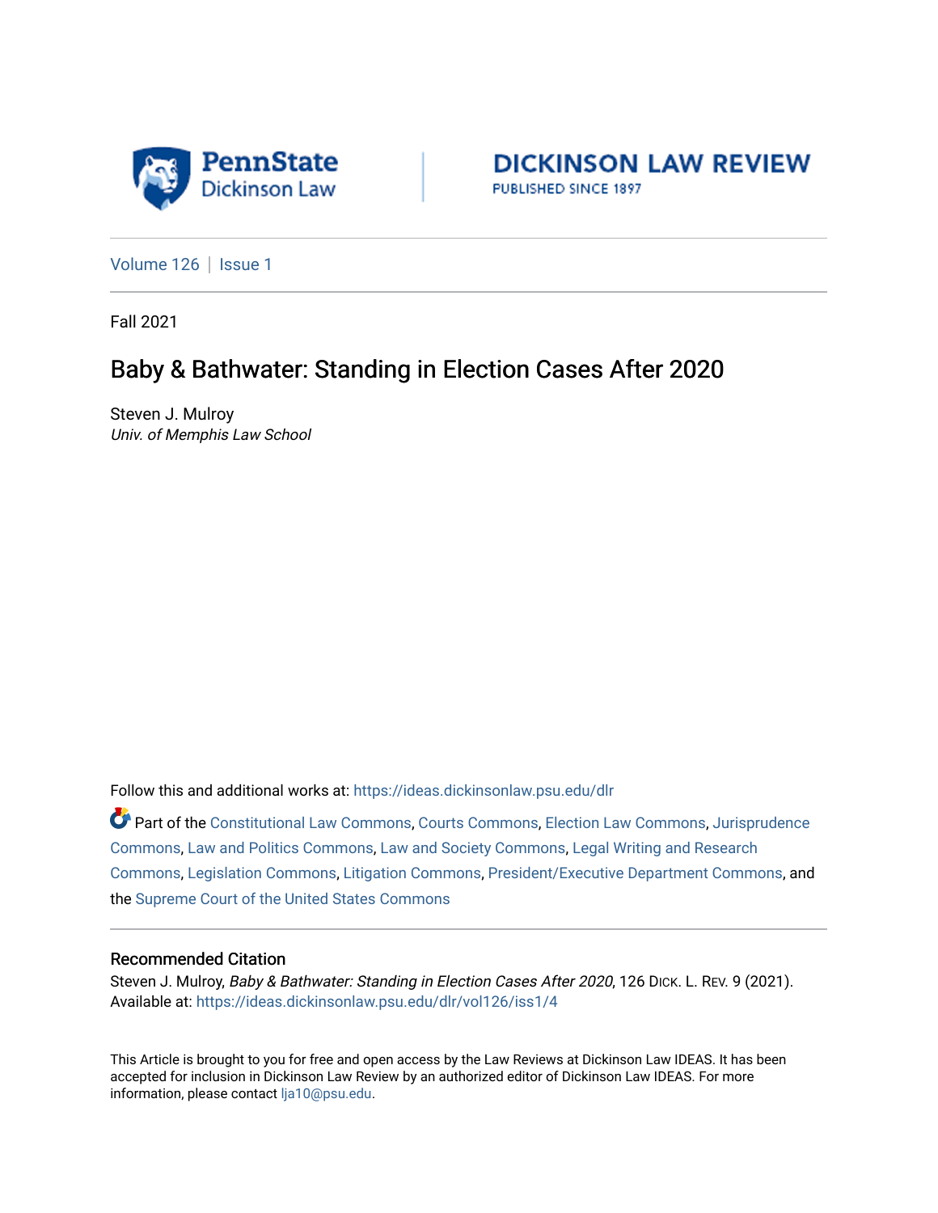PennState Dickinson Law

DICKINSON LAW REVIEW
PUBLISHED SINCE 1897

Volume 126 | Issue 1

Fall 2021

# Baby & Bathwater: Standing in Election Cases After 2020

Steven J. Mulroy
*Univ. of Memphis Law School*

Follow this and additional works at: https://ideas.dickinsonlaw.psu.edu/dlr

Part of the Constitutional Law Commons, Courts Commons, Election Law Commons, Jurisprudence Commons, Law and Politics Commons, Law and Society Commons, Legal Writing and Research Commons, Legislation Commons, Litigation Commons, President/Executive Department Commons, and the Supreme Court of the United States Commons

## Recommended Citation

Steven J. Mulroy, *Baby & Bathwater: Standing in Election Cases After 2020*, 126 DICK. L. REV. 9 (2021).
Available at: https://ideas.dickinsonlaw.psu.edu/dlr/vol126/iss1/4

This Article is brought to you for free and open access by the Law Reviews at Dickinson Law IDEAS. It has been accepted for inclusion in Dickinson Law Review by an authorized editor of Dickinson Law IDEAS. For more information, please contact lja10@psu.edu.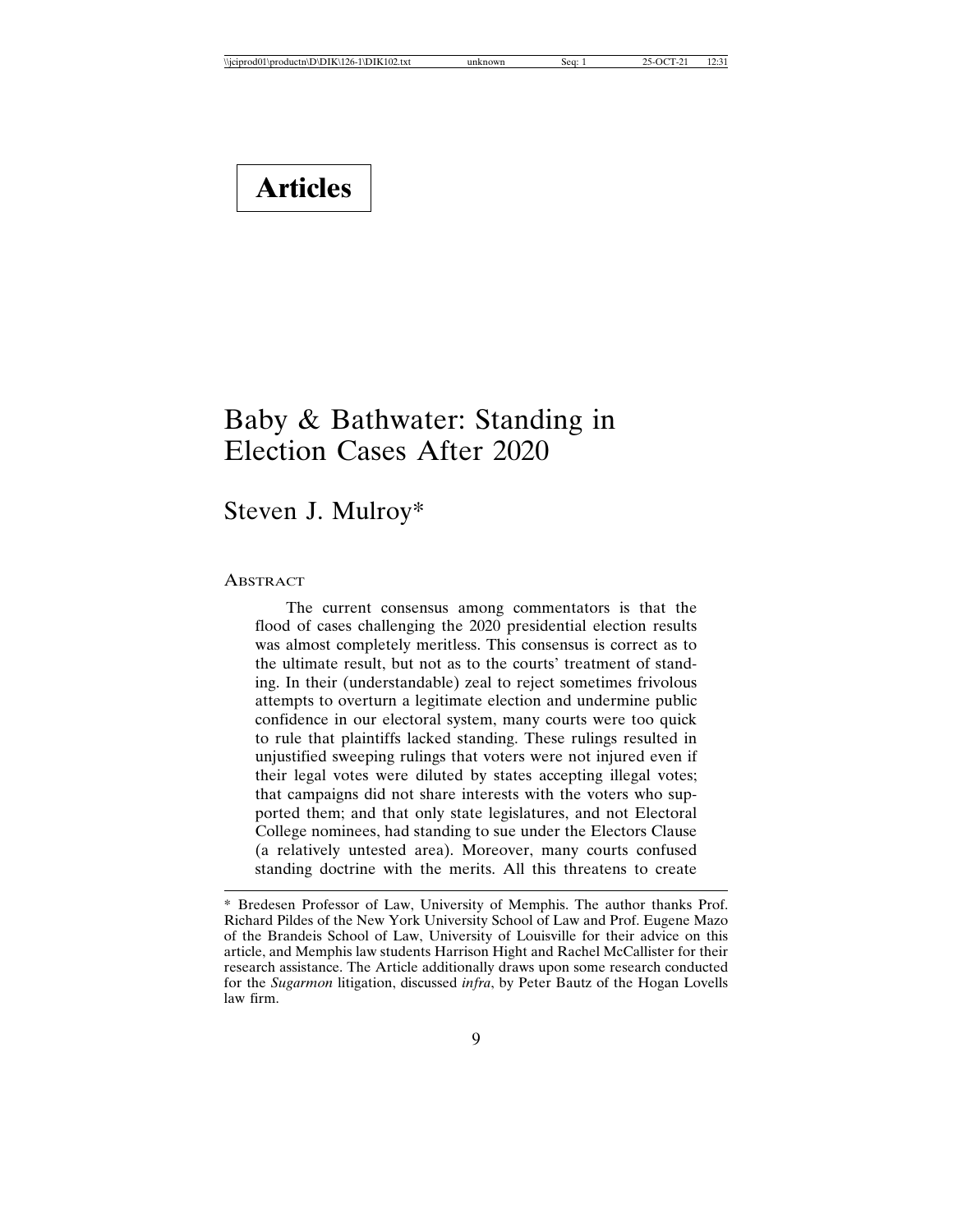# Articles

# Baby & Bathwater: Standing in Election Cases After 2020

## Steven J. Mulroy*

### Abstract

The current consensus among commentators is that the flood of cases challenging the 2020 presidential election results was almost completely meritless. This consensus is correct as to the ultimate result, but not as to the courts' treatment of standing. In their (understandable) zeal to reject sometimes frivolous attempts to overturn a legitimate election and undermine public confidence in our electoral system, many courts were too quick to rule that plaintiffs lacked standing. These rulings resulted in unjustified sweeping rulings that voters were not injured even if their legal votes were diluted by states accepting illegal votes; that campaigns did not share interests with the voters who supported them; and that only state legislatures, and not Electoral College nominees, had standing to sue under the Electors Clause (a relatively untested area). Moreover, many courts confused standing doctrine with the merits. All this threatens to create

---

\* Bredesen Professor of Law, University of Memphis. The author thanks Prof. Richard Pildes of the New York University School of Law and Prof. Eugene Mazo of the Brandeis School of Law, University of Louisville for their advice on this article, and Memphis law students Harrison Hight and Rachel McCallister for their research assistance. The Article additionally draws upon some research conducted for the *Sugarmon* litigation, discussed *infra*, by Peter Bautz of the Hogan Lovells law firm.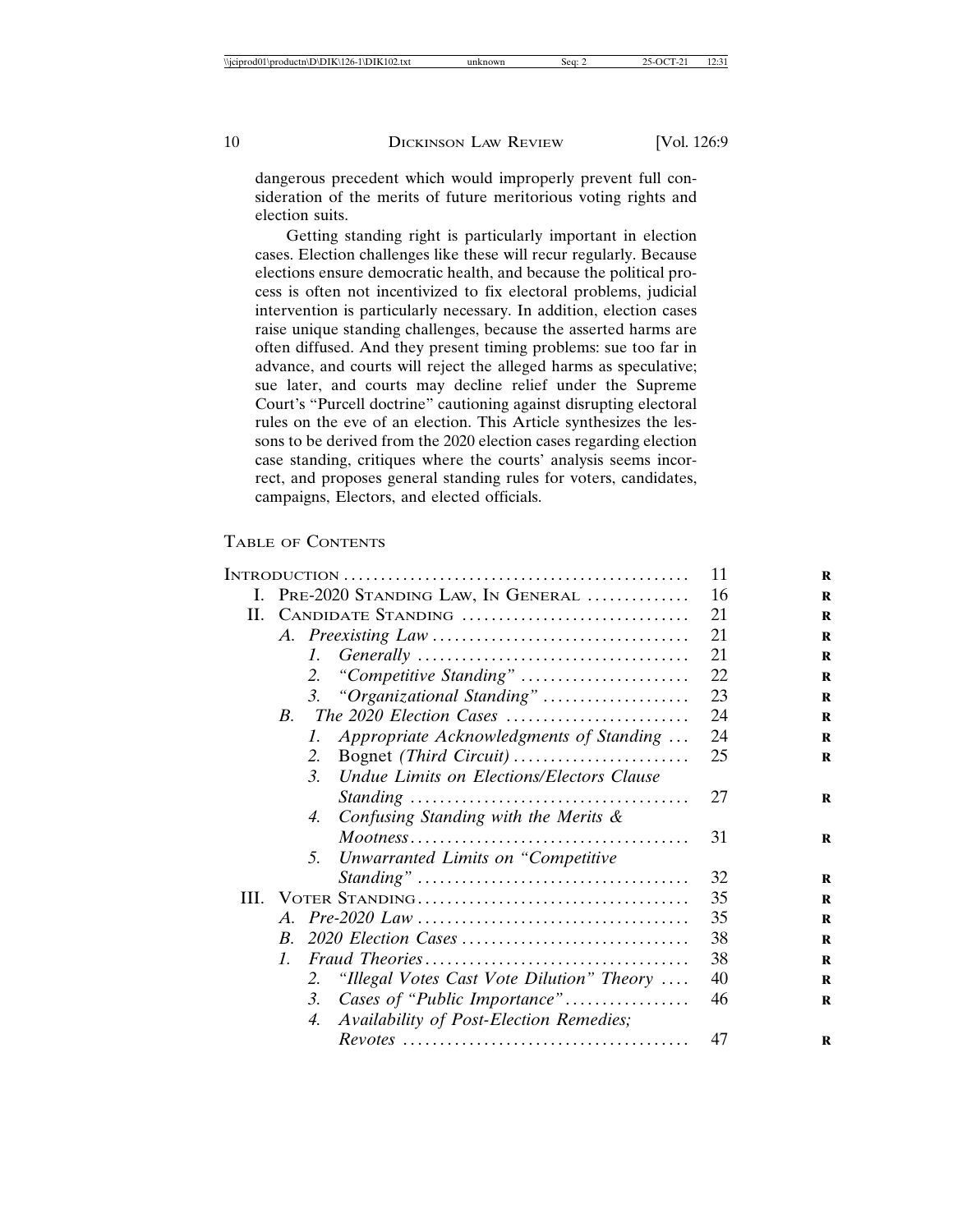dangerous precedent which would improperly prevent full consideration of the merits of future meritorious voting rights and election suits.

Getting standing right is particularly important in election cases. Election challenges like these will recur regularly. Because elections ensure democratic health, and because the political process is often not incentivized to fix electoral problems, judicial intervention is particularly necessary. In addition, election cases raise unique standing challenges, because the asserted harms are often diffused. And they present timing problems: sue too far in advance, and courts will reject the alleged harms as speculative; sue later, and courts may decline relief under the Supreme Court's "Purcell doctrine" cautioning against disrupting electoral rules on the eve of an election. This Article synthesizes the lessons to be derived from the 2020 election cases regarding election case standing, critiques where the courts' analysis seems incorrect, and proposes general standing rules for voters, candidates, campaigns, Electors, and elected officials.

## TABLE OF CONTENTS

| | |
|---|---|
| INTRODUCTION | 11 |
| I. PRE-2020 STANDING LAW, IN GENERAL | 16 |
| II. CANDIDATE STANDING | 21 |
| *A. Preexisting Law* | 21 |
| *1. Generally* | 21 |
| *2. "Competitive Standing"* | 22 |
| *3. "Organizational Standing"* | 23 |
| *B. The 2020 Election Cases* | 24 |
| *1. Appropriate Acknowledgments of Standing* | 24 |
| 2. Bognet *(Third Circuit)* | 25 |
| *3. Undue Limits on Elections/Electors Clause Standing* | 27 |
| *4. Confusing Standing with the Merits & Mootness* | 31 |
| *5. Unwarranted Limits on "Competitive Standing"* | 32 |
| III. VOTER STANDING | 35 |
| *A. Pre-2020 Law* | 35 |
| *B. 2020 Election Cases* | 38 |
| *1. Fraud Theories* | 38 |
| *2. "Illegal Votes Cast Vote Dilution" Theory* | 40 |
| *3. Cases of "Public Importance"* | 46 |
| *4. Availability of Post-Election Remedies; Revotes* | 47 |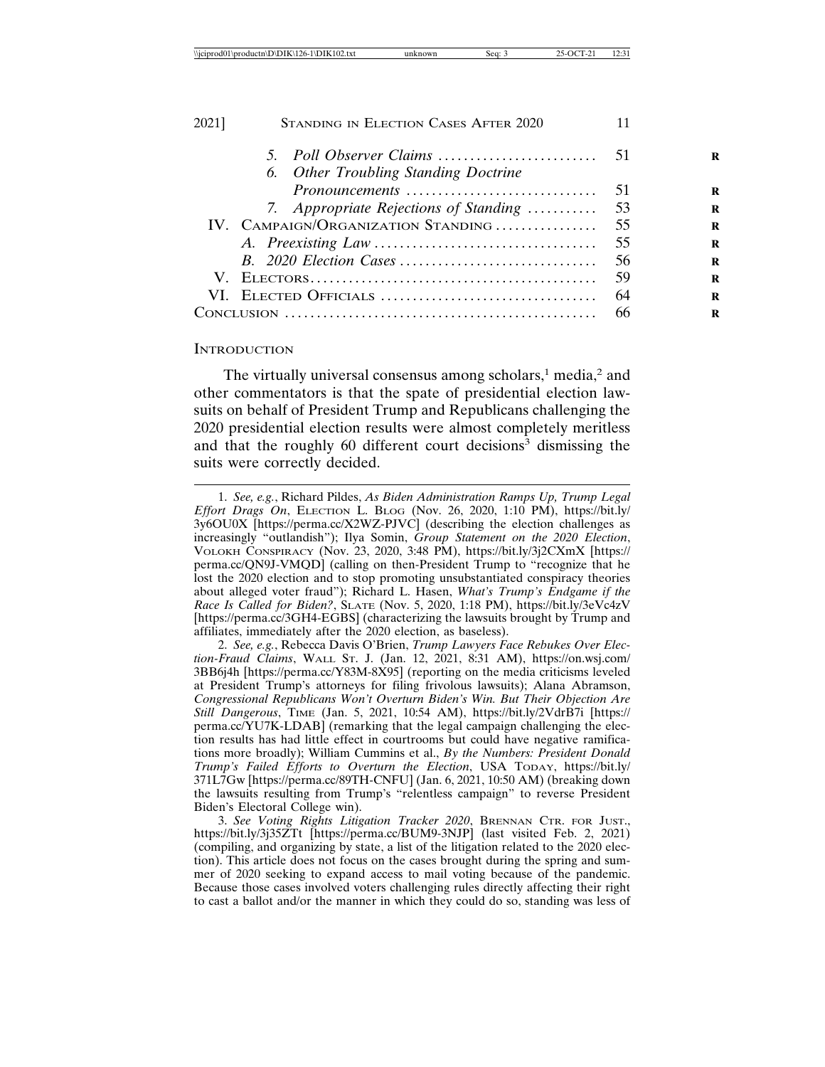5. *Poll Observer Claims* ......................... 51
6. *Other Troubling Standing Doctrine Pronouncements* ............................. 51
7. *Appropriate Rejections of Standing* ........... 53

IV. CAMPAIGN/ORGANIZATION STANDING ................ 55

A. *Preexisting Law* .................................. 55

B. *2020 Election Cases* .............................. 56

V. ELECTORS ........................................... 59

VI. ELECTED OFFICIALS ................................. 64

CONCLUSION ............................................... 66

## INTRODUCTION

The virtually universal consensus among scholars,[1] media,[2] and other commentators is that the spate of presidential election lawsuits on behalf of President Trump and Republicans challenging the 2020 presidential election results were almost completely meritless and that the roughly 60 different court decisions[3] dismissing the suits were correctly decided.

---

1. *See, e.g.*, Richard Pildes, *As Biden Administration Ramps Up, Trump Legal Effort Drags On*, ELECTION L. BLOG (Nov. 26, 2020, 1:10 PM), https://bit.ly/3y6OU0X [https://perma.cc/X2WZ-PJVC] (describing the election challenges as increasingly "outlandish"); Ilya Somin, *Group Statement on the 2020 Election*, VOLOKH CONSPIRACY (Nov. 23, 2020, 3:48 PM), https://bit.ly/3j2CXmX [https://perma.cc/QN9J-VMQD] (calling on then-President Trump to "recognize that he lost the 2020 election and to stop promoting unsubstantiated conspiracy theories about alleged voter fraud"); Richard L. Hasen, *What's Trump's Endgame if the Race Is Called for Biden?*, SLATE (Nov. 5, 2020, 1:18 PM), https://bit.ly/3eVc4zV [https://perma.cc/3GH4-EGBS] (characterizing the lawsuits brought by Trump and affiliates, immediately after the 2020 election, as baseless).

2. *See, e.g.*, Rebecca Davis O'Brien, *Trump Lawyers Face Rebukes Over Election-Fraud Claims*, WALL ST. J. (Jan. 12, 2021, 8:31 AM), https://on.wsj.com/3BB6j4h [https://perma.cc/Y83M-8X95] (reporting on the media criticisms leveled at President Trump's attorneys for filing frivolous lawsuits); Alana Abramson, *Congressional Republicans Won't Overturn Biden's Win. But Their Objection Are Still Dangerous*, TIME (Jan. 5, 2021, 10:54 AM), https://bit.ly/2VdrB7i [https://perma.cc/YU7K-LDAB] (remarking that the legal campaign challenging the election results has had little effect in courtrooms but could have negative ramifications more broadly); William Cummins et al., *By the Numbers: President Donald Trump's Failed Efforts to Overturn the Election*, USA TODAY, https://bit.ly/371L7Gw [https://perma.cc/89TH-CNFU] (Jan. 6, 2021, 10:50 AM) (breaking down the lawsuits resulting from Trump's "relentless campaign" to reverse President Biden's Electoral College win).

3. *See Voting Rights Litigation Tracker 2020*, BRENNAN CTR. FOR JUST., https://bit.ly/3j35ZTt [https://perma.cc/BUM9-3NJP] (last visited Feb. 2, 2021) (compiling, and organizing by state, a list of the litigation related to the 2020 election). This article does not focus on the cases brought during the spring and summer of 2020 seeking to expand access to mail voting because of the pandemic. Because those cases involved voters challenging rules directly affecting their right to cast a ballot and/or the manner in which they could do so, standing was less of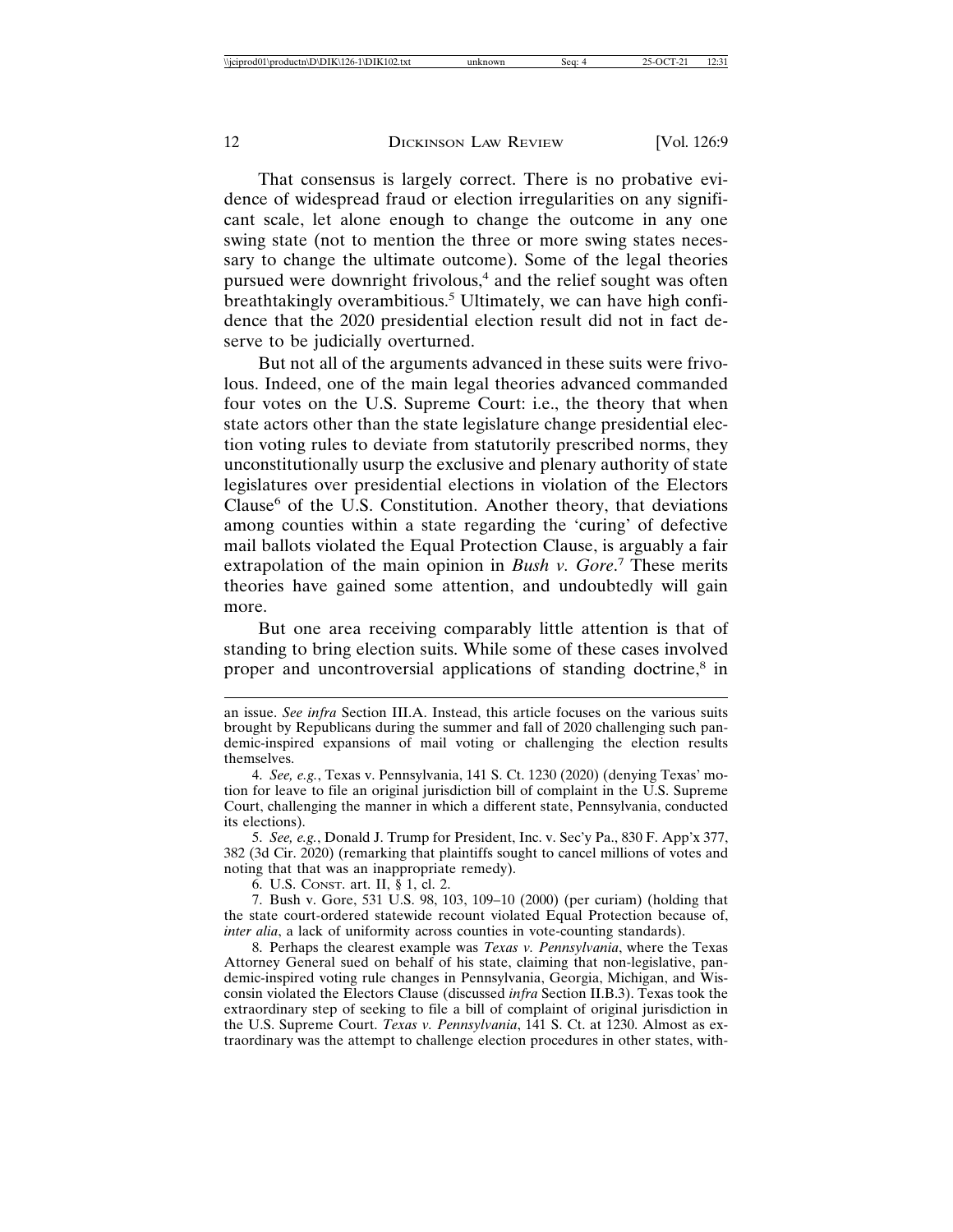That consensus is largely correct. There is no probative evidence of widespread fraud or election irregularities on any significant scale, let alone enough to change the outcome in any one swing state (not to mention the three or more swing states necessary to change the ultimate outcome). Some of the legal theories pursued were downright frivolous,[4] and the relief sought was often breathtakingly overambitious.[5] Ultimately, we can have high confidence that the 2020 presidential election result did not in fact deserve to be judicially overturned.

But not all of the arguments advanced in these suits were frivolous. Indeed, one of the main legal theories advanced commanded four votes on the U.S. Supreme Court: i.e., the theory that when state actors other than the state legislature change presidential election voting rules to deviate from statutorily prescribed norms, they unconstitutionally usurp the exclusive and plenary authority of state legislatures over presidential elections in violation of the Electors Clause[6] of the U.S. Constitution. Another theory, that deviations among counties within a state regarding the 'curing' of defective mail ballots violated the Equal Protection Clause, is arguably a fair extrapolation of the main opinion in *Bush v. Gore*.[7] These merits theories have gained some attention, and undoubtedly will gain more.

But one area receiving comparably little attention is that of standing to bring election suits. While some of these cases involved proper and uncontroversial applications of standing doctrine,[8] in

---

an issue. *See infra* Section III.A. Instead, this article focuses on the various suits brought by Republicans during the summer and fall of 2020 challenging such pandemic-inspired expansions of mail voting or challenging the election results themselves.

4. *See, e.g.*, Texas v. Pennsylvania, 141 S. Ct. 1230 (2020) (denying Texas' motion for leave to file an original jurisdiction bill of complaint in the U.S. Supreme Court, challenging the manner in which a different state, Pennsylvania, conducted its elections).

5. *See, e.g.*, Donald J. Trump for President, Inc. v. Sec'y Pa., 830 F. App'x 377, 382 (3d Cir. 2020) (remarking that plaintiffs sought to cancel millions of votes and noting that that was an inappropriate remedy).

6. U.S. CONST. art. II, § 1, cl. 2.

7. Bush v. Gore, 531 U.S. 98, 103, 109–10 (2000) (per curiam) (holding that the state court-ordered statewide recount violated Equal Protection because of, *inter alia*, a lack of uniformity across counties in vote-counting standards).

8. Perhaps the clearest example was *Texas v. Pennsylvania*, where the Texas Attorney General sued on behalf of his state, claiming that non-legislative, pandemic-inspired voting rule changes in Pennsylvania, Georgia, Michigan, and Wisconsin violated the Electors Clause (discussed *infra* Section II.B.3). Texas took the extraordinary step of seeking to file a bill of complaint of original jurisdiction in the U.S. Supreme Court. *Texas v. Pennsylvania*, 141 S. Ct. at 1230. Almost as extraordinary was the attempt to challenge election procedures in other states, with-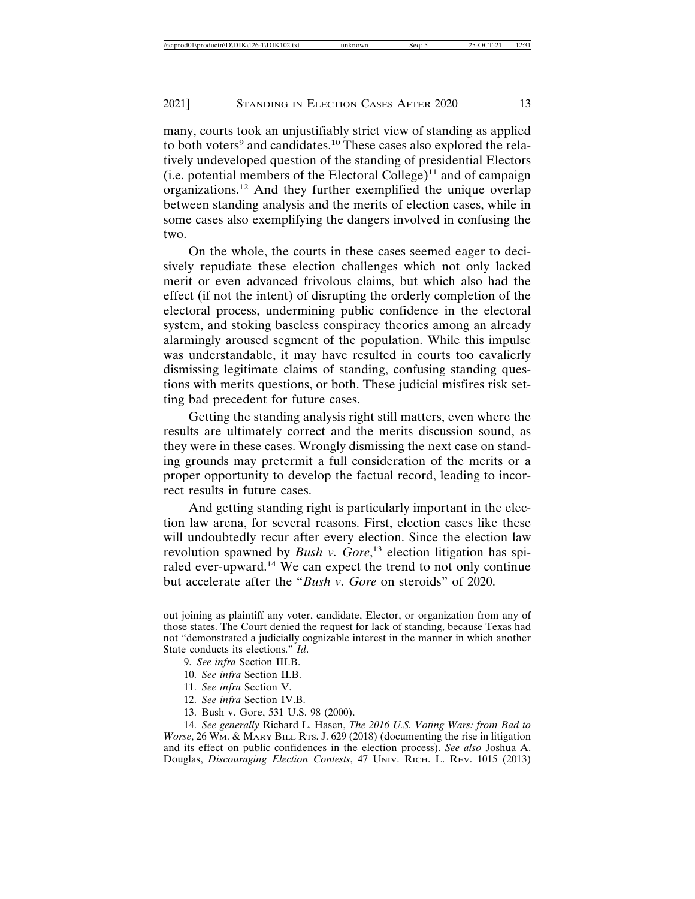many, courts took an unjustifiably strict view of standing as applied to both voters[9] and candidates.[10] These cases also explored the relatively undeveloped question of the standing of presidential Electors (i.e. potential members of the Electoral College)[11] and of campaign organizations.[12] And they further exemplified the unique overlap between standing analysis and the merits of election cases, while in some cases also exemplifying the dangers involved in confusing the two.

On the whole, the courts in these cases seemed eager to decisively repudiate these election challenges which not only lacked merit or even advanced frivolous claims, but which also had the effect (if not the intent) of disrupting the orderly completion of the electoral process, undermining public confidence in the electoral system, and stoking baseless conspiracy theories among an already alarmingly aroused segment of the population. While this impulse was understandable, it may have resulted in courts too cavalierly dismissing legitimate claims of standing, confusing standing questions with merits questions, or both. These judicial misfires risk setting bad precedent for future cases.

Getting the standing analysis right still matters, even where the results are ultimately correct and the merits discussion sound, as they were in these cases. Wrongly dismissing the next case on standing grounds may pretermit a full consideration of the merits or a proper opportunity to develop the factual record, leading to incorrect results in future cases.

And getting standing right is particularly important in the election law arena, for several reasons. First, election cases like these will undoubtedly recur after every election. Since the election law revolution spawned by *Bush v. Gore*,[13] election litigation has spiraled ever-upward.[14] We can expect the trend to not only continue but accelerate after the "*Bush v. Gore* on steroids" of 2020.

---

out joining as plaintiff any voter, candidate, Elector, or organization from any of those states. The Court denied the request for lack of standing, because Texas had not "demonstrated a judicially cognizable interest in the manner in which another State conducts its elections." *Id*.

9. *See infra* Section III.B.

10. *See infra* Section II.B.

11. *See infra* Section V.

12. *See infra* Section IV.B.

13. Bush v. Gore, 531 U.S. 98 (2000).

14. *See generally* Richard L. Hasen, *The 2016 U.S. Voting Wars: from Bad to Worse*, 26 WM. & MARY BILL RTS. J. 629 (2018) (documenting the rise in litigation and its effect on public confidences in the election process). *See also* Joshua A. Douglas, *Discouraging Election Contests*, 47 UNIV. RICH. L. REV. 1015 (2013)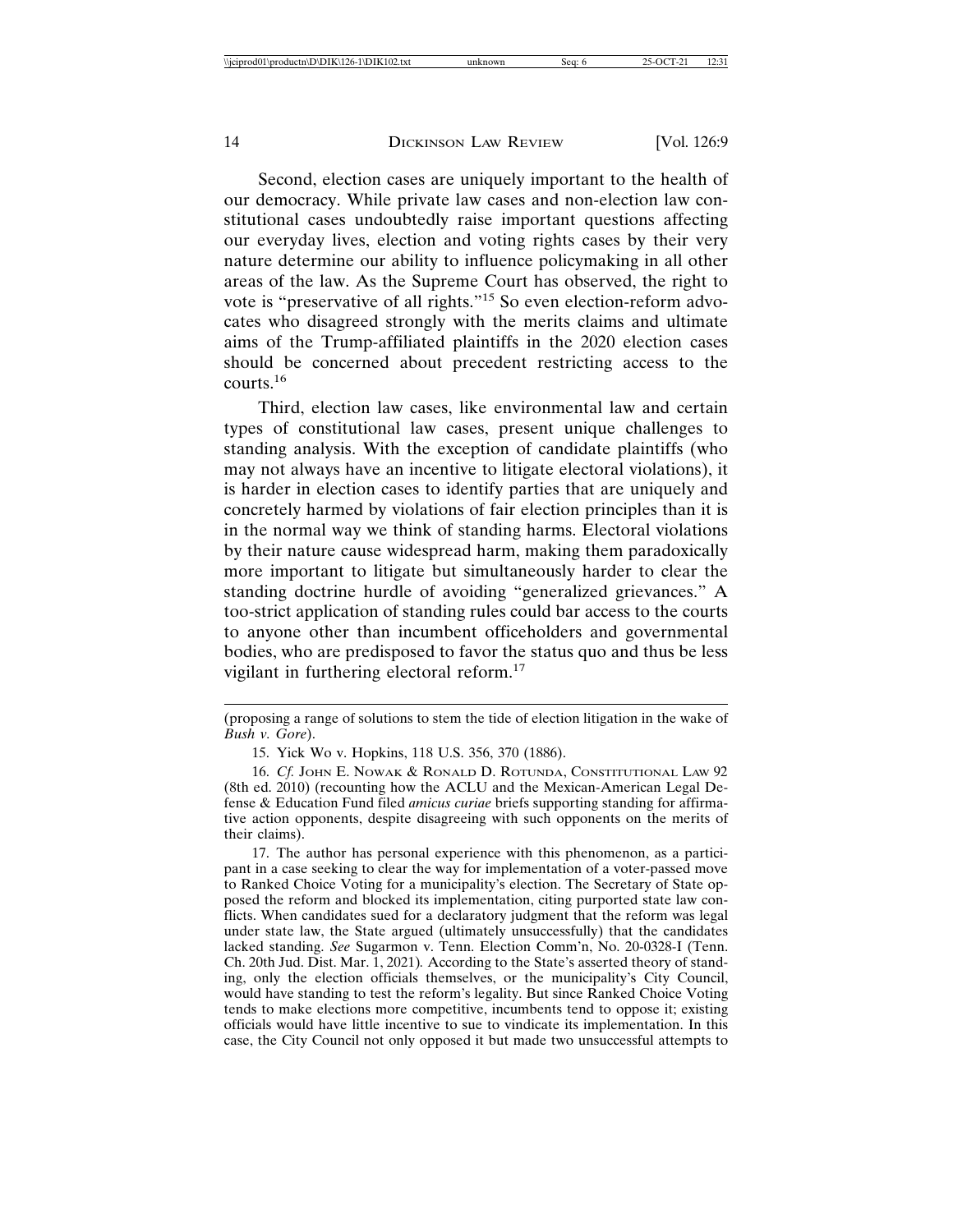Second, election cases are uniquely important to the health of our democracy. While private law cases and non-election law constitutional cases undoubtedly raise important questions affecting our everyday lives, election and voting rights cases by their very nature determine our ability to influence policymaking in all other areas of the law. As the Supreme Court has observed, the right to vote is "preservative of all rights."[15] So even election-reform advocates who disagreed strongly with the merits claims and ultimate aims of the Trump-affiliated plaintiffs in the 2020 election cases should be concerned about precedent restricting access to the courts.[16]

Third, election law cases, like environmental law and certain types of constitutional law cases, present unique challenges to standing analysis. With the exception of candidate plaintiffs (who may not always have an incentive to litigate electoral violations), it is harder in election cases to identify parties that are uniquely and concretely harmed by violations of fair election principles than it is in the normal way we think of standing harms. Electoral violations by their nature cause widespread harm, making them paradoxically more important to litigate but simultaneously harder to clear the standing doctrine hurdle of avoiding "generalized grievances." A too-strict application of standing rules could bar access to the courts to anyone other than incumbent officeholders and governmental bodies, who are predisposed to favor the status quo and thus be less vigilant in furthering electoral reform.[17]

---

(proposing a range of solutions to stem the tide of election litigation in the wake of *Bush v. Gore*).

15. Yick Wo v. Hopkins, 118 U.S. 356, 370 (1886).

16. *Cf.* John E. Nowak & Ronald D. Rotunda, Constitutional Law 92 (8th ed. 2010) (recounting how the ACLU and the Mexican-American Legal Defense & Education Fund filed *amicus curiae* briefs supporting standing for affirmative action opponents, despite disagreeing with such opponents on the merits of their claims).

17. The author has personal experience with this phenomenon, as a participant in a case seeking to clear the way for implementation of a voter-passed move to Ranked Choice Voting for a municipality's election. The Secretary of State opposed the reform and blocked its implementation, citing purported state law conflicts. When candidates sued for a declaratory judgment that the reform was legal under state law, the State argued (ultimately unsuccessfully) that the candidates lacked standing. *See* Sugarmon v. Tenn. Election Comm'n, No. 20-0328-I (Tenn. Ch. 20th Jud. Dist. Mar. 1, 2021). According to the State's asserted theory of standing, only the election officials themselves, or the municipality's City Council, would have standing to test the reform's legality. But since Ranked Choice Voting tends to make elections more competitive, incumbents tend to oppose it; existing officials would have little incentive to sue to vindicate its implementation. In this case, the City Council not only opposed it but made two unsuccessful attempts to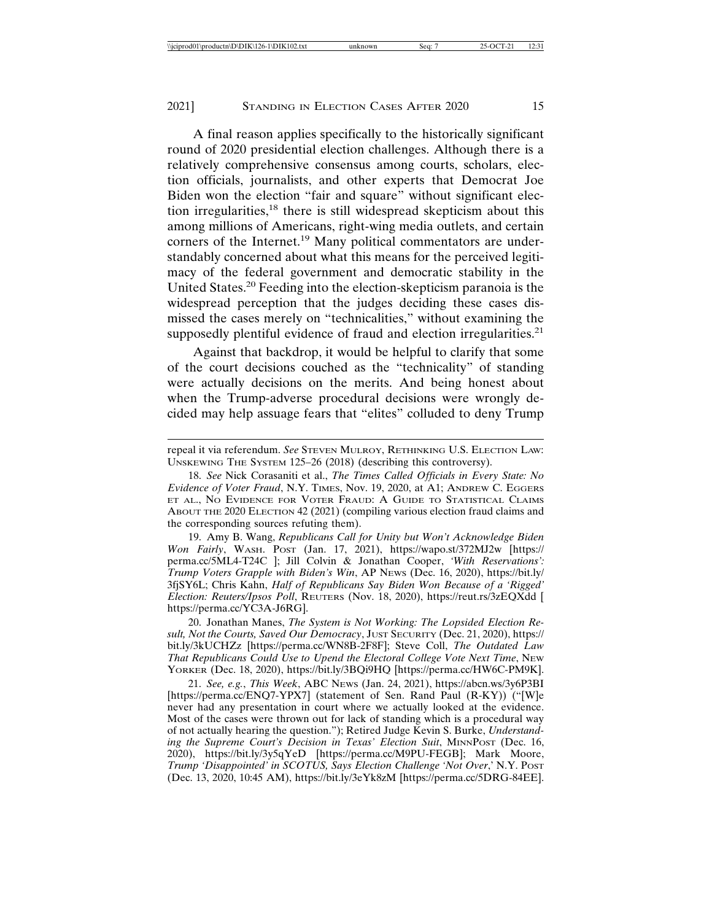A final reason applies specifically to the historically significant round of 2020 presidential election challenges. Although there is a relatively comprehensive consensus among courts, scholars, election officials, journalists, and other experts that Democrat Joe Biden won the election "fair and square" without significant election irregularities,[18] there is still widespread skepticism about this among millions of Americans, right-wing media outlets, and certain corners of the Internet.[19] Many political commentators are understandably concerned about what this means for the perceived legitimacy of the federal government and democratic stability in the United States.[20] Feeding into the election-skepticism paranoia is the widespread perception that the judges deciding these cases dismissed the cases merely on "technicalities," without examining the supposedly plentiful evidence of fraud and election irregularities.[21]

Against that backdrop, it would be helpful to clarify that some of the court decisions couched as the "technicality" of standing were actually decisions on the merits. And being honest about when the Trump-adverse procedural decisions were wrongly decided may help assuage fears that "elites" colluded to deny Trump

---

repeal it via referendum. *See* STEVEN MULROY, RETHINKING U.S. ELECTION LAW: UNSKEWING THE SYSTEM 125–26 (2018) (describing this controversy).

18. *See* Nick Corasaniti et al., *The Times Called Officials in Every State: No Evidence of Voter Fraud*, N.Y. TIMES, Nov. 19, 2020, at A1; ANDREW C. EGGERS ET AL., NO EVIDENCE FOR VOTER FRAUD: A GUIDE TO STATISTICAL CLAIMS ABOUT THE 2020 ELECTION 42 (2021) (compiling various election fraud claims and the corresponding sources refuting them).

19. Amy B. Wang, *Republicans Call for Unity but Won't Acknowledge Biden Won Fairly*, WASH. POST (Jan. 17, 2021), https://wapo.st/372MJ2w [https://perma.cc/5ML4-T24C ]; Jill Colvin & Jonathan Cooper, *'With Reservations': Trump Voters Grapple with Biden's Win*, AP NEWS (Dec. 16, 2020), https://bit.ly/3fjSY6L; Chris Kahn, *Half of Republicans Say Biden Won Because of a 'Rigged' Election: Reuters/Ipsos Poll*, REUTERS (Nov. 18, 2020), https://reut.rs/3zEQXdd [ https://perma.cc/YC3A-J6RG].

20. Jonathan Manes, *The System is Not Working: The Lopsided Election Result, Not the Courts, Saved Our Democracy*, JUST SECURITY (Dec. 21, 2020), https://bit.ly/3kUCHZz [https://perma.cc/WN8B-2F8F]; Steve Coll, *The Outdated Law That Republicans Could Use to Upend the Electoral College Vote Next Time*, NEW YORKER (Dec. 18, 2020), https://bit.ly/3BQi9HQ [https://perma.cc/HW6C-PM9K].

21. *See, e.g.*, *This Week*, ABC NEWS (Jan. 24, 2021), https://abcn.ws/3y6P3BI [https://perma.cc/ENQ7-YPX7] (statement of Sen. Rand Paul (R-KY)) ("[W]e never had any presentation in court where we actually looked at the evidence. Most of the cases were thrown out for lack of standing which is a procedural way of not actually hearing the question."); Retired Judge Kevin S. Burke, *Understanding the Supreme Court's Decision in Texas' Election Suit*, MINNPOST (Dec. 16, 2020), https://bit.ly/3y5qYeD [https://perma.cc/M9PU-FEGB]; Mark Moore, *Trump 'Disappointed' in SCOTUS, Says Election Challenge 'Not Over*,' N.Y. POST (Dec. 13, 2020, 10:45 AM), https://bit.ly/3eYk8zM [https://perma.cc/5DRG-84EE].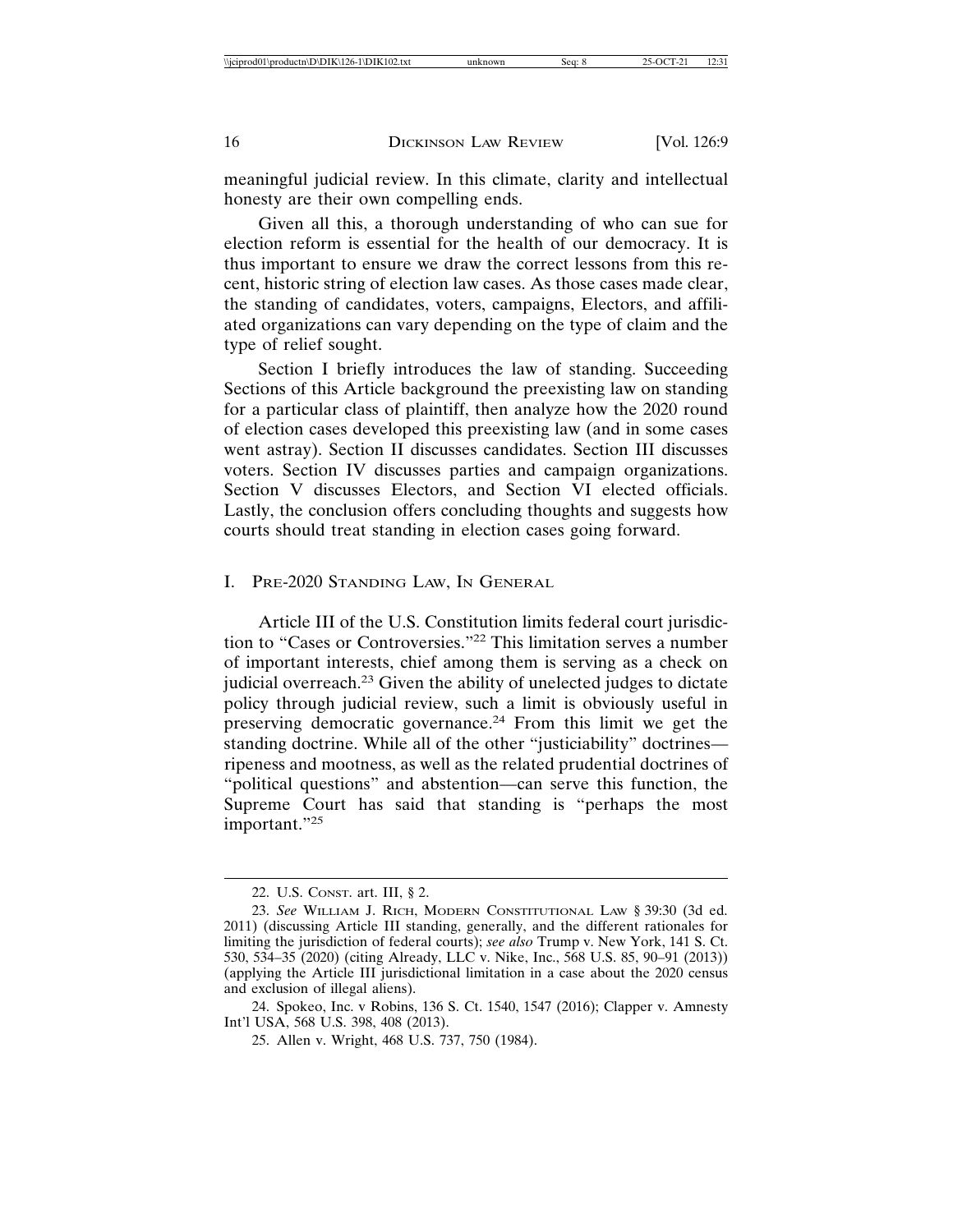meaningful judicial review. In this climate, clarity and intellectual honesty are their own compelling ends.

Given all this, a thorough understanding of who can sue for election reform is essential for the health of our democracy. It is thus important to ensure we draw the correct lessons from this recent, historic string of election law cases. As those cases made clear, the standing of candidates, voters, campaigns, Electors, and affiliated organizations can vary depending on the type of claim and the type of relief sought.

Section I briefly introduces the law of standing. Succeeding Sections of this Article background the preexisting law on standing for a particular class of plaintiff, then analyze how the 2020 round of election cases developed this preexisting law (and in some cases went astray). Section II discusses candidates. Section III discusses voters. Section IV discusses parties and campaign organizations. Section V discusses Electors, and Section VI elected officials. Lastly, the conclusion offers concluding thoughts and suggests how courts should treat standing in election cases going forward.

## I. Pre-2020 Standing Law, In General

Article III of the U.S. Constitution limits federal court jurisdiction to "Cases or Controversies."[22] This limitation serves a number of important interests, chief among them is serving as a check on judicial overreach.[23] Given the ability of unelected judges to dictate policy through judicial review, such a limit is obviously useful in preserving democratic governance.[24] From this limit we get the standing doctrine. While all of the other "justiciability" doctrines—ripeness and mootness, as well as the related prudential doctrines of "political questions" and abstention—can serve this function, the Supreme Court has said that standing is "perhaps the most important."[25]

---

22. U.S. Const. art. III, § 2.

23. *See* William J. Rich, Modern Constitutional Law § 39:30 (3d ed. 2011) (discussing Article III standing, generally, and the different rationales for limiting the jurisdiction of federal courts); *see also* Trump v. New York, 141 S. Ct. 530, 534–35 (2020) (citing Already, LLC v. Nike, Inc., 568 U.S. 85, 90–91 (2013)) (applying the Article III jurisdictional limitation in a case about the 2020 census and exclusion of illegal aliens).

24. Spokeo, Inc. v Robins, 136 S. Ct. 1540, 1547 (2016); Clapper v. Amnesty Int'l USA, 568 U.S. 398, 408 (2013).

25. Allen v. Wright, 468 U.S. 737, 750 (1984).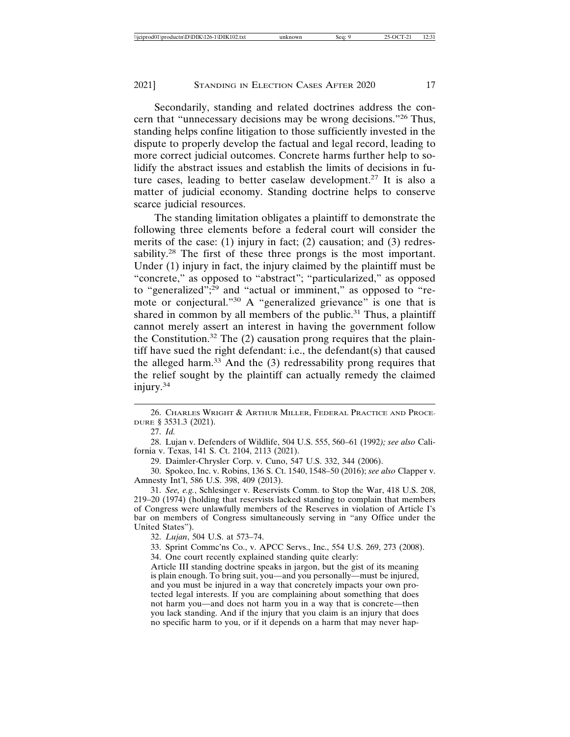Secondarily, standing and related doctrines address the concern that "unnecessary decisions may be wrong decisions."[26] Thus, standing helps confine litigation to those sufficiently invested in the dispute to properly develop the factual and legal record, leading to more correct judicial outcomes. Concrete harms further help to solidify the abstract issues and establish the limits of decisions in future cases, leading to better caselaw development.[27] It is also a matter of judicial economy. Standing doctrine helps to conserve scarce judicial resources.

The standing limitation obligates a plaintiff to demonstrate the following three elements before a federal court will consider the merits of the case: (1) injury in fact; (2) causation; and (3) redressability.[28] The first of these three prongs is the most important. Under (1) injury in fact, the injury claimed by the plaintiff must be "concrete," as opposed to "abstract"; "particularized," as opposed to "generalized";[29] and "actual or imminent," as opposed to "remote or conjectural."[30] A "generalized grievance" is one that is shared in common by all members of the public.[31] Thus, a plaintiff cannot merely assert an interest in having the government follow the Constitution.[32] The (2) causation prong requires that the plaintiff have sued the right defendant: i.e., the defendant(s) that caused the alleged harm.[33] And the (3) redressability prong requires that the relief sought by the plaintiff can actually remedy the claimed injury.[34]

---

26. Charles Wright & Arthur Miller, Federal Practice and Procedure § 3531.3 (2021).

27. *Id.*

28. Lujan v. Defenders of Wildlife, 504 U.S. 555, 560–61 (1992*); see also* California v. Texas, 141 S. Ct. 2104, 2113 (2021).

29. Daimler-Chrysler Corp. v. Cuno, 547 U.S. 332, 344 (2006).

30. Spokeo, Inc. v. Robins, 136 S. Ct. 1540, 1548–50 (2016); *see also* Clapper v. Amnesty Int'l, 586 U.S. 398, 409 (2013).

31. *See, e.g.*, Schlesinger v. Reservists Comm. to Stop the War, 418 U.S. 208, 219–20 (1974) (holding that reservists lacked standing to complain that members of Congress were unlawfully members of the Reserves in violation of Article I's bar on members of Congress simultaneously serving in "any Office under the United States").

32. *Lujan*, 504 U.S. at 573–74.

33. Sprint Commc'ns Co., v. APCC Servs., Inc., 554 U.S. 269, 273 (2008).

34. One court recently explained standing quite clearly:

> Article III standing doctrine speaks in jargon, but the gist of its meaning is plain enough. To bring suit, you—and you personally—must be injured, and you must be injured in a way that concretely impacts your own protected legal interests. If you are complaining about something that does not harm you—and does not harm you in a way that is concrete—then you lack standing. And if the injury that you claim is an injury that does no specific harm to you, or if it depends on a harm that may never hap-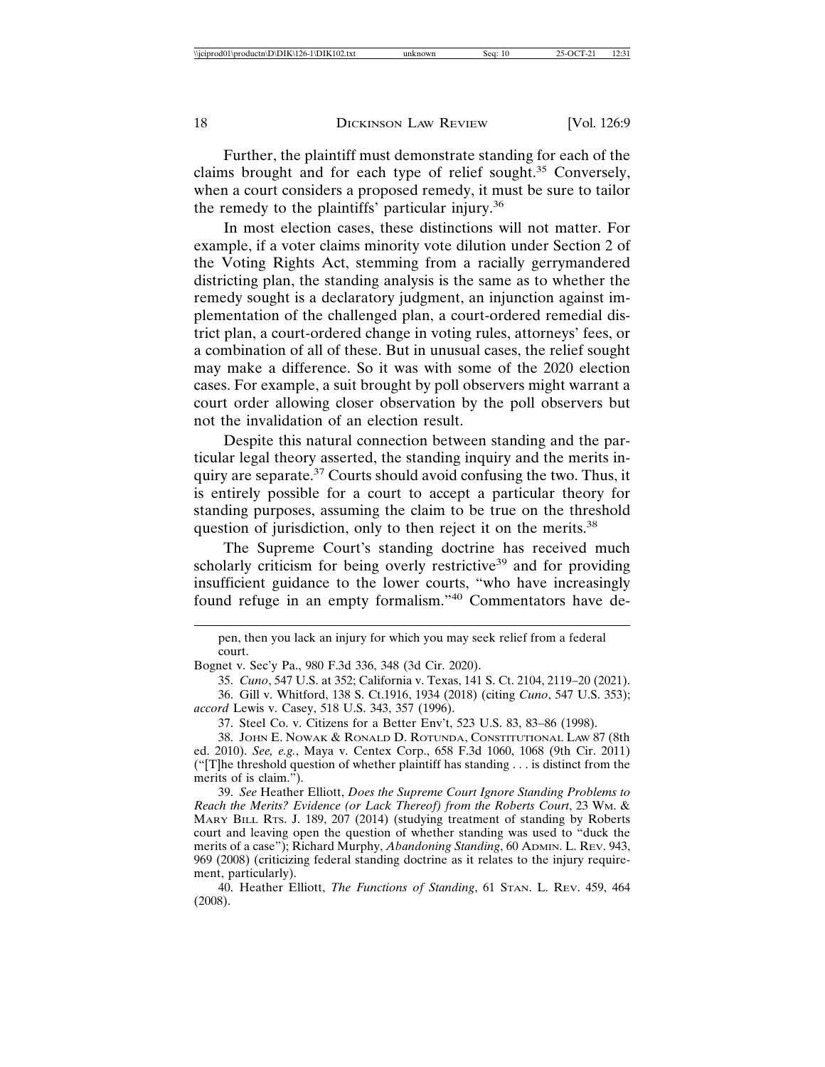Further, the plaintiff must demonstrate standing for each of the claims brought and for each type of relief sought.[35] Conversely, when a court considers a proposed remedy, it must be sure to tailor the remedy to the plaintiffs' particular injury.[36]

In most election cases, these distinctions will not matter. For example, if a voter claims minority vote dilution under Section 2 of the Voting Rights Act, stemming from a racially gerrymandered districting plan, the standing analysis is the same as to whether the remedy sought is a declaratory judgment, an injunction against implementation of the challenged plan, a court-ordered remedial district plan, a court-ordered change in voting rules, attorneys' fees, or a combination of all of these. But in unusual cases, the relief sought may make a difference. So it was with some of the 2020 election cases. For example, a suit brought by poll observers might warrant a court order allowing closer observation by the poll observers but not the invalidation of an election result.

Despite this natural connection between standing and the particular legal theory asserted, the standing inquiry and the merits inquiry are separate.[37] Courts should avoid confusing the two. Thus, it is entirely possible for a court to accept a particular theory for standing purposes, assuming the claim to be true on the threshold question of jurisdiction, only to then reject it on the merits.[38]

The Supreme Court's standing doctrine has received much scholarly criticism for being overly restrictive[39] and for providing insufficient guidance to the lower courts, "who have increasingly found refuge in an empty formalism."[40] Commentators have de-

---

pen, then you lack an injury for which you may seek relief from a federal court.

Bognet v. Sec'y Pa., 980 F.3d 336, 348 (3d Cir. 2020).

35. *Cuno*, 547 U.S. at 352; California v. Texas, 141 S. Ct. 2104, 2119–20 (2021).

36. Gill v. Whitford, 138 S. Ct.1916, 1934 (2018) (citing *Cuno*, 547 U.S. 353); *accord* Lewis v. Casey, 518 U.S. 343, 357 (1996).

37. Steel Co. v. Citizens for a Better Env't, 523 U.S. 83, 83–86 (1998).

38. John E. Nowak & Ronald D. Rotunda, Constitutional Law 87 (8th ed. 2010). *See, e.g.*, Maya v. Centex Corp., 658 F.3d 1060, 1068 (9th Cir. 2011) ("[T]he threshold question of whether plaintiff has standing . . . is distinct from the merits of is claim.").

39. *See* Heather Elliott, *Does the Supreme Court Ignore Standing Problems to Reach the Merits? Evidence (or Lack Thereof) from the Roberts Court*, 23 Wm. & Mary Bill Rts. J. 189, 207 (2014) (studying treatment of standing by Roberts court and leaving open the question of whether standing was used to "duck the merits of a case"); Richard Murphy, *Abandoning Standing*, 60 Admin. L. Rev. 943, 969 (2008) (criticizing federal standing doctrine as it relates to the injury requirement, particularly).

40. Heather Elliott, *The Functions of Standing*, 61 Stan. L. Rev. 459, 464 (2008).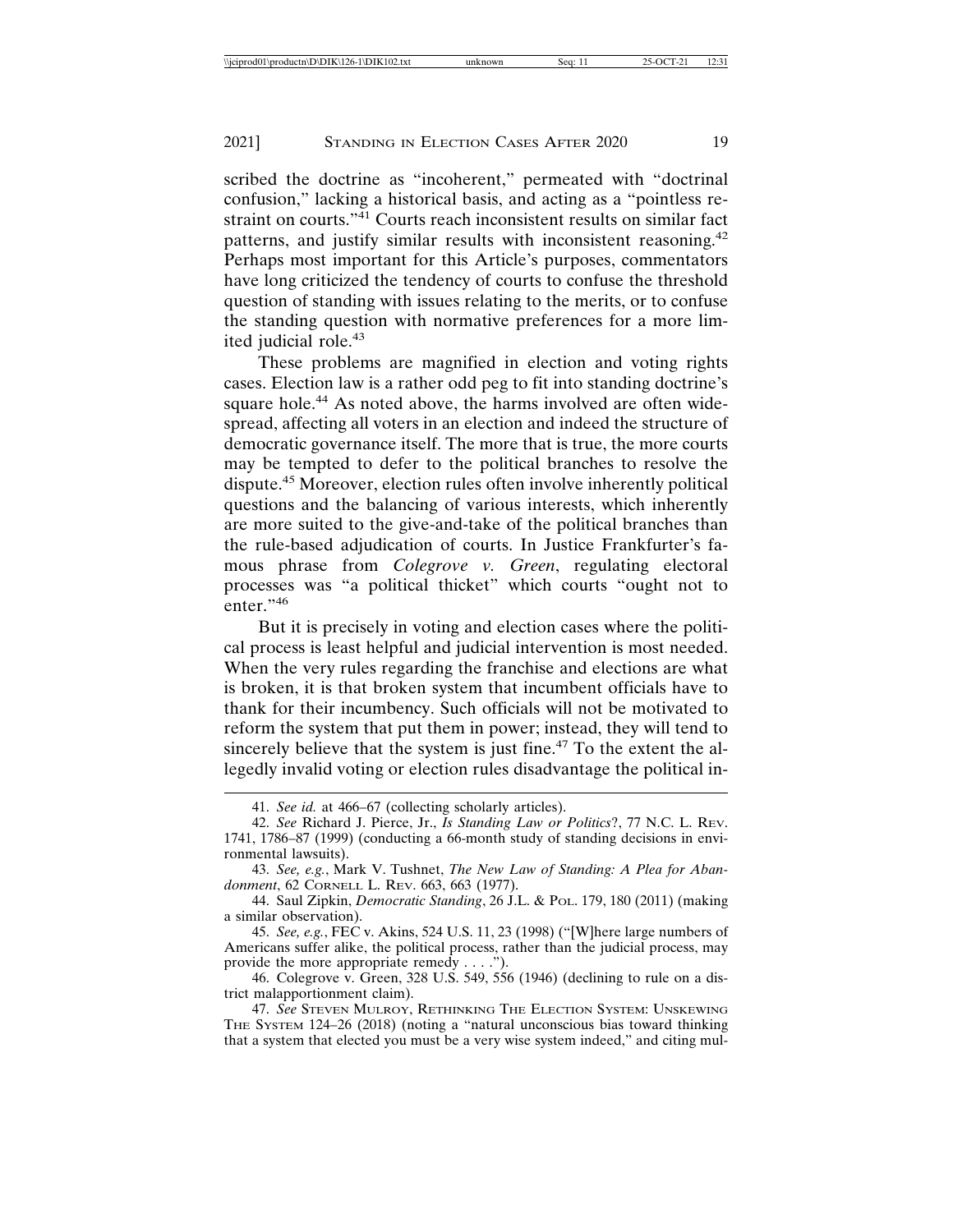scribed the doctrine as "incoherent," permeated with "doctrinal confusion," lacking a historical basis, and acting as a "pointless restraint on courts."[41] Courts reach inconsistent results on similar fact patterns, and justify similar results with inconsistent reasoning.[42] Perhaps most important for this Article's purposes, commentators have long criticized the tendency of courts to confuse the threshold question of standing with issues relating to the merits, or to confuse the standing question with normative preferences for a more limited judicial role.[43]

These problems are magnified in election and voting rights cases. Election law is a rather odd peg to fit into standing doctrine's square hole.[44] As noted above, the harms involved are often widespread, affecting all voters in an election and indeed the structure of democratic governance itself. The more that is true, the more courts may be tempted to defer to the political branches to resolve the dispute.[45] Moreover, election rules often involve inherently political questions and the balancing of various interests, which inherently are more suited to the give-and-take of the political branches than the rule-based adjudication of courts. In Justice Frankfurter's famous phrase from *Colegrove v. Green*, regulating electoral processes was "a political thicket" which courts "ought not to enter."[46]

But it is precisely in voting and election cases where the political process is least helpful and judicial intervention is most needed. When the very rules regarding the franchise and elections are what is broken, it is that broken system that incumbent officials have to thank for their incumbency. Such officials will not be motivated to reform the system that put them in power; instead, they will tend to sincerely believe that the system is just fine.[47] To the extent the allegedly invalid voting or election rules disadvantage the political in-

---

41. *See id.* at 466–67 (collecting scholarly articles).

42. *See* Richard J. Pierce, Jr., *Is Standing Law or Politics*?, 77 N.C. L. REV. 1741, 1786–87 (1999) (conducting a 66-month study of standing decisions in environmental lawsuits).

43. *See, e.g.*, Mark V. Tushnet, *The New Law of Standing: A Plea for Abandonment*, 62 CORNELL L. REV. 663, 663 (1977).

44. Saul Zipkin, *Democratic Standing*, 26 J.L. & POL. 179, 180 (2011) (making a similar observation).

45. *See, e.g.*, FEC v. Akins, 524 U.S. 11, 23 (1998) ("[W]here large numbers of Americans suffer alike, the political process, rather than the judicial process, may provide the more appropriate remedy . . . .").

46. Colegrove v. Green, 328 U.S. 549, 556 (1946) (declining to rule on a district malapportionment claim).

47. *See* STEVEN MULROY, RETHINKING THE ELECTION SYSTEM: UNSKEWING THE SYSTEM 124–26 (2018) (noting a "natural unconscious bias toward thinking that a system that elected you must be a very wise system indeed," and citing mul-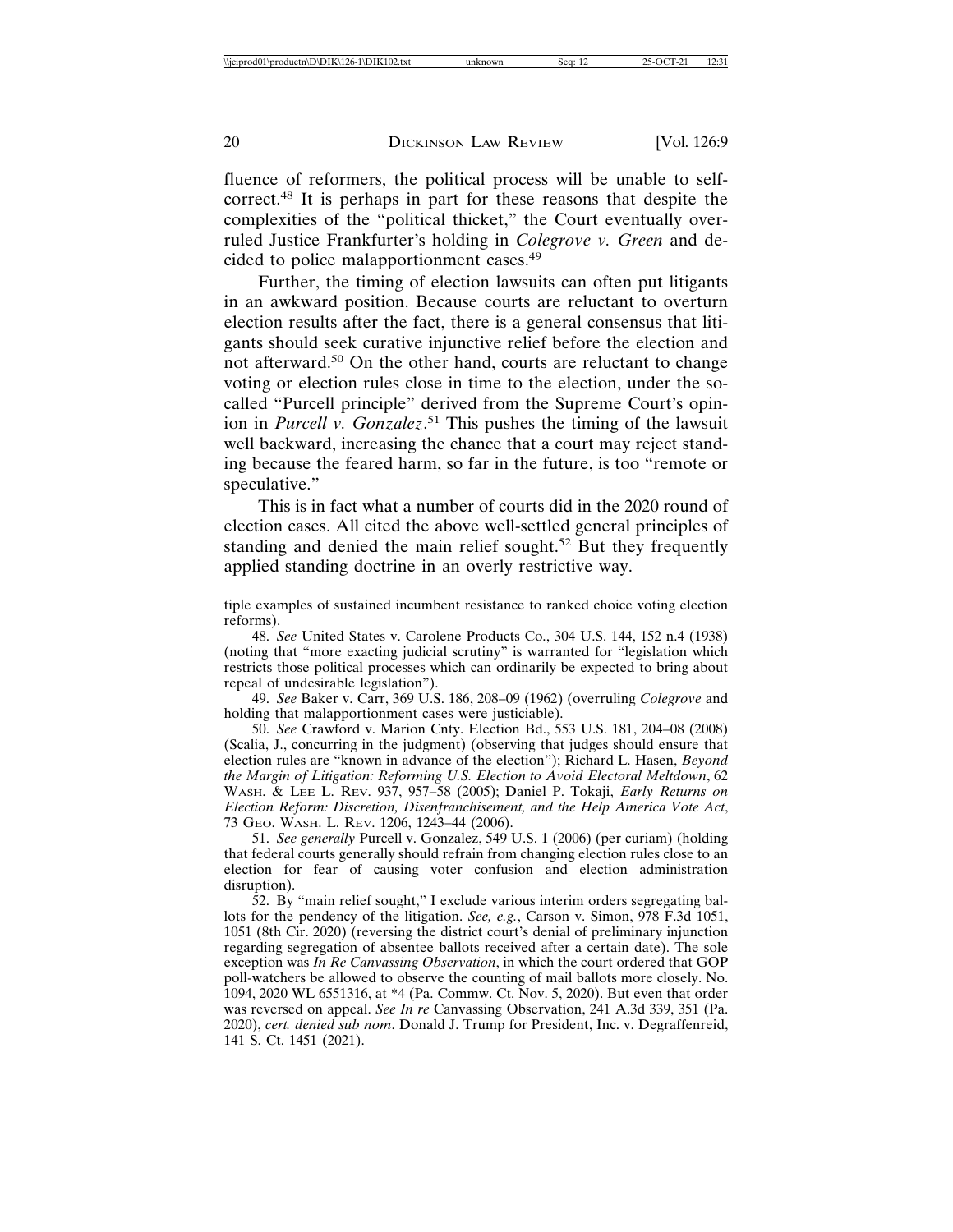fluence of reformers, the political process will be unable to self-correct.[48] It is perhaps in part for these reasons that despite the complexities of the "political thicket," the Court eventually overruled Justice Frankfurter's holding in *Colegrove v. Green* and decided to police malapportionment cases.[49]

Further, the timing of election lawsuits can often put litigants in an awkward position. Because courts are reluctant to overturn election results after the fact, there is a general consensus that litigants should seek curative injunctive relief before the election and not afterward.[50] On the other hand, courts are reluctant to change voting or election rules close in time to the election, under the so-called "Purcell principle" derived from the Supreme Court's opinion in *Purcell v. Gonzalez*.[51] This pushes the timing of the lawsuit well backward, increasing the chance that a court may reject standing because the feared harm, so far in the future, is too "remote or speculative."

This is in fact what a number of courts did in the 2020 round of election cases. All cited the above well-settled general principles of standing and denied the main relief sought.[52] But they frequently applied standing doctrine in an overly restrictive way.

---

tiple examples of sustained incumbent resistance to ranked choice voting election reforms).

48. *See* United States v. Carolene Products Co., 304 U.S. 144, 152 n.4 (1938) (noting that "more exacting judicial scrutiny" is warranted for "legislation which restricts those political processes which can ordinarily be expected to bring about repeal of undesirable legislation").

49. *See* Baker v. Carr, 369 U.S. 186, 208–09 (1962) (overruling *Colegrove* and holding that malapportionment cases were justiciable).

50. *See* Crawford v. Marion Cnty. Election Bd., 553 U.S. 181, 204–08 (2008) (Scalia, J., concurring in the judgment) (observing that judges should ensure that election rules are "known in advance of the election"); Richard L. Hasen, *Beyond the Margin of Litigation: Reforming U.S. Election to Avoid Electoral Meltdown*, 62 WASH. & LEE L. REV. 937, 957–58 (2005); Daniel P. Tokaji, *Early Returns on Election Reform: Discretion, Disenfranchisement, and the Help America Vote Act*, 73 GEO. WASH. L. REV. 1206, 1243–44 (2006).

51. *See generally* Purcell v. Gonzalez, 549 U.S. 1 (2006) (per curiam) (holding that federal courts generally should refrain from changing election rules close to an election for fear of causing voter confusion and election administration disruption).

52. By "main relief sought," I exclude various interim orders segregating ballots for the pendency of the litigation. *See, e.g.*, Carson v. Simon, 978 F.3d 1051, 1051 (8th Cir. 2020) (reversing the district court's denial of preliminary injunction regarding segregation of absentee ballots received after a certain date). The sole exception was *In Re Canvassing Observation*, in which the court ordered that GOP poll-watchers be allowed to observe the counting of mail ballots more closely. No. 1094, 2020 WL 6551316, at *4 (Pa. Commw. Ct. Nov. 5, 2020). But even that order was reversed on appeal. *See In re* Canvassing Observation, 241 A.3d 339, 351 (Pa. 2020), *cert. denied sub nom*. Donald J. Trump for President, Inc. v. Degraffenreid, 141 S. Ct. 1451 (2021).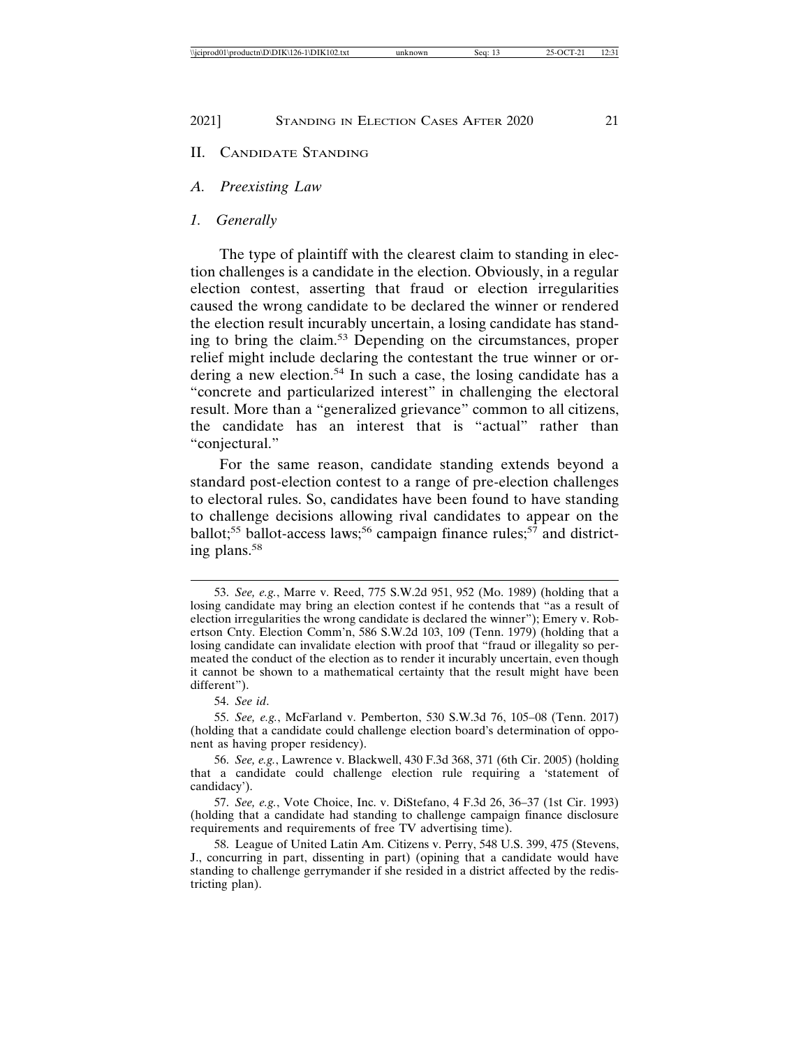## II. Candidate Standing

### *A. Preexisting Law*

#### *1. Generally*

The type of plaintiff with the clearest claim to standing in election challenges is a candidate in the election. Obviously, in a regular election contest, asserting that fraud or election irregularities caused the wrong candidate to be declared the winner or rendered the election result incurably uncertain, a losing candidate has standing to bring the claim.[53] Depending on the circumstances, proper relief might include declaring the contestant the true winner or ordering a new election.[54] In such a case, the losing candidate has a "concrete and particularized interest" in challenging the electoral result. More than a "generalized grievance" common to all citizens, the candidate has an interest that is "actual" rather than "conjectural."

For the same reason, candidate standing extends beyond a standard post-election contest to a range of pre-election challenges to electoral rules. So, candidates have been found to have standing to challenge decisions allowing rival candidates to appear on the ballot;[55] ballot-access laws;[56] campaign finance rules;[57] and districting plans.[58]

---

53. *See, e.g.*, Marre v. Reed, 775 S.W.2d 951, 952 (Mo. 1989) (holding that a losing candidate may bring an election contest if he contends that "as a result of election irregularities the wrong candidate is declared the winner"); Emery v. Robertson Cnty. Election Comm'n, 586 S.W.2d 103, 109 (Tenn. 1979) (holding that a losing candidate can invalidate election with proof that "fraud or illegality so permeated the conduct of the election as to render it incurably uncertain, even though it cannot be shown to a mathematical certainty that the result might have been different").

54. *See id*.

55. *See, e.g.*, McFarland v. Pemberton, 530 S.W.3d 76, 105–08 (Tenn. 2017) (holding that a candidate could challenge election board's determination of opponent as having proper residency).

56. *See, e.g.*, Lawrence v. Blackwell, 430 F.3d 368, 371 (6th Cir. 2005) (holding that a candidate could challenge election rule requiring a 'statement of candidacy').

57. *See, e.g.*, Vote Choice, Inc. v. DiStefano, 4 F.3d 26, 36–37 (1st Cir. 1993) (holding that a candidate had standing to challenge campaign finance disclosure requirements and requirements of free TV advertising time).

58. League of United Latin Am. Citizens v. Perry, 548 U.S. 399, 475 (Stevens, J., concurring in part, dissenting in part) (opining that a candidate would have standing to challenge gerrymander if she resided in a district affected by the redistricting plan).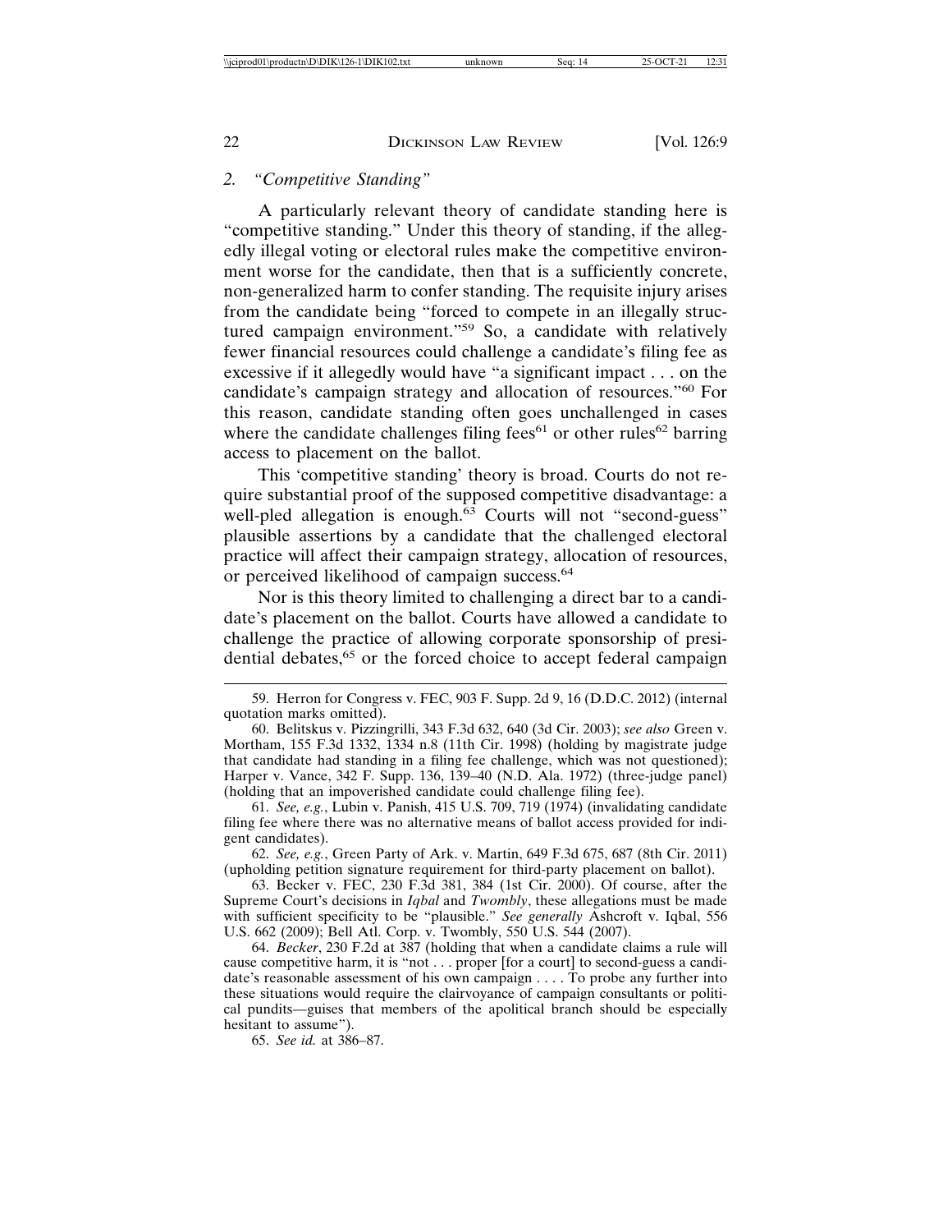### 2. *"Competitive Standing"*

A particularly relevant theory of candidate standing here is "competitive standing." Under this theory of standing, if the allegedly illegal voting or electoral rules make the competitive environment worse for the candidate, then that is a sufficiently concrete, non-generalized harm to confer standing. The requisite injury arises from the candidate being "forced to compete in an illegally structured campaign environment."[59] So, a candidate with relatively fewer financial resources could challenge a candidate's filing fee as excessive if it allegedly would have "a significant impact . . . on the candidate's campaign strategy and allocation of resources."[60] For this reason, candidate standing often goes unchallenged in cases where the candidate challenges filing fees[61] or other rules[62] barring access to placement on the ballot.

This 'competitive standing' theory is broad. Courts do not require substantial proof of the supposed competitive disadvantage: a well-pled allegation is enough.[63] Courts will not "second-guess" plausible assertions by a candidate that the challenged electoral practice will affect their campaign strategy, allocation of resources, or perceived likelihood of campaign success.[64]

Nor is this theory limited to challenging a direct bar to a candidate's placement on the ballot. Courts have allowed a candidate to challenge the practice of allowing corporate sponsorship of presidential debates,[65] or the forced choice to accept federal campaign

---

59. Herron for Congress v. FEC, 903 F. Supp. 2d 9, 16 (D.D.C. 2012) (internal quotation marks omitted).

60. Belitskus v. Pizzingrilli, 343 F.3d 632, 640 (3d Cir. 2003); *see also* Green v. Mortham, 155 F.3d 1332, 1334 n.8 (11th Cir. 1998) (holding by magistrate judge that candidate had standing in a filing fee challenge, which was not questioned); Harper v. Vance, 342 F. Supp. 136, 139–40 (N.D. Ala. 1972) (three-judge panel) (holding that an impoverished candidate could challenge filing fee).

61. *See, e.g.*, Lubin v. Panish, 415 U.S. 709, 719 (1974) (invalidating candidate filing fee where there was no alternative means of ballot access provided for indigent candidates).

62. *See, e.g.*, Green Party of Ark. v. Martin, 649 F.3d 675, 687 (8th Cir. 2011) (upholding petition signature requirement for third-party placement on ballot).

63. Becker v. FEC, 230 F.3d 381, 384 (1st Cir. 2000). Of course, after the Supreme Court's decisions in *Iqbal* and *Twombly*, these allegations must be made with sufficient specificity to be "plausible." *See generally* Ashcroft v. Iqbal, 556 U.S. 662 (2009); Bell Atl. Corp. v. Twombly, 550 U.S. 544 (2007).

64. *Becker*, 230 F.2d at 387 (holding that when a candidate claims a rule will cause competitive harm, it is "not . . . proper [for a court] to second-guess a candidate's reasonable assessment of his own campaign . . . . To probe any further into these situations would require the clairvoyance of campaign consultants or political pundits—guises that members of the apolitical branch should be especially hesitant to assume").

65. *See id.* at 386–87.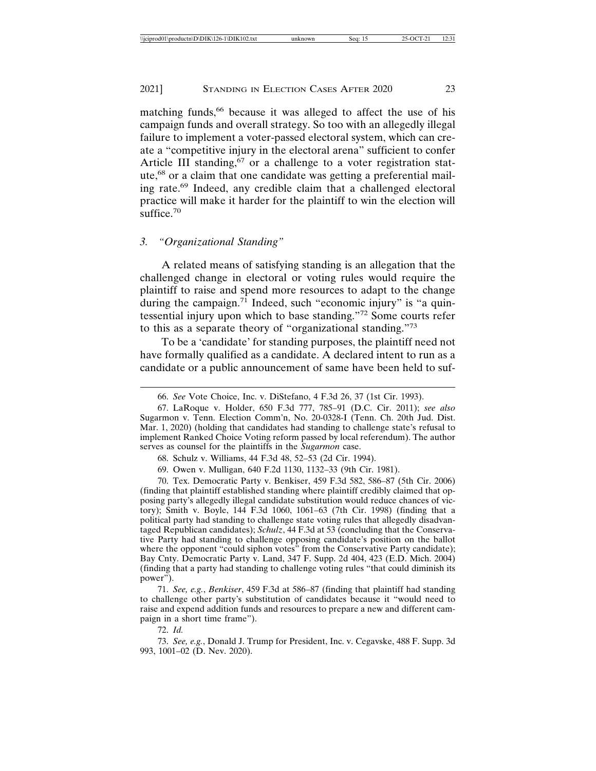matching funds,[66] because it was alleged to affect the use of his campaign funds and overall strategy. So too with an allegedly illegal failure to implement a voter-passed electoral system, which can create a "competitive injury in the electoral arena" sufficient to confer Article III standing,[67] or a challenge to a voter registration statute,[68] or a claim that one candidate was getting a preferential mailing rate.[69] Indeed, any credible claim that a challenged electoral practice will make it harder for the plaintiff to win the election will suffice.[70]

### *3. "Organizational Standing"*

A related means of satisfying standing is an allegation that the challenged change in electoral or voting rules would require the plaintiff to raise and spend more resources to adapt to the change during the campaign.[71] Indeed, such "economic injury" is "a quintessential injury upon which to base standing."[72] Some courts refer to this as a separate theory of "organizational standing."[73]

To be a 'candidate' for standing purposes, the plaintiff need not have formally qualified as a candidate. A declared intent to run as a candidate or a public announcement of same have been held to suf-

---

66. *See* Vote Choice, Inc. v. DiStefano, 4 F.3d 26, 37 (1st Cir. 1993).

67. LaRoque v. Holder, 650 F.3d 777, 785–91 (D.C. Cir. 2011); *see also* Sugarmon v. Tenn. Election Comm'n, No. 20-0328-I (Tenn. Ch. 20th Jud. Dist. Mar. 1, 2020) (holding that candidates had standing to challenge state's refusal to implement Ranked Choice Voting reform passed by local referendum). The author serves as counsel for the plaintiffs in the *Sugarmon* case.

68. Schulz v. Williams, 44 F.3d 48, 52–53 (2d Cir. 1994).

69. Owen v. Mulligan, 640 F.2d 1130, 1132–33 (9th Cir. 1981).

70. Tex. Democratic Party v. Benkiser, 459 F.3d 582, 586–87 (5th Cir. 2006) (finding that plaintiff established standing where plaintiff credibly claimed that opposing party's allegedly illegal candidate substitution would reduce chances of victory); Smith v. Boyle, 144 F.3d 1060, 1061–63 (7th Cir. 1998) (finding that a political party had standing to challenge state voting rules that allegedly disadvantaged Republican candidates); *Schulz*, 44 F.3d at 53 (concluding that the Conservative Party had standing to challenge opposing candidate's position on the ballot where the opponent "could siphon votes" from the Conservative Party candidate); Bay Cnty. Democratic Party v. Land, 347 F. Supp. 2d 404, 423 (E.D. Mich. 2004) (finding that a party had standing to challenge voting rules "that could diminish its power").

71. *See, e.g.*, *Benkiser*, 459 F.3d at 586–87 (finding that plaintiff had standing to challenge other party's substitution of candidates because it "would need to raise and expend addition funds and resources to prepare a new and different campaign in a short time frame").

72. *Id.*

73. *See, e.g.*, Donald J. Trump for President, Inc. v. Cegavske, 488 F. Supp. 3d 993, 1001–02 (D. Nev. 2020).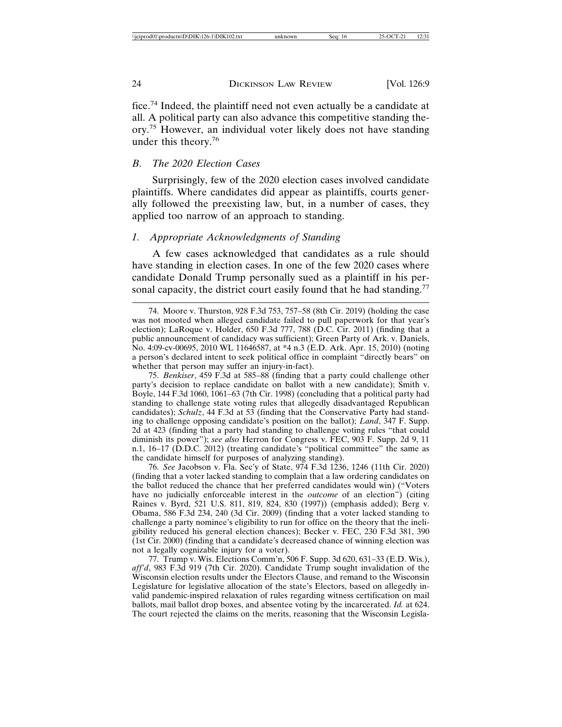fice.[74] Indeed, the plaintiff need not even actually be a candidate at all. A political party can also advance this competitive standing theory.[75] However, an individual voter likely does not have standing under this theory.[76]

### *B. The 2020 Election Cases*

Surprisingly, few of the 2020 election cases involved candidate plaintiffs. Where candidates did appear as plaintiffs, courts generally followed the preexisting law, but, in a number of cases, they applied too narrow of an approach to standing.

#### *1. Appropriate Acknowledgments of Standing*

A few cases acknowledged that candidates as a rule should have standing in election cases. In one of the few 2020 cases where candidate Donald Trump personally sued as a plaintiff in his personal capacity, the district court easily found that he had standing.[77]

---

74. Moore v. Thurston, 928 F.3d 753, 757–58 (8th Cir. 2019) (holding the case was not mooted when alleged candidate failed to pull paperwork for that year's election); LaRoque v. Holder, 650 F.3d 777, 788 (D.C. Cir. 2011) (finding that a public announcement of candidacy was sufficient); Green Party of Ark. v. Daniels, No. 4:09-cv-00695, 2010 WL 11646587, at *4 n.3 (E.D. Ark. Apr. 15, 2010) (noting a person's declared intent to seek political office in complaint "directly bears" on whether that person may suffer an injury-in-fact).

75. *Benkiser*, 459 F.3d at 585–88 (finding that a party could challenge other party's decision to replace candidate on ballot with a new candidate); Smith v. Boyle, 144 F.3d 1060, 1061–63 (7th Cir. 1998) (concluding that a political party had standing to challenge state voting rules that allegedly disadvantaged Republican candidates); *Schulz*, 44 F.3d at 53 (finding that the Conservative Party had standing to challenge opposing candidate's position on the ballot); *Land*, 347 F. Supp. 2d at 423 (finding that a party had standing to challenge voting rules "that could diminish its power"); *see also* Herron for Congress v. FEC, 903 F. Supp. 2d 9, 11 n.1, 16–17 (D.D.C. 2012) (treating candidate's "political committee" the same as the candidate himself for purposes of analyzing standing).

76. *See* Jacobson v. Fla. Sec'y of State, 974 F.3d 1236, 1246 (11th Cir. 2020) (finding that a voter lacked standing to complain that a law ordering candidates on the ballot reduced the chance that her preferred candidates would win) ("Voters have no judicially enforceable interest in the *outcome* of an election") (citing Raines v. Byrd, 521 U.S. 811, 819, 824, 830 (1997)) (emphasis added); Berg v. Obama, 586 F.3d 234, 240 (3d Cir. 2009) (finding that a voter lacked standing to challenge a party nominee's eligibility to run for office on the theory that the ineligibility reduced his general election chances); Becker v. FEC, 230 F.3d 381, 390 (1st Cir. 2000) (finding that a candidate's decreased chance of winning election was not a legally cognizable injury for a voter).

77. Trump v. Wis. Elections Comm'n, 506 F. Supp. 3d 620, 631–33 (E.D. Wis.), *aff'd*, 983 F.3d 919 (7th Cir. 2020). Candidate Trump sought invalidation of the Wisconsin election results under the Electors Clause, and remand to the Wisconsin Legislature for legislative allocation of the state's Electors, based on allegedly invalid pandemic-inspired relaxation of rules regarding witness certification on mail ballots, mail ballot drop boxes, and absentee voting by the incarcerated. *Id.* at 624. The court rejected the claims on the merits, reasoning that the Wisconsin Legisla-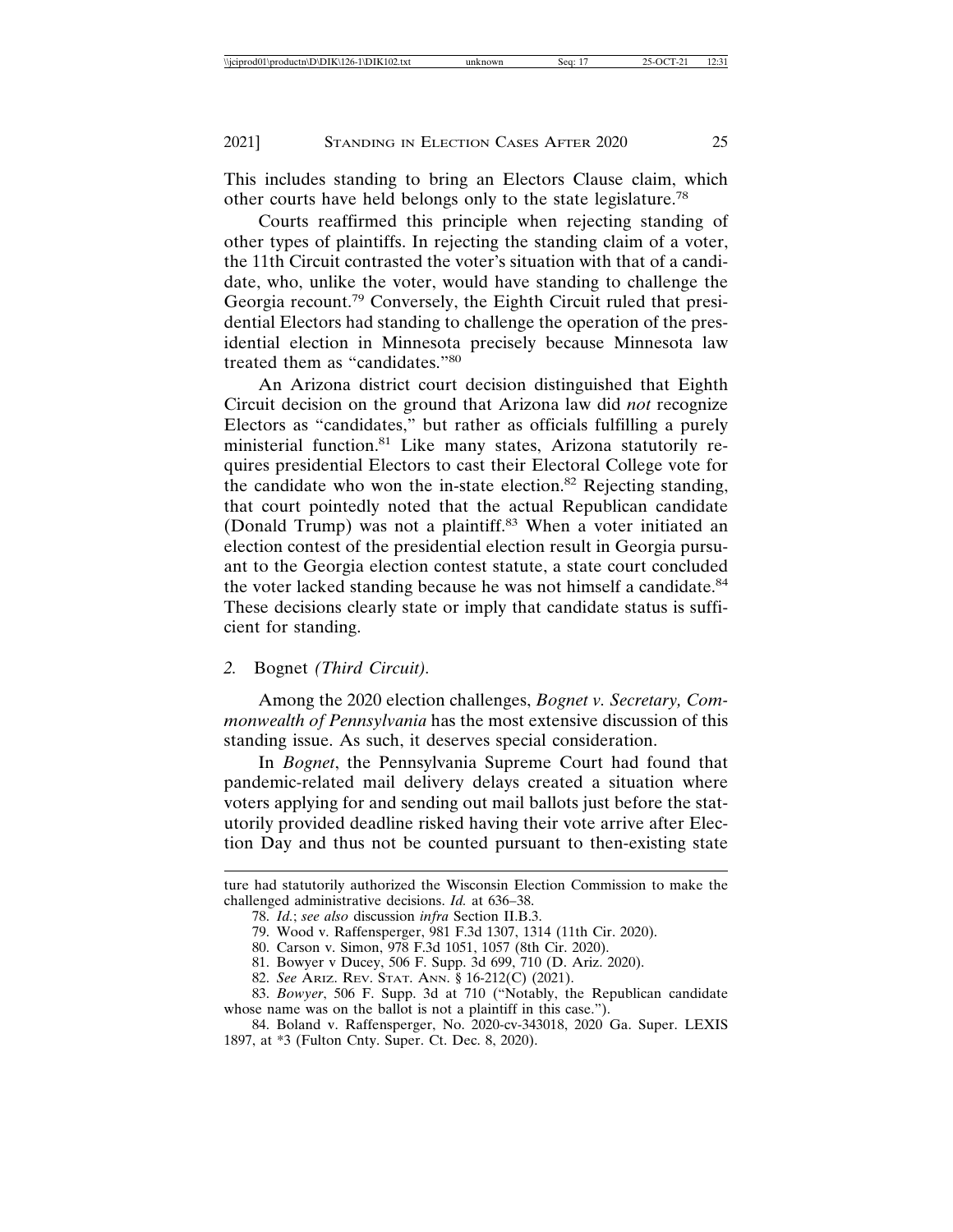This includes standing to bring an Electors Clause claim, which other courts have held belongs only to the state legislature.[78]

Courts reaffirmed this principle when rejecting standing of other types of plaintiffs. In rejecting the standing claim of a voter, the 11th Circuit contrasted the voter's situation with that of a candidate, who, unlike the voter, would have standing to challenge the Georgia recount.[79] Conversely, the Eighth Circuit ruled that presidential Electors had standing to challenge the operation of the presidential election in Minnesota precisely because Minnesota law treated them as "candidates."[80]

An Arizona district court decision distinguished that Eighth Circuit decision on the ground that Arizona law did *not* recognize Electors as "candidates," but rather as officials fulfilling a purely ministerial function.[81] Like many states, Arizona statutorily requires presidential Electors to cast their Electoral College vote for the candidate who won the in-state election.[82] Rejecting standing, that court pointedly noted that the actual Republican candidate (Donald Trump) was not a plaintiff.[83] When a voter initiated an election contest of the presidential election result in Georgia pursuant to the Georgia election contest statute, a state court concluded the voter lacked standing because he was not himself a candidate.[84] These decisions clearly state or imply that candidate status is sufficient for standing.

### 2. *Bognet (Third Circuit).*

Among the 2020 election challenges, *Bognet v. Secretary, Commonwealth of Pennsylvania* has the most extensive discussion of this standing issue. As such, it deserves special consideration.

In *Bognet*, the Pennsylvania Supreme Court had found that pandemic-related mail delivery delays created a situation where voters applying for and sending out mail ballots just before the statutorily provided deadline risked having their vote arrive after Election Day and thus not be counted pursuant to then-existing state

---

ture had statutorily authorized the Wisconsin Election Commission to make the challenged administrative decisions. *Id.* at 636–38.

78. *Id.*; *see also* discussion *infra* Section II.B.3.

79. Wood v. Raffensperger, 981 F.3d 1307, 1314 (11th Cir. 2020).

80. Carson v. Simon, 978 F.3d 1051, 1057 (8th Cir. 2020).

81. Bowyer v Ducey, 506 F. Supp. 3d 699, 710 (D. Ariz. 2020).

82. *See* ARIZ. REV. STAT. ANN. § 16-212(C) (2021).

83. *Bowyer*, 506 F. Supp. 3d at 710 ("Notably, the Republican candidate whose name was on the ballot is not a plaintiff in this case.").

84. Boland v. Raffensperger, No. 2020-cv-343018, 2020 Ga. Super. LEXIS 1897, at *3 (Fulton Cnty. Super. Ct. Dec. 8, 2020).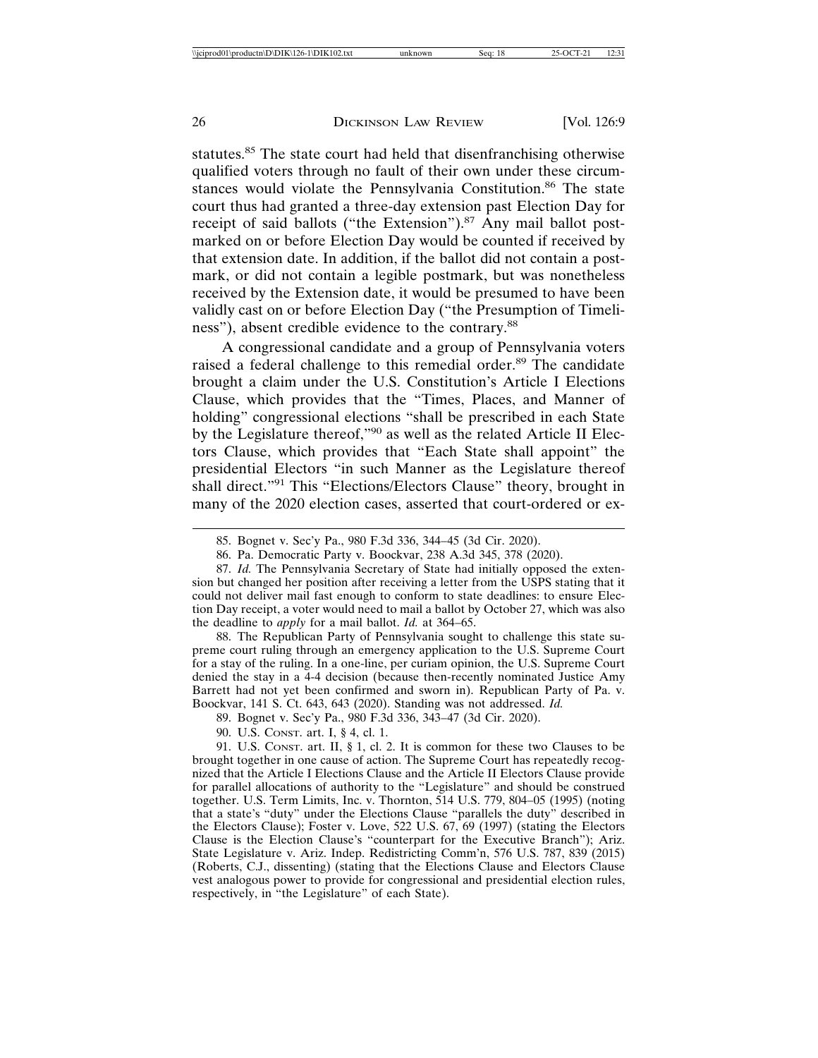statutes.[85] The state court had held that disenfranchising otherwise qualified voters through no fault of their own under these circumstances would violate the Pennsylvania Constitution.[86] The state court thus had granted a three-day extension past Election Day for receipt of said ballots ("the Extension").[87] Any mail ballot postmarked on or before Election Day would be counted if received by that extension date. In addition, if the ballot did not contain a postmark, or did not contain a legible postmark, but was nonetheless received by the Extension date, it would be presumed to have been validly cast on or before Election Day ("the Presumption of Timeliness"), absent credible evidence to the contrary.[88]

A congressional candidate and a group of Pennsylvania voters raised a federal challenge to this remedial order.[89] The candidate brought a claim under the U.S. Constitution's Article I Elections Clause, which provides that the "Times, Places, and Manner of holding" congressional elections "shall be prescribed in each State by the Legislature thereof,"[90] as well as the related Article II Electors Clause, which provides that "Each State shall appoint" the presidential Electors "in such Manner as the Legislature thereof shall direct."[91] This "Elections/Electors Clause" theory, brought in many of the 2020 election cases, asserted that court-ordered or ex-

---

85. Bognet v. Sec'y Pa., 980 F.3d 336, 344–45 (3d Cir. 2020).

86. Pa. Democratic Party v. Boockvar, 238 A.3d 345, 378 (2020).

87. *Id.* The Pennsylvania Secretary of State had initially opposed the extension but changed her position after receiving a letter from the USPS stating that it could not deliver mail fast enough to conform to state deadlines: to ensure Election Day receipt, a voter would need to mail a ballot by October 27, which was also the deadline to *apply* for a mail ballot. *Id.* at 364–65.

88. The Republican Party of Pennsylvania sought to challenge this state supreme court ruling through an emergency application to the U.S. Supreme Court for a stay of the ruling. In a one-line, per curiam opinion, the U.S. Supreme Court denied the stay in a 4-4 decision (because then-recently nominated Justice Amy Barrett had not yet been confirmed and sworn in). Republican Party of Pa. v. Boockvar, 141 S. Ct. 643, 643 (2020). Standing was not addressed. *Id.*

89. Bognet v. Sec'y Pa., 980 F.3d 336, 343–47 (3d Cir. 2020).

90. U.S. CONST. art. I, § 4, cl. 1.

91. U.S. CONST. art. II, § 1, cl. 2. It is common for these two Clauses to be brought together in one cause of action. The Supreme Court has repeatedly recognized that the Article I Elections Clause and the Article II Electors Clause provide for parallel allocations of authority to the "Legislature" and should be construed together. U.S. Term Limits, Inc. v. Thornton, 514 U.S. 779, 804–05 (1995) (noting that a state's "duty" under the Elections Clause "parallels the duty" described in the Electors Clause); Foster v. Love, 522 U.S. 67, 69 (1997) (stating the Electors Clause is the Election Clause's "counterpart for the Executive Branch"); Ariz. State Legislature v. Ariz. Indep. Redistricting Comm'n, 576 U.S. 787, 839 (2015) (Roberts, C.J., dissenting) (stating that the Elections Clause and Electors Clause vest analogous power to provide for congressional and presidential election rules, respectively, in "the Legislature" of each State).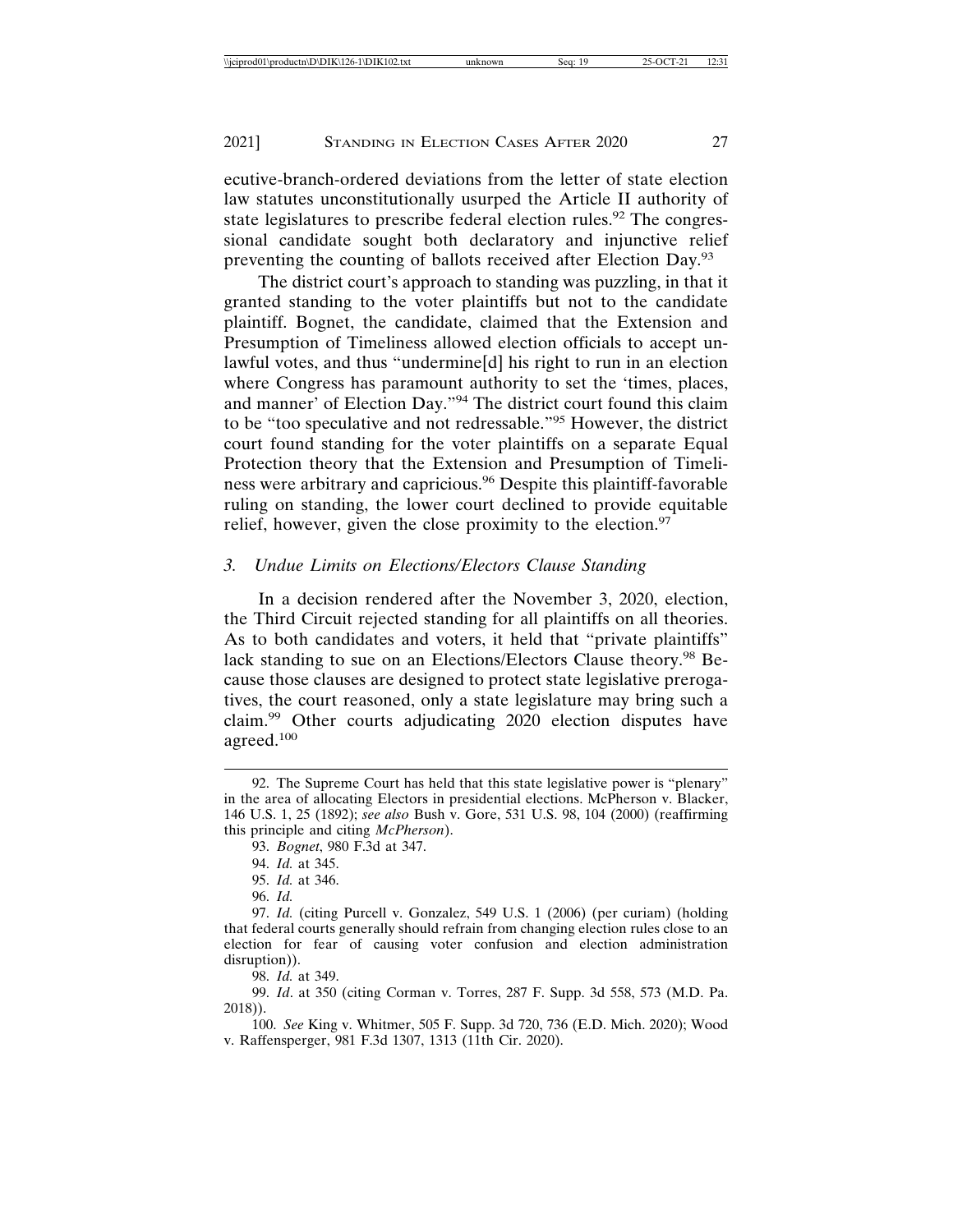ecutive-branch-ordered deviations from the letter of state election law statutes unconstitutionally usurped the Article II authority of state legislatures to prescribe federal election rules.[92] The congressional candidate sought both declaratory and injunctive relief preventing the counting of ballots received after Election Day.[93]

The district court's approach to standing was puzzling, in that it granted standing to the voter plaintiffs but not to the candidate plaintiff. Bognet, the candidate, claimed that the Extension and Presumption of Timeliness allowed election officials to accept unlawful votes, and thus "undermine[d] his right to run in an election where Congress has paramount authority to set the 'times, places, and manner' of Election Day."[94] The district court found this claim to be "too speculative and not redressable."[95] However, the district court found standing for the voter plaintiffs on a separate Equal Protection theory that the Extension and Presumption of Timeliness were arbitrary and capricious.[96] Despite this plaintiff-favorable ruling on standing, the lower court declined to provide equitable relief, however, given the close proximity to the election.[97]

### *3. Undue Limits on Elections/Electors Clause Standing*

In a decision rendered after the November 3, 2020, election, the Third Circuit rejected standing for all plaintiffs on all theories. As to both candidates and voters, it held that "private plaintiffs" lack standing to sue on an Elections/Electors Clause theory.[98] Because those clauses are designed to protect state legislative prerogatives, the court reasoned, only a state legislature may bring such a claim.[99] Other courts adjudicating 2020 election disputes have agreed.[100]

---

92. The Supreme Court has held that this state legislative power is "plenary" in the area of allocating Electors in presidential elections. McPherson v. Blacker, 146 U.S. 1, 25 (1892); *see also* Bush v. Gore, 531 U.S. 98, 104 (2000) (reaffirming this principle and citing *McPherson*).

93. *Bognet*, 980 F.3d at 347.

94. *Id.* at 345.

95. *Id.* at 346.

96. *Id.*

97. *Id.* (citing Purcell v. Gonzalez, 549 U.S. 1 (2006) (per curiam) (holding that federal courts generally should refrain from changing election rules close to an election for fear of causing voter confusion and election administration disruption)).

98. *Id.* at 349.

99. *Id*. at 350 (citing Corman v. Torres, 287 F. Supp. 3d 558, 573 (M.D. Pa. 2018)).

100. *See* King v. Whitmer, 505 F. Supp. 3d 720, 736 (E.D. Mich. 2020); Wood v. Raffensperger, 981 F.3d 1307, 1313 (11th Cir. 2020).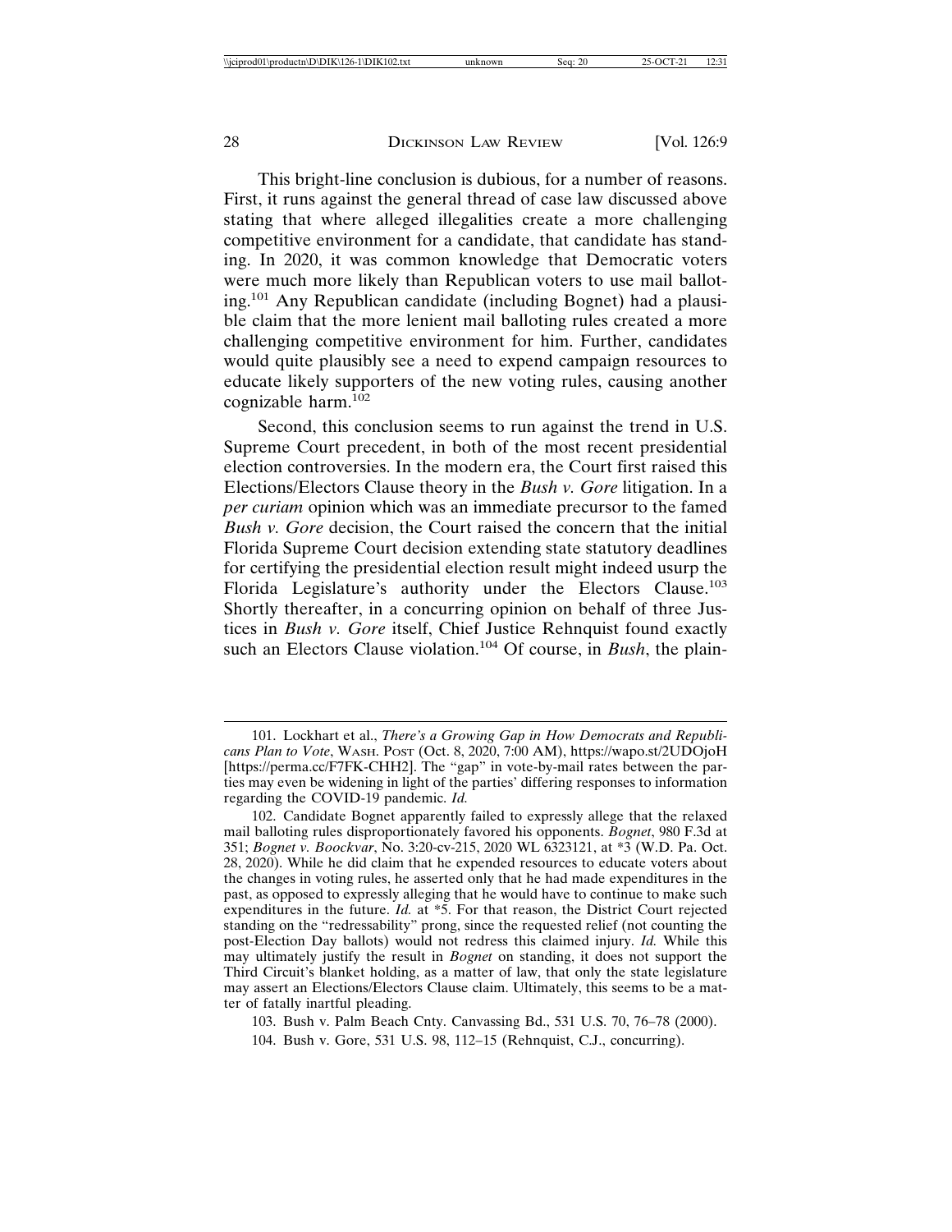This bright-line conclusion is dubious, for a number of reasons. First, it runs against the general thread of case law discussed above stating that where alleged illegalities create a more challenging competitive environment for a candidate, that candidate has standing. In 2020, it was common knowledge that Democratic voters were much more likely than Republican voters to use mail balloting.[101] Any Republican candidate (including Bognet) had a plausible claim that the more lenient mail balloting rules created a more challenging competitive environment for him. Further, candidates would quite plausibly see a need to expend campaign resources to educate likely supporters of the new voting rules, causing another cognizable harm.[102]

Second, this conclusion seems to run against the trend in U.S. Supreme Court precedent, in both of the most recent presidential election controversies. In the modern era, the Court first raised this Elections/Electors Clause theory in the *Bush v. Gore* litigation. In a *per curiam* opinion which was an immediate precursor to the famed *Bush v. Gore* decision, the Court raised the concern that the initial Florida Supreme Court decision extending state statutory deadlines for certifying the presidential election result might indeed usurp the Florida Legislature's authority under the Electors Clause.[103] Shortly thereafter, in a concurring opinion on behalf of three Justices in *Bush v. Gore* itself, Chief Justice Rehnquist found exactly such an Electors Clause violation.[104] Of course, in *Bush*, the plain-

---

101. Lockhart et al., *There's a Growing Gap in How Democrats and Republicans Plan to Vote*, WASH. POST (Oct. 8, 2020, 7:00 AM), https://wapo.st/2UDOjoH [https://perma.cc/F7FK-CHH2]. The "gap" in vote-by-mail rates between the parties may even be widening in light of the parties' differing responses to information regarding the COVID-19 pandemic. *Id.*

102. Candidate Bognet apparently failed to expressly allege that the relaxed mail balloting rules disproportionately favored his opponents. *Bognet*, 980 F.3d at 351; *Bognet v. Boockvar*, No. 3:20-cv-215, 2020 WL 6323121, at *3 (W.D. Pa. Oct. 28, 2020). While he did claim that he expended resources to educate voters about the changes in voting rules, he asserted only that he had made expenditures in the past, as opposed to expressly alleging that he would have to continue to make such expenditures in the future. *Id.* at *5. For that reason, the District Court rejected standing on the "redressability" prong, since the requested relief (not counting the post-Election Day ballots) would not redress this claimed injury. *Id.* While this may ultimately justify the result in *Bognet* on standing, it does not support the Third Circuit's blanket holding, as a matter of law, that only the state legislature may assert an Elections/Electors Clause claim. Ultimately, this seems to be a matter of fatally inartful pleading.

103. Bush v. Palm Beach Cnty. Canvassing Bd., 531 U.S. 70, 76–78 (2000).

104. Bush v. Gore, 531 U.S. 98, 112–15 (Rehnquist, C.J., concurring).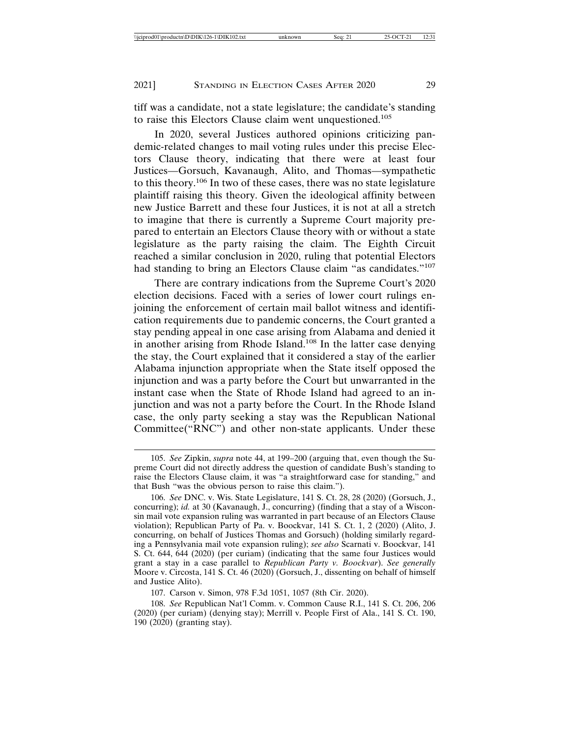tiff was a candidate, not a state legislature; the candidate's standing to raise this Electors Clause claim went unquestioned.[105]

In 2020, several Justices authored opinions criticizing pandemic-related changes to mail voting rules under this precise Electors Clause theory, indicating that there were at least four Justices—Gorsuch, Kavanaugh, Alito, and Thomas—sympathetic to this theory.[106] In two of these cases, there was no state legislature plaintiff raising this theory. Given the ideological affinity between new Justice Barrett and these four Justices, it is not at all a stretch to imagine that there is currently a Supreme Court majority prepared to entertain an Electors Clause theory with or without a state legislature as the party raising the claim. The Eighth Circuit reached a similar conclusion in 2020, ruling that potential Electors had standing to bring an Electors Clause claim "as candidates."[107]

There are contrary indications from the Supreme Court's 2020 election decisions. Faced with a series of lower court rulings enjoining the enforcement of certain mail ballot witness and identification requirements due to pandemic concerns, the Court granted a stay pending appeal in one case arising from Alabama and denied it in another arising from Rhode Island.[108] In the latter case denying the stay, the Court explained that it considered a stay of the earlier Alabama injunction appropriate when the State itself opposed the injunction and was a party before the Court but unwarranted in the instant case when the State of Rhode Island had agreed to an injunction and was not a party before the Court. In the Rhode Island case, the only party seeking a stay was the Republican National Committee("RNC") and other non-state applicants. Under these

---

105. *See* Zipkin, *supra* note 44, at 199–200 (arguing that, even though the Supreme Court did not directly address the question of candidate Bush's standing to raise the Electors Clause claim, it was "a straightforward case for standing," and that Bush "was the obvious person to raise this claim.").

106. *See* DNC. v. Wis. State Legislature, 141 S. Ct. 28, 28 (2020) (Gorsuch, J., concurring); *id.* at 30 (Kavanaugh, J., concurring) (finding that a stay of a Wisconsin mail vote expansion ruling was warranted in part because of an Electors Clause violation); Republican Party of Pa. v. Boockvar, 141 S. Ct. 1, 2 (2020) (Alito, J. concurring, on behalf of Justices Thomas and Gorsuch) (holding similarly regarding a Pennsylvania mail vote expansion ruling); *see also* Scarnati v. Boockvar, 141 S. Ct. 644, 644 (2020) (per curiam) (indicating that the same four Justices would grant a stay in a case parallel to *Republican Party v. Boockvar*). *See generally* Moore v. Circosta, 141 S. Ct. 46 (2020) (Gorsuch, J., dissenting on behalf of himself and Justice Alito).

107. Carson v. Simon, 978 F.3d 1051, 1057 (8th Cir. 2020).

108. *See* Republican Nat'l Comm. v. Common Cause R.I., 141 S. Ct. 206, 206 (2020) (per curiam) (denying stay); Merrill v. People First of Ala., 141 S. Ct. 190, 190 (2020) (granting stay).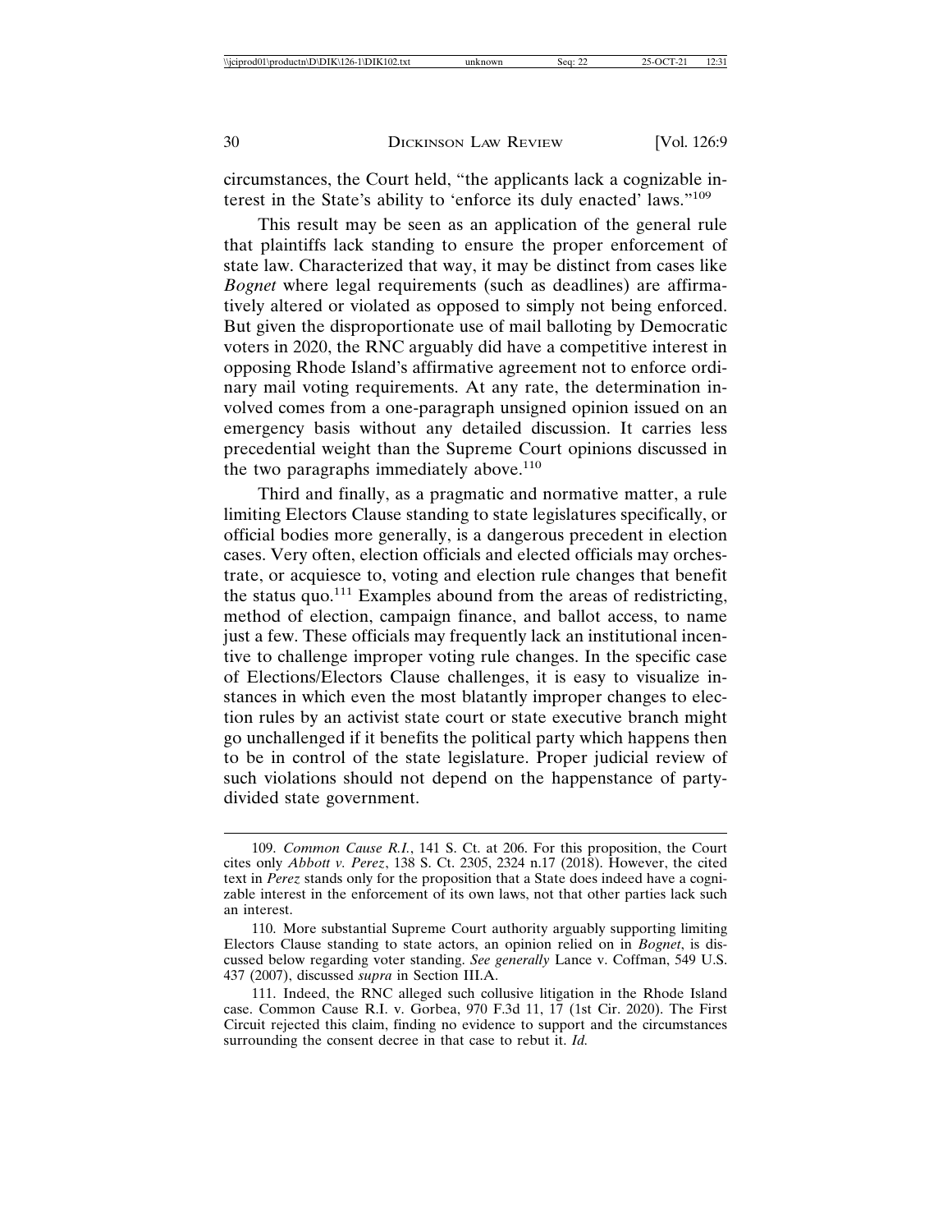circumstances, the Court held, "the applicants lack a cognizable interest in the State's ability to 'enforce its duly enacted' laws."[109]

This result may be seen as an application of the general rule that plaintiffs lack standing to ensure the proper enforcement of state law. Characterized that way, it may be distinct from cases like *Bognet* where legal requirements (such as deadlines) are affirmatively altered or violated as opposed to simply not being enforced. But given the disproportionate use of mail balloting by Democratic voters in 2020, the RNC arguably did have a competitive interest in opposing Rhode Island's affirmative agreement not to enforce ordinary mail voting requirements. At any rate, the determination involved comes from a one-paragraph unsigned opinion issued on an emergency basis without any detailed discussion. It carries less precedential weight than the Supreme Court opinions discussed in the two paragraphs immediately above.[110]

Third and finally, as a pragmatic and normative matter, a rule limiting Electors Clause standing to state legislatures specifically, or official bodies more generally, is a dangerous precedent in election cases. Very often, election officials and elected officials may orchestrate, or acquiesce to, voting and election rule changes that benefit the status quo.[111] Examples abound from the areas of redistricting, method of election, campaign finance, and ballot access, to name just a few. These officials may frequently lack an institutional incentive to challenge improper voting rule changes. In the specific case of Elections/Electors Clause challenges, it is easy to visualize instances in which even the most blatantly improper changes to election rules by an activist state court or state executive branch might go unchallenged if it benefits the political party which happens then to be in control of the state legislature. Proper judicial review of such violations should not depend on the happenstance of party-divided state government.

---

109. *Common Cause R.I.*, 141 S. Ct. at 206. For this proposition, the Court cites only *Abbott v. Perez*, 138 S. Ct. 2305, 2324 n.17 (2018). However, the cited text in *Perez* stands only for the proposition that a State does indeed have a cognizable interest in the enforcement of its own laws, not that other parties lack such an interest.

110. More substantial Supreme Court authority arguably supporting limiting Electors Clause standing to state actors, an opinion relied on in *Bognet*, is discussed below regarding voter standing. *See generally* Lance v. Coffman, 549 U.S. 437 (2007), discussed *supra* in Section III.A.

111. Indeed, the RNC alleged such collusive litigation in the Rhode Island case. Common Cause R.I. v. Gorbea, 970 F.3d 11, 17 (1st Cir. 2020). The First Circuit rejected this claim, finding no evidence to support and the circumstances surrounding the consent decree in that case to rebut it. *Id.*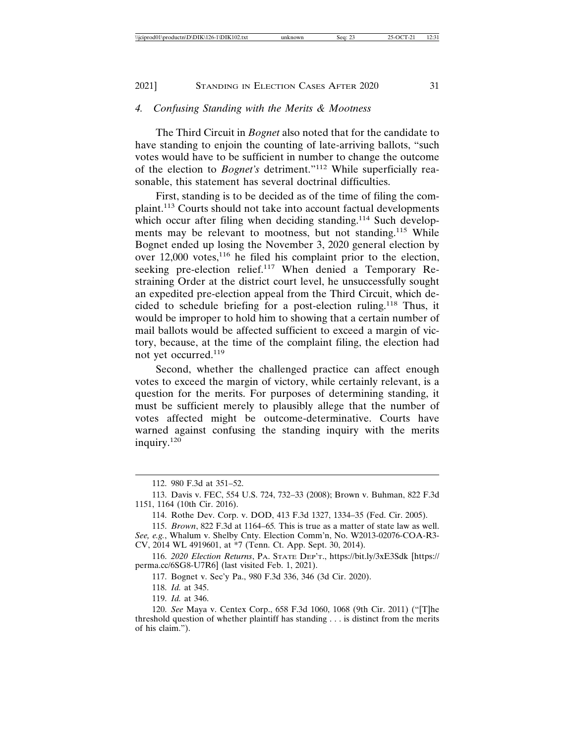### 4. *Confusing Standing with the Merits & Mootness*

The Third Circuit in *Bognet* also noted that for the candidate to have standing to enjoin the counting of late-arriving ballots, "such votes would have to be sufficient in number to change the outcome of the election to *Bognet's* detriment."[112] While superficially reasonable, this statement has several doctrinal difficulties.

First, standing is to be decided as of the time of filing the complaint.[113] Courts should not take into account factual developments which occur after filing when deciding standing.[114] Such developments may be relevant to mootness, but not standing.[115] While Bognet ended up losing the November 3, 2020 general election by over 12,000 votes,[116] he filed his complaint prior to the election, seeking pre-election relief.[117] When denied a Temporary Restraining Order at the district court level, he unsuccessfully sought an expedited pre-election appeal from the Third Circuit, which decided to schedule briefing for a post-election ruling.[118] Thus, it would be improper to hold him to showing that a certain number of mail ballots would be affected sufficient to exceed a margin of victory, because, at the time of the complaint filing, the election had not yet occurred.[119]

Second, whether the challenged practice can affect enough votes to exceed the margin of victory, while certainly relevant, is a question for the merits. For purposes of determining standing, it must be sufficient merely to plausibly allege that the number of votes affected might be outcome-determinative. Courts have warned against confusing the standing inquiry with the merits inquiry.[120]

---

112. 980 F.3d at 351–52.

113. Davis v. FEC, 554 U.S. 724, 732–33 (2008); Brown v. Buhman, 822 F.3d 1151, 1164 (10th Cir. 2016).

114. Rothe Dev. Corp. v. DOD, 413 F.3d 1327, 1334–35 (Fed. Cir. 2005).

115. *Brown*, 822 F.3d at 1164–65. This is true as a matter of state law as well. *See, e.g.*, Whalum v. Shelby Cnty. Election Comm'n, No. W2013-02076-COA-R3-CV, 2014 WL 4919601, at *7 (Tenn. Ct. App. Sept. 30, 2014).

116. *2020 Election Returns*, PA. STATE DEP'T., https://bit.ly/3xE3Sdk [https://perma.cc/6SG8-U7R6] (last visited Feb. 1, 2021).

117. Bognet v. Sec'y Pa., 980 F.3d 336, 346 (3d Cir. 2020).

118. *Id.* at 345.

119. *Id.* at 346.

120. *See* Maya v. Centex Corp., 658 F.3d 1060, 1068 (9th Cir. 2011) ("[T]he threshold question of whether plaintiff has standing . . . is distinct from the merits of his claim.").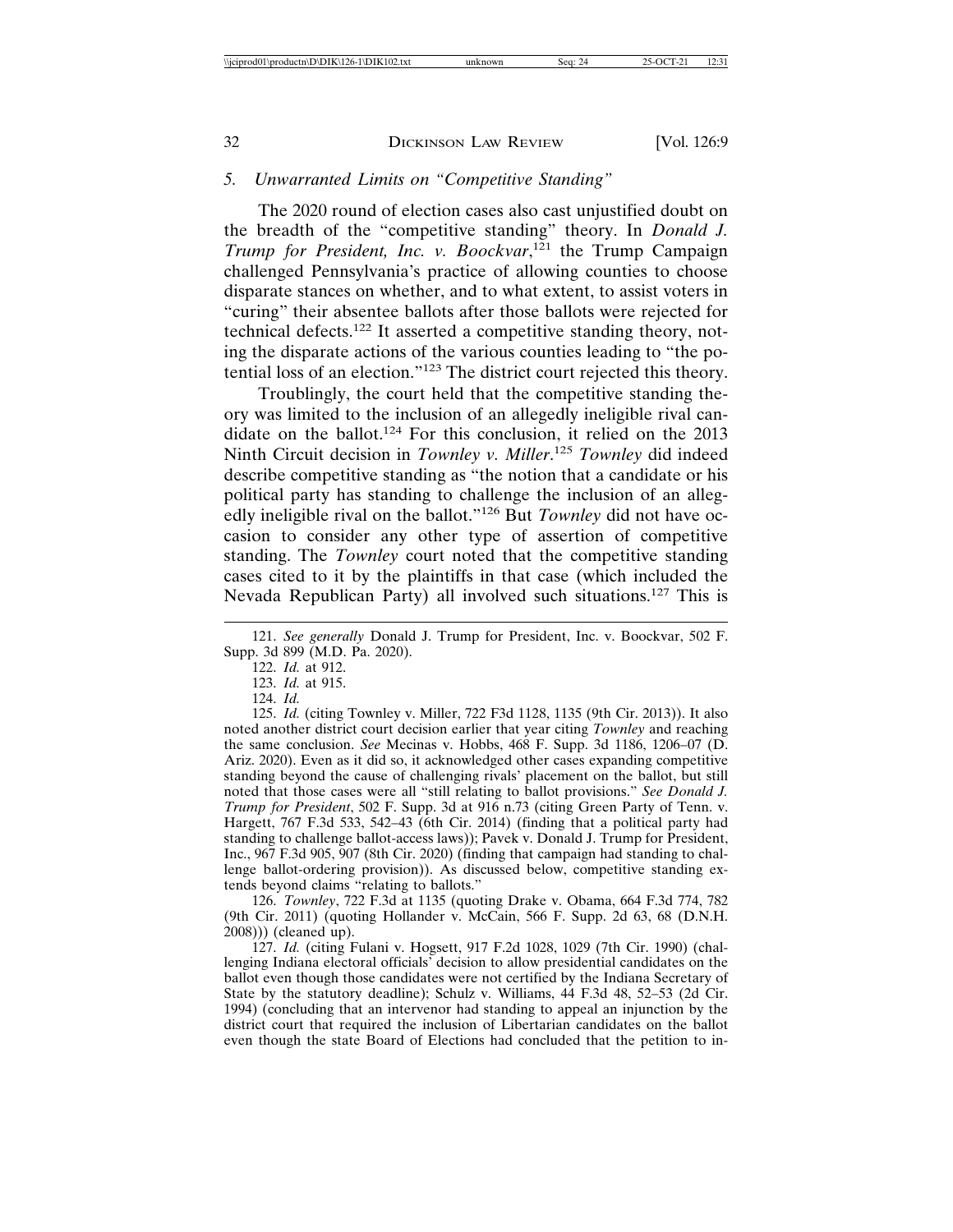### 5. *Unwarranted Limits on "Competitive Standing"*

The 2020 round of election cases also cast unjustified doubt on the breadth of the "competitive standing" theory. In *Donald J. Trump for President, Inc. v. Boockvar*,[121] the Trump Campaign challenged Pennsylvania's practice of allowing counties to choose disparate stances on whether, and to what extent, to assist voters in "curing" their absentee ballots after those ballots were rejected for technical defects.[122] It asserted a competitive standing theory, noting the disparate actions of the various counties leading to "the potential loss of an election."[123] The district court rejected this theory.

Troublingly, the court held that the competitive standing theory was limited to the inclusion of an allegedly ineligible rival candidate on the ballot.[124] For this conclusion, it relied on the 2013 Ninth Circuit decision in *Townley v. Miller*.[125] *Townley* did indeed describe competitive standing as "the notion that a candidate or his political party has standing to challenge the inclusion of an allegedly ineligible rival on the ballot."[126] But *Townley* did not have occasion to consider any other type of assertion of competitive standing. The *Townley* court noted that the competitive standing cases cited to it by the plaintiffs in that case (which included the Nevada Republican Party) all involved such situations.[127] This is

121. *See generally* Donald J. Trump for President, Inc. v. Boockvar, 502 F. Supp. 3d 899 (M.D. Pa. 2020).

122. *Id.* at 912.

123. *Id.* at 915.

124. *Id.*

125. *Id.* (citing Townley v. Miller, 722 F3d 1128, 1135 (9th Cir. 2013)). It also noted another district court decision earlier that year citing *Townley* and reaching the same conclusion. *See* Mecinas v. Hobbs, 468 F. Supp. 3d 1186, 1206–07 (D. Ariz. 2020). Even as it did so, it acknowledged other cases expanding competitive standing beyond the cause of challenging rivals' placement on the ballot, but still noted that those cases were all "still relating to ballot provisions." *See Donald J. Trump for President*, 502 F. Supp. 3d at 916 n.73 (citing Green Party of Tenn. v. Hargett, 767 F.3d 533, 542–43 (6th Cir. 2014) (finding that a political party had standing to challenge ballot-access laws)); Pavek v. Donald J. Trump for President, Inc., 967 F.3d 905, 907 (8th Cir. 2020) (finding that campaign had standing to challenge ballot-ordering provision)). As discussed below, competitive standing extends beyond claims "relating to ballots."

126. *Townley*, 722 F.3d at 1135 (quoting Drake v. Obama, 664 F.3d 774, 782 (9th Cir. 2011) (quoting Hollander v. McCain, 566 F. Supp. 2d 63, 68 (D.N.H. 2008))) (cleaned up).

127. *Id.* (citing Fulani v. Hogsett, 917 F.2d 1028, 1029 (7th Cir. 1990) (challenging Indiana electoral officials' decision to allow presidential candidates on the ballot even though those candidates were not certified by the Indiana Secretary of State by the statutory deadline); Schulz v. Williams, 44 F.3d 48, 52–53 (2d Cir. 1994) (concluding that an intervenor had standing to appeal an injunction by the district court that required the inclusion of Libertarian candidates on the ballot even though the state Board of Elections had concluded that the petition to in-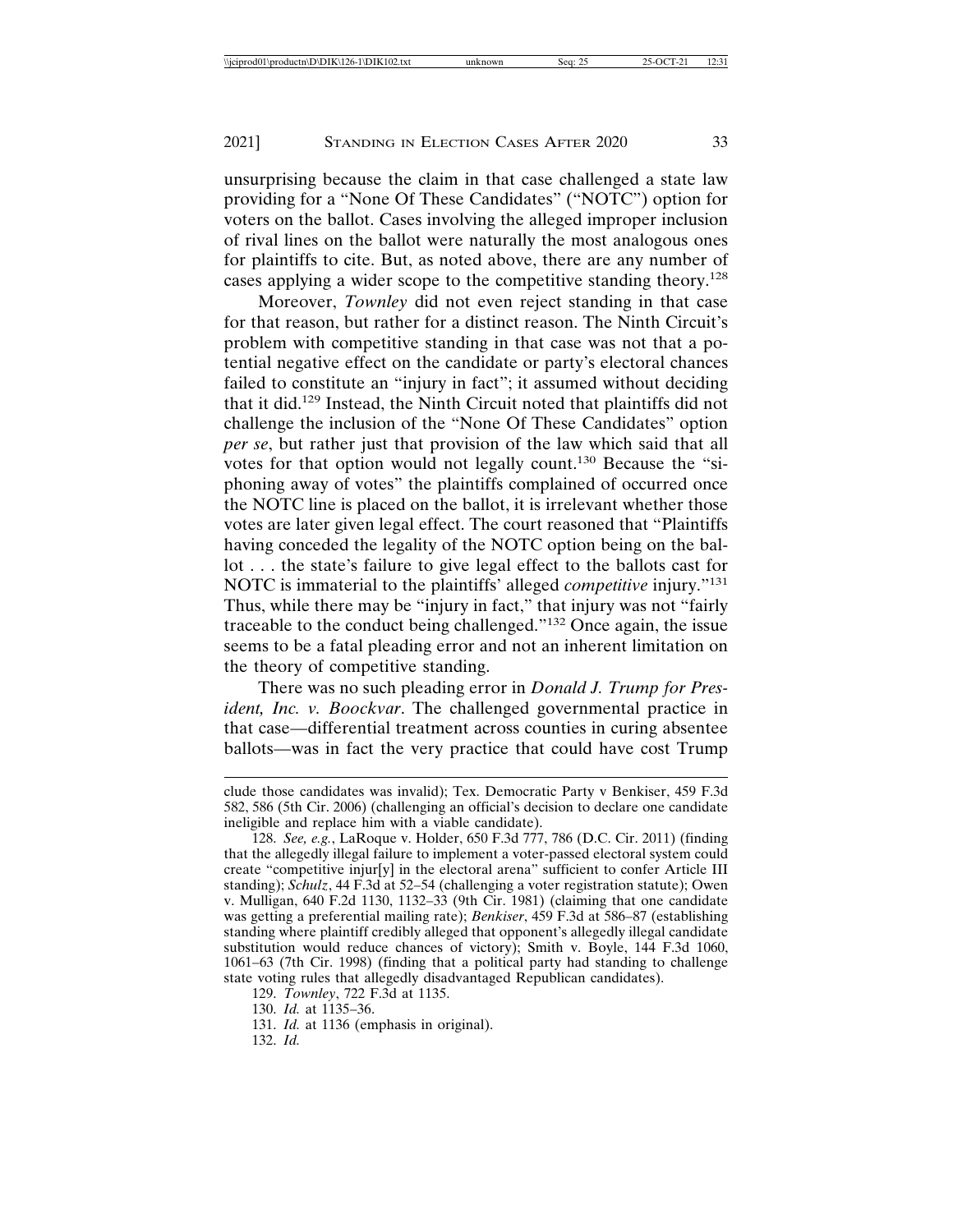unsurprising because the claim in that case challenged a state law providing for a "None Of These Candidates" ("NOTC") option for voters on the ballot. Cases involving the alleged improper inclusion of rival lines on the ballot were naturally the most analogous ones for plaintiffs to cite. But, as noted above, there are any number of cases applying a wider scope to the competitive standing theory.[128]

Moreover, *Townley* did not even reject standing in that case for that reason, but rather for a distinct reason. The Ninth Circuit's problem with competitive standing in that case was not that a potential negative effect on the candidate or party's electoral chances failed to constitute an "injury in fact"; it assumed without deciding that it did.[129] Instead, the Ninth Circuit noted that plaintiffs did not challenge the inclusion of the "None Of These Candidates" option *per se*, but rather just that provision of the law which said that all votes for that option would not legally count.[130] Because the "siphoning away of votes" the plaintiffs complained of occurred once the NOTC line is placed on the ballot, it is irrelevant whether those votes are later given legal effect. The court reasoned that "Plaintiffs having conceded the legality of the NOTC option being on the ballot . . . the state's failure to give legal effect to the ballots cast for NOTC is immaterial to the plaintiffs' alleged *competitive* injury."[131] Thus, while there may be "injury in fact," that injury was not "fairly traceable to the conduct being challenged."[132] Once again, the issue seems to be a fatal pleading error and not an inherent limitation on the theory of competitive standing.

There was no such pleading error in *Donald J. Trump for President, Inc. v. Boockvar*. The challenged governmental practice in that case—differential treatment across counties in curing absentee ballots—was in fact the very practice that could have cost Trump

---

clude those candidates was invalid); Tex. Democratic Party v Benkiser, 459 F.3d 582, 586 (5th Cir. 2006) (challenging an official's decision to declare one candidate ineligible and replace him with a viable candidate).

128. *See, e.g.*, LaRoque v. Holder, 650 F.3d 777, 786 (D.C. Cir. 2011) (finding that the allegedly illegal failure to implement a voter-passed electoral system could create "competitive injur[y] in the electoral arena" sufficient to confer Article III standing); *Schulz*, 44 F.3d at 52–54 (challenging a voter registration statute); Owen v. Mulligan, 640 F.2d 1130, 1132–33 (9th Cir. 1981) (claiming that one candidate was getting a preferential mailing rate); *Benkiser*, 459 F.3d at 586–87 (establishing standing where plaintiff credibly alleged that opponent's allegedly illegal candidate substitution would reduce chances of victory); Smith v. Boyle, 144 F.3d 1060, 1061–63 (7th Cir. 1998) (finding that a political party had standing to challenge state voting rules that allegedly disadvantaged Republican candidates).

129. *Townley*, 722 F.3d at 1135.

130. *Id.* at 1135–36.

131. *Id.* at 1136 (emphasis in original).

132. *Id.*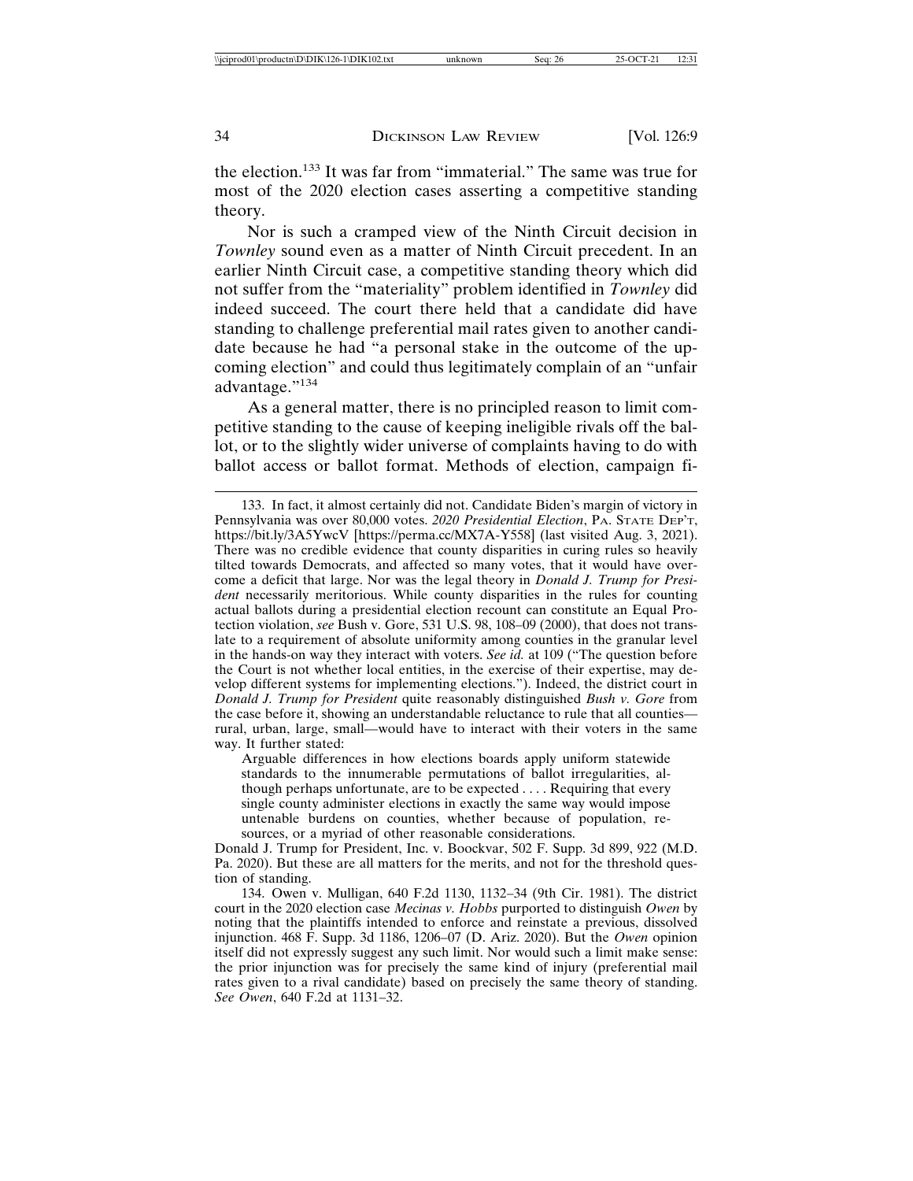the election.[133] It was far from "immaterial." The same was true for most of the 2020 election cases asserting a competitive standing theory.

Nor is such a cramped view of the Ninth Circuit decision in *Townley* sound even as a matter of Ninth Circuit precedent. In an earlier Ninth Circuit case, a competitive standing theory which did not suffer from the "materiality" problem identified in *Townley* did indeed succeed. The court there held that a candidate did have standing to challenge preferential mail rates given to another candidate because he had "a personal stake in the outcome of the upcoming election" and could thus legitimately complain of an "unfair advantage."[134]

As a general matter, there is no principled reason to limit competitive standing to the cause of keeping ineligible rivals off the ballot, or to the slightly wider universe of complaints having to do with ballot access or ballot format. Methods of election, campaign fi-

---

133. In fact, it almost certainly did not. Candidate Biden's margin of victory in Pennsylvania was over 80,000 votes. *2020 Presidential Election*, PA. STATE DEP'T, https://bit.ly/3A5YwcV [https://perma.cc/MX7A-Y558] (last visited Aug. 3, 2021). There was no credible evidence that county disparities in curing rules so heavily tilted towards Democrats, and affected so many votes, that it would have overcome a deficit that large. Nor was the legal theory in *Donald J. Trump for President* necessarily meritorious. While county disparities in the rules for counting actual ballots during a presidential election recount can constitute an Equal Protection violation, *see* Bush v. Gore, 531 U.S. 98, 108–09 (2000), that does not translate to a requirement of absolute uniformity among counties in the granular level in the hands-on way they interact with voters. *See id.* at 109 ("The question before the Court is not whether local entities, in the exercise of their expertise, may develop different systems for implementing elections."). Indeed, the district court in *Donald J. Trump for President* quite reasonably distinguished *Bush v. Gore* from the case before it, showing an understandable reluctance to rule that all counties—rural, urban, large, small—would have to interact with their voters in the same way. It further stated:

> Arguable differences in how elections boards apply uniform statewide standards to the innumerable permutations of ballot irregularities, although perhaps unfortunate, are to be expected . . . . Requiring that every single county administer elections in exactly the same way would impose untenable burdens on counties, whether because of population, resources, or a myriad of other reasonable considerations.

Donald J. Trump for President, Inc. v. Boockvar, 502 F. Supp. 3d 899, 922 (M.D. Pa. 2020). But these are all matters for the merits, and not for the threshold question of standing.

134. Owen v. Mulligan, 640 F.2d 1130, 1132–34 (9th Cir. 1981). The district court in the 2020 election case *Mecinas v. Hobbs* purported to distinguish *Owen* by noting that the plaintiffs intended to enforce and reinstate a previous, dissolved injunction. 468 F. Supp. 3d 1186, 1206–07 (D. Ariz. 2020). But the *Owen* opinion itself did not expressly suggest any such limit. Nor would such a limit make sense: the prior injunction was for precisely the same kind of injury (preferential mail rates given to a rival candidate) based on precisely the same theory of standing. *See Owen*, 640 F.2d at 1131–32.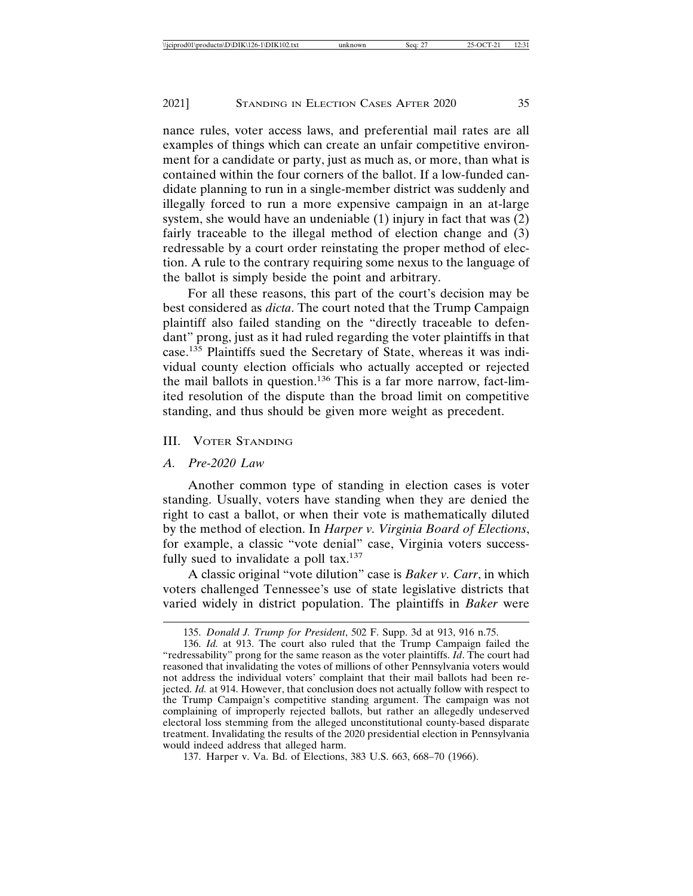nance rules, voter access laws, and preferential mail rates are all examples of things which can create an unfair competitive environment for a candidate or party, just as much as, or more, than what is contained within the four corners of the ballot. If a low-funded candidate planning to run in a single-member district was suddenly and illegally forced to run a more expensive campaign in an at-large system, she would have an undeniable (1) injury in fact that was (2) fairly traceable to the illegal method of election change and (3) redressable by a court order reinstating the proper method of election. A rule to the contrary requiring some nexus to the language of the ballot is simply beside the point and arbitrary.

For all these reasons, this part of the court's decision may be best considered as *dicta*. The court noted that the Trump Campaign plaintiff also failed standing on the "directly traceable to defendant" prong, just as it had ruled regarding the voter plaintiffs in that case.[135] Plaintiffs sued the Secretary of State, whereas it was individual county election officials who actually accepted or rejected the mail ballots in question.[136] This is a far more narrow, fact-limited resolution of the dispute than the broad limit on competitive standing, and thus should be given more weight as precedent.

## III. Voter Standing

### *A. Pre-2020 Law*

Another common type of standing in election cases is voter standing. Usually, voters have standing when they are denied the right to cast a ballot, or when their vote is mathematically diluted by the method of election. In *Harper v. Virginia Board of Elections*, for example, a classic "vote denial" case, Virginia voters successfully sued to invalidate a poll tax.[137]

A classic original "vote dilution" case is *Baker v. Carr*, in which voters challenged Tennessee's use of state legislative districts that varied widely in district population. The plaintiffs in *Baker* were

---

135. *Donald J. Trump for President*, 502 F. Supp. 3d at 913, 916 n.75.

136. *Id.* at 913. The court also ruled that the Trump Campaign failed the "redressability" prong for the same reason as the voter plaintiffs. *Id*. The court had reasoned that invalidating the votes of millions of other Pennsylvania voters would not address the individual voters' complaint that their mail ballots had been rejected. *Id.* at 914. However, that conclusion does not actually follow with respect to the Trump Campaign's competitive standing argument. The campaign was not complaining of improperly rejected ballots, but rather an allegedly undeserved electoral loss stemming from the alleged unconstitutional county-based disparate treatment. Invalidating the results of the 2020 presidential election in Pennsylvania would indeed address that alleged harm.

137. Harper v. Va. Bd. of Elections, 383 U.S. 663, 668–70 (1966).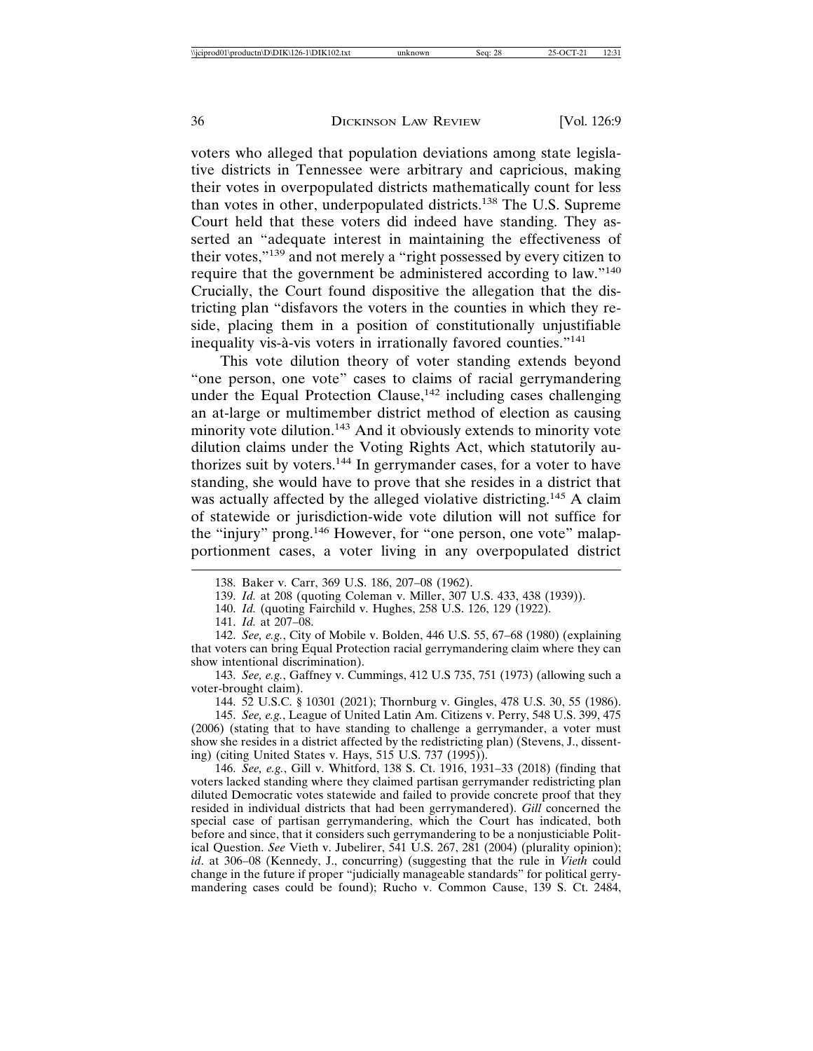voters who alleged that population deviations among state legislative districts in Tennessee were arbitrary and capricious, making their votes in overpopulated districts mathematically count for less than votes in other, underpopulated districts.[138] The U.S. Supreme Court held that these voters did indeed have standing. They asserted an "adequate interest in maintaining the effectiveness of their votes,"[139] and not merely a "right possessed by every citizen to require that the government be administered according to law."[140] Crucially, the Court found dispositive the allegation that the districting plan "disfavors the voters in the counties in which they reside, placing them in a position of constitutionally unjustifiable inequality vis-à-vis voters in irrationally favored counties."[141]

This vote dilution theory of voter standing extends beyond "one person, one vote" cases to claims of racial gerrymandering under the Equal Protection Clause,[142] including cases challenging an at-large or multimember district method of election as causing minority vote dilution.[143] And it obviously extends to minority vote dilution claims under the Voting Rights Act, which statutorily authorizes suit by voters.[144] In gerrymander cases, for a voter to have standing, she would have to prove that she resides in a district that was actually affected by the alleged violative districting.[145] A claim of statewide or jurisdiction-wide vote dilution will not suffice for the "injury" prong.[146] However, for "one person, one vote" malapportionment cases, a voter living in any overpopulated district

---

138. Baker v. Carr, 369 U.S. 186, 207–08 (1962).

139. *Id.* at 208 (quoting Coleman v. Miller, 307 U.S. 433, 438 (1939)).

140. *Id.* (quoting Fairchild v. Hughes, 258 U.S. 126, 129 (1922).

141. *Id.* at 207–08.

142. *See, e.g.*, City of Mobile v. Bolden, 446 U.S. 55, 67–68 (1980) (explaining that voters can bring Equal Protection racial gerrymandering claim where they can show intentional discrimination).

143. *See, e.g.*, Gaffney v. Cummings, 412 U.S 735, 751 (1973) (allowing such a voter-brought claim).

144. 52 U.S.C. § 10301 (2021); Thornburg v. Gingles, 478 U.S. 30, 55 (1986).

145. *See, e.g.*, League of United Latin Am. Citizens v. Perry, 548 U.S. 399, 475 (2006) (stating that to have standing to challenge a gerrymander, a voter must show she resides in a district affected by the redistricting plan) (Stevens, J., dissenting) (citing United States v. Hays, 515 U.S. 737 (1995)).

146. *See, e.g.*, Gill v. Whitford, 138 S. Ct. 1916, 1931–33 (2018) (finding that voters lacked standing where they claimed partisan gerrymander redistricting plan diluted Democratic votes statewide and failed to provide concrete proof that they resided in individual districts that had been gerrymandered). *Gill* concerned the special case of partisan gerrymandering, which the Court has indicated, both before and since, that it considers such gerrymandering to be a nonjusticiable Political Question. *See* Vieth v. Jubelirer, 541 U.S. 267, 281 (2004) (plurality opinion); *id*. at 306–08 (Kennedy, J., concurring) (suggesting that the rule in *Vieth* could change in the future if proper "judicially manageable standards" for political gerrymandering cases could be found); Rucho v. Common Cause, 139 S. Ct. 2484,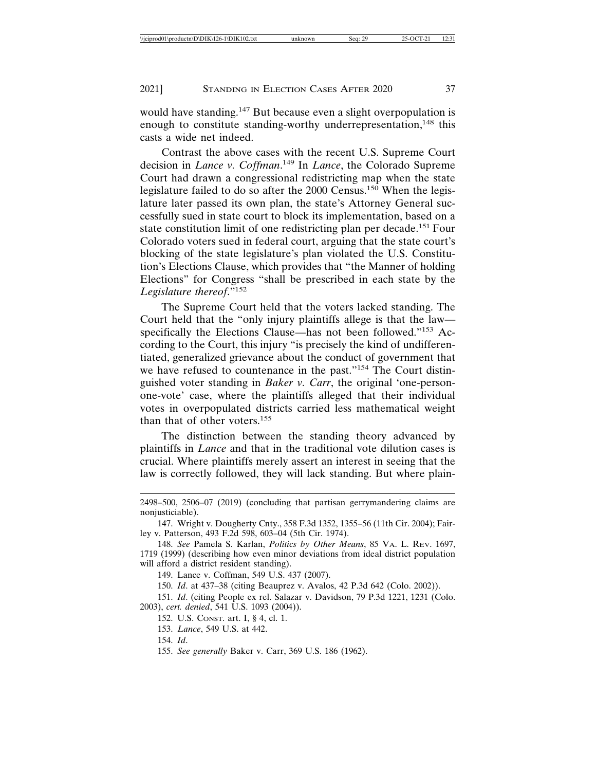would have standing.[147] But because even a slight overpopulation is enough to constitute standing-worthy underrepresentation,[148] this casts a wide net indeed.

Contrast the above cases with the recent U.S. Supreme Court decision in *Lance v. Coffman*.[149] In *Lance*, the Colorado Supreme Court had drawn a congressional redistricting map when the state legislature failed to do so after the 2000 Census.[150] When the legislature later passed its own plan, the state's Attorney General successfully sued in state court to block its implementation, based on a state constitution limit of one redistricting plan per decade.[151] Four Colorado voters sued in federal court, arguing that the state court's blocking of the state legislature's plan violated the U.S. Constitution's Elections Clause, which provides that "the Manner of holding Elections" for Congress "shall be prescribed in each state by the *Legislature thereof*."[152]

The Supreme Court held that the voters lacked standing. The Court held that the "only injury plaintiffs allege is that the law—specifically the Elections Clause—has not been followed."[153] According to the Court, this injury "is precisely the kind of undifferentiated, generalized grievance about the conduct of government that we have refused to countenance in the past."[154] The Court distinguished voter standing in *Baker v. Carr*, the original 'one-person-one-vote' case, where the plaintiffs alleged that their individual votes in overpopulated districts carried less mathematical weight than that of other voters.[155]

The distinction between the standing theory advanced by plaintiffs in *Lance* and that in the traditional vote dilution cases is crucial. Where plaintiffs merely assert an interest in seeing that the law is correctly followed, they will lack standing. But where plain-

---

2498–500, 2506–07 (2019) (concluding that partisan gerrymandering claims are nonjusticiable).

147. Wright v. Dougherty Cnty., 358 F.3d 1352, 1355–56 (11th Cir. 2004); Fairley v. Patterson, 493 F.2d 598, 603–04 (5th Cir. 1974).

148. *See* Pamela S. Karlan, *Politics by Other Means*, 85 VA. L. REV. 1697, 1719 (1999) (describing how even minor deviations from ideal district population will afford a district resident standing).

149. Lance v. Coffman, 549 U.S. 437 (2007).

150. *Id*. at 437–38 (citing Beauprez v. Avalos, 42 P.3d 642 (Colo. 2002)).

151. *Id*. (citing People ex rel. Salazar v. Davidson, 79 P.3d 1221, 1231 (Colo. 2003), *cert. denied*, 541 U.S. 1093 (2004)).

152. U.S. CONST. art. I, § 4, cl. 1.

153. *Lance*, 549 U.S. at 442.

154. *Id*.

155. *See generally* Baker v. Carr, 369 U.S. 186 (1962).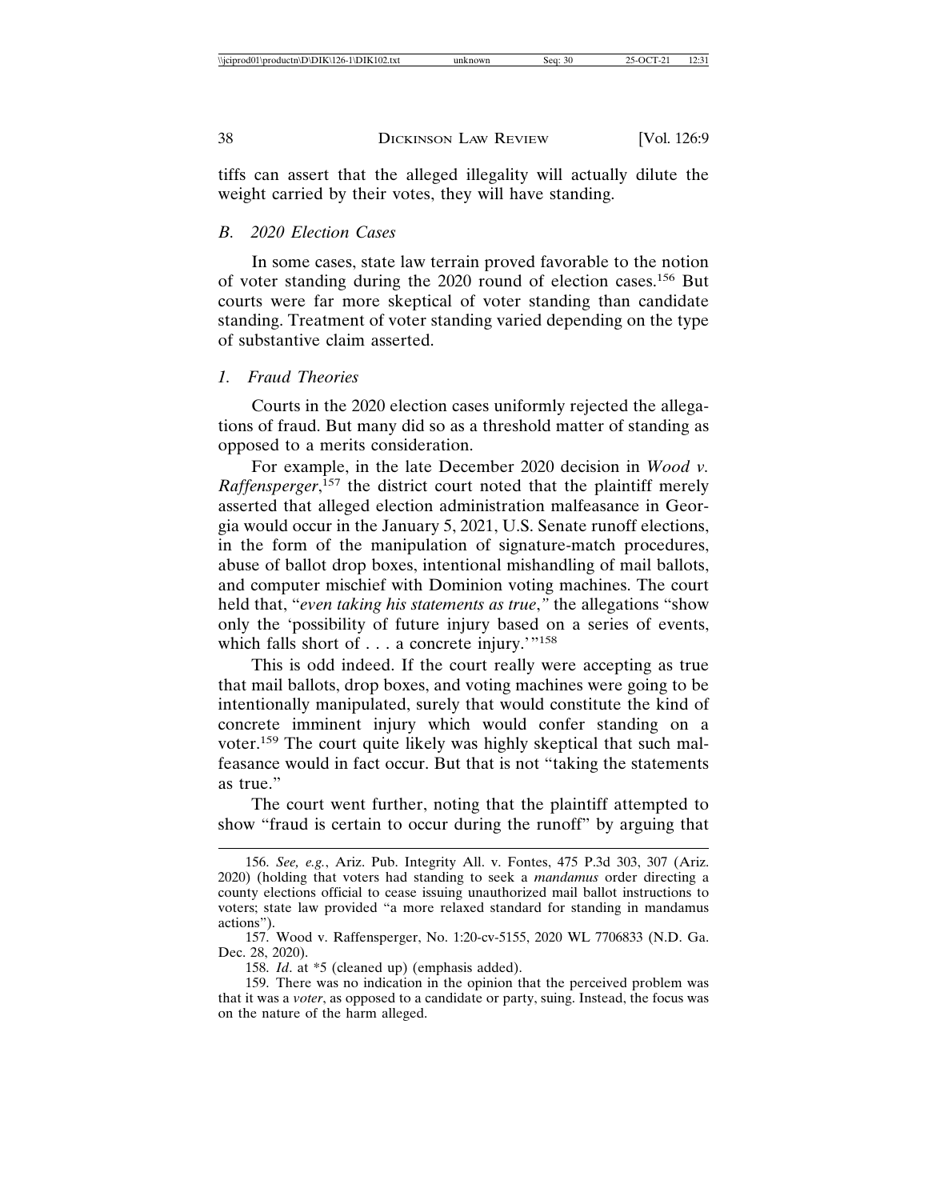tiffs can assert that the alleged illegality will actually dilute the weight carried by their votes, they will have standing.

### *B. 2020 Election Cases*

In some cases, state law terrain proved favorable to the notion of voter standing during the 2020 round of election cases.[156] But courts were far more skeptical of voter standing than candidate standing. Treatment of voter standing varied depending on the type of substantive claim asserted.

#### *1. Fraud Theories*

Courts in the 2020 election cases uniformly rejected the allegations of fraud. But many did so as a threshold matter of standing as opposed to a merits consideration.

For example, in the late December 2020 decision in *Wood v. Raffensperger*,[157] the district court noted that the plaintiff merely asserted that alleged election administration malfeasance in Georgia would occur in the January 5, 2021, U.S. Senate runoff elections, in the form of the manipulation of signature-match procedures, abuse of ballot drop boxes, intentional mishandling of mail ballots, and computer mischief with Dominion voting machines. The court held that, "*even taking his statements as true*," the allegations "show only the 'possibility of future injury based on a series of events, which falls short of . . . a concrete injury.'"[158]

This is odd indeed. If the court really were accepting as true that mail ballots, drop boxes, and voting machines were going to be intentionally manipulated, surely that would constitute the kind of concrete imminent injury which would confer standing on a voter.[159] The court quite likely was highly skeptical that such malfeasance would in fact occur. But that is not "taking the statements as true."

The court went further, noting that the plaintiff attempted to show "fraud is certain to occur during the runoff" by arguing that

---

156. *See, e.g.*, Ariz. Pub. Integrity All. v. Fontes, 475 P.3d 303, 307 (Ariz. 2020) (holding that voters had standing to seek a *mandamus* order directing a county elections official to cease issuing unauthorized mail ballot instructions to voters; state law provided "a more relaxed standard for standing in mandamus actions").

157. Wood v. Raffensperger, No. 1:20-cv-5155, 2020 WL 7706833 (N.D. Ga. Dec. 28, 2020).

158. *Id*. at *5 (cleaned up) (emphasis added).

159. There was no indication in the opinion that the perceived problem was that it was a *voter*, as opposed to a candidate or party, suing. Instead, the focus was on the nature of the harm alleged.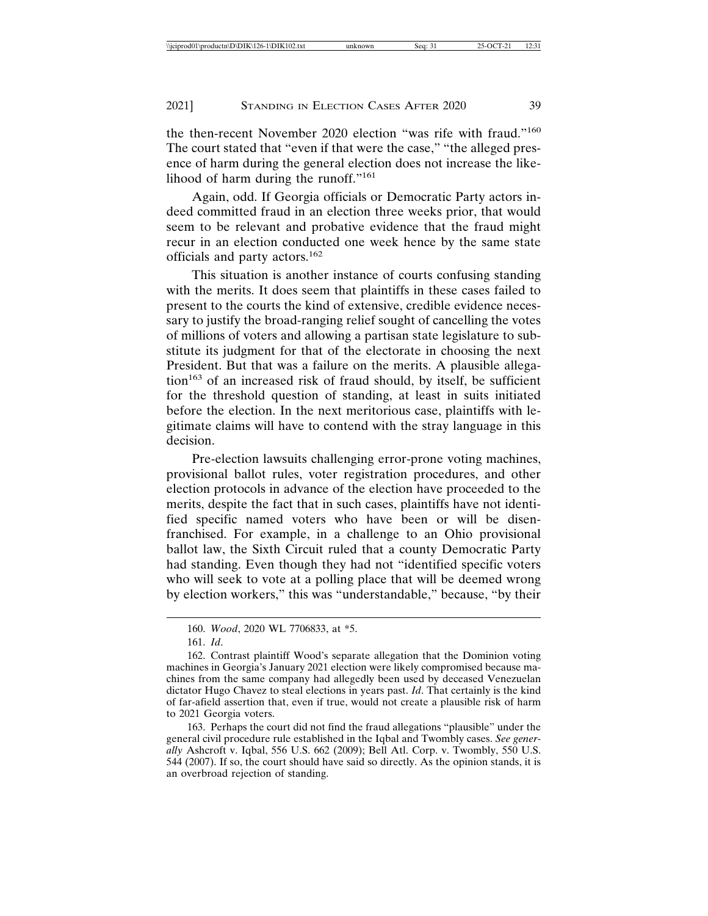the then-recent November 2020 election "was rife with fraud."[160] The court stated that "even if that were the case," "the alleged presence of harm during the general election does not increase the likelihood of harm during the runoff."[161]

Again, odd. If Georgia officials or Democratic Party actors indeed committed fraud in an election three weeks prior, that would seem to be relevant and probative evidence that the fraud might recur in an election conducted one week hence by the same state officials and party actors.[162]

This situation is another instance of courts confusing standing with the merits. It does seem that plaintiffs in these cases failed to present to the courts the kind of extensive, credible evidence necessary to justify the broad-ranging relief sought of cancelling the votes of millions of voters and allowing a partisan state legislature to substitute its judgment for that of the electorate in choosing the next President. But that was a failure on the merits. A plausible allegation[163] of an increased risk of fraud should, by itself, be sufficient for the threshold question of standing, at least in suits initiated before the election. In the next meritorious case, plaintiffs with legitimate claims will have to contend with the stray language in this decision.

Pre-election lawsuits challenging error-prone voting machines, provisional ballot rules, voter registration procedures, and other election protocols in advance of the election have proceeded to the merits, despite the fact that in such cases, plaintiffs have not identified specific named voters who have been or will be disenfranchised. For example, in a challenge to an Ohio provisional ballot law, the Sixth Circuit ruled that a county Democratic Party had standing. Even though they had not "identified specific voters who will seek to vote at a polling place that will be deemed wrong by election workers," this was "understandable," because, "by their

---

160. *Wood*, 2020 WL 7706833, at *5.

161. *Id*.

162. Contrast plaintiff Wood's separate allegation that the Dominion voting machines in Georgia's January 2021 election were likely compromised because machines from the same company had allegedly been used by deceased Venezuelan dictator Hugo Chavez to steal elections in years past. *Id*. That certainly is the kind of far-afield assertion that, even if true, would not create a plausible risk of harm to 2021 Georgia voters.

163. Perhaps the court did not find the fraud allegations "plausible" under the general civil procedure rule established in the Iqbal and Twombly cases. *See generally* Ashcroft v. Iqbal, 556 U.S. 662 (2009); Bell Atl. Corp. v. Twombly, 550 U.S. 544 (2007). If so, the court should have said so directly. As the opinion stands, it is an overbroad rejection of standing.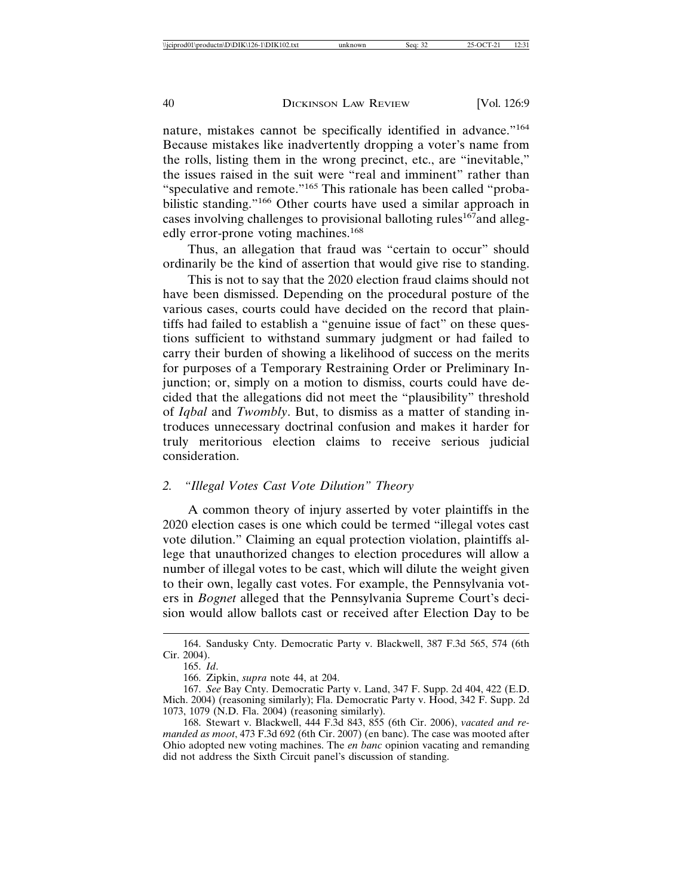nature, mistakes cannot be specifically identified in advance."[164] Because mistakes like inadvertently dropping a voter's name from the rolls, listing them in the wrong precinct, etc., are "inevitable," the issues raised in the suit were "real and imminent" rather than "speculative and remote."[165] This rationale has been called "probabilistic standing."[166] Other courts have used a similar approach in cases involving challenges to provisional balloting rules[167] and allegedly error-prone voting machines.[168]

Thus, an allegation that fraud was "certain to occur" should ordinarily be the kind of assertion that would give rise to standing.

This is not to say that the 2020 election fraud claims should not have been dismissed. Depending on the procedural posture of the various cases, courts could have decided on the record that plaintiffs had failed to establish a "genuine issue of fact" on these questions sufficient to withstand summary judgment or had failed to carry their burden of showing a likelihood of success on the merits for purposes of a Temporary Restraining Order or Preliminary Injunction; or, simply on a motion to dismiss, courts could have decided that the allegations did not meet the "plausibility" threshold of *Iqbal* and *Twombly*. But, to dismiss as a matter of standing introduces unnecessary doctrinal confusion and makes it harder for truly meritorious election claims to receive serious judicial consideration.

### *2. "Illegal Votes Cast Vote Dilution" Theory*

A common theory of injury asserted by voter plaintiffs in the 2020 election cases is one which could be termed "illegal votes cast vote dilution." Claiming an equal protection violation, plaintiffs allege that unauthorized changes to election procedures will allow a number of illegal votes to be cast, which will dilute the weight given to their own, legally cast votes. For example, the Pennsylvania voters in *Bognet* alleged that the Pennsylvania Supreme Court's decision would allow ballots cast or received after Election Day to be

---

164. Sandusky Cnty. Democratic Party v. Blackwell, 387 F.3d 565, 574 (6th Cir. 2004).

165. *Id*.

166. Zipkin, *supra* note 44, at 204.

167. *See* Bay Cnty. Democratic Party v. Land, 347 F. Supp. 2d 404, 422 (E.D. Mich. 2004) (reasoning similarly); Fla. Democratic Party v. Hood, 342 F. Supp. 2d 1073, 1079 (N.D. Fla. 2004) (reasoning similarly).

168. Stewart v. Blackwell, 444 F.3d 843, 855 (6th Cir. 2006), *vacated and remanded as moot*, 473 F.3d 692 (6th Cir. 2007) (en banc). The case was mooted after Ohio adopted new voting machines. The *en banc* opinion vacating and remanding did not address the Sixth Circuit panel's discussion of standing.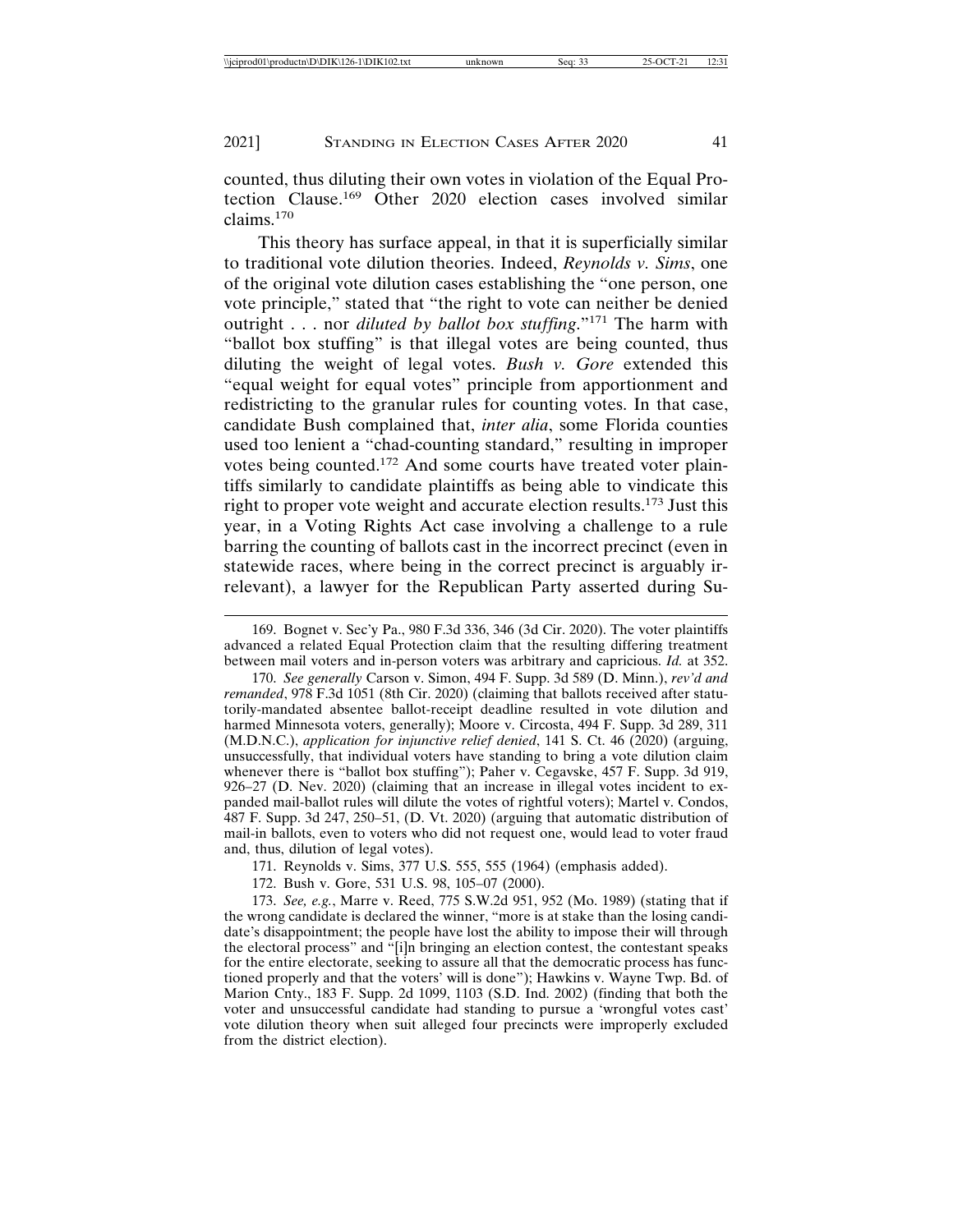counted, thus diluting their own votes in violation of the Equal Protection Clause.[169] Other 2020 election cases involved similar claims.[170]

This theory has surface appeal, in that it is superficially similar to traditional vote dilution theories. Indeed, *Reynolds v. Sims*, one of the original vote dilution cases establishing the "one person, one vote principle," stated that "the right to vote can neither be denied outright . . . nor *diluted by ballot box stuffing*."[171] The harm with "ballot box stuffing" is that illegal votes are being counted, thus diluting the weight of legal votes. *Bush v. Gore* extended this "equal weight for equal votes" principle from apportionment and redistricting to the granular rules for counting votes. In that case, candidate Bush complained that, *inter alia*, some Florida counties used too lenient a "chad-counting standard," resulting in improper votes being counted.[172] And some courts have treated voter plaintiffs similarly to candidate plaintiffs as being able to vindicate this right to proper vote weight and accurate election results.[173] Just this year, in a Voting Rights Act case involving a challenge to a rule barring the counting of ballots cast in the incorrect precinct (even in statewide races, where being in the correct precinct is arguably irrelevant), a lawyer for the Republican Party asserted during Su-

---

169. Bognet v. Sec'y Pa., 980 F.3d 336, 346 (3d Cir. 2020). The voter plaintiffs advanced a related Equal Protection claim that the resulting differing treatment between mail voters and in-person voters was arbitrary and capricious. *Id.* at 352.

170. *See generally* Carson v. Simon, 494 F. Supp. 3d 589 (D. Minn.), *rev'd and remanded*, 978 F.3d 1051 (8th Cir. 2020) (claiming that ballots received after statutorily-mandated absentee ballot-receipt deadline resulted in vote dilution and harmed Minnesota voters, generally); Moore v. Circosta, 494 F. Supp. 3d 289, 311 (M.D.N.C.), *application for injunctive relief denied*, 141 S. Ct. 46 (2020) (arguing, unsuccessfully, that individual voters have standing to bring a vote dilution claim whenever there is "ballot box stuffing"); Paher v. Cegavske, 457 F. Supp. 3d 919, 926–27 (D. Nev. 2020) (claiming that an increase in illegal votes incident to expanded mail-ballot rules will dilute the votes of rightful voters); Martel v. Condos, 487 F. Supp. 3d 247, 250–51, (D. Vt. 2020) (arguing that automatic distribution of mail-in ballots, even to voters who did not request one, would lead to voter fraud and, thus, dilution of legal votes).

171. Reynolds v. Sims, 377 U.S. 555, 555 (1964) (emphasis added).

172. Bush v. Gore, 531 U.S. 98, 105–07 (2000).

173. *See, e.g.*, Marre v. Reed, 775 S.W.2d 951, 952 (Mo. 1989) (stating that if the wrong candidate is declared the winner, "more is at stake than the losing candidate's disappointment; the people have lost the ability to impose their will through the electoral process" and "[i]n bringing an election contest, the contestant speaks for the entire electorate, seeking to assure all that the democratic process has functioned properly and that the voters' will is done"); Hawkins v. Wayne Twp. Bd. of Marion Cnty., 183 F. Supp. 2d 1099, 1103 (S.D. Ind. 2002) (finding that both the voter and unsuccessful candidate had standing to pursue a 'wrongful votes cast' vote dilution theory when suit alleged four precincts were improperly excluded from the district election).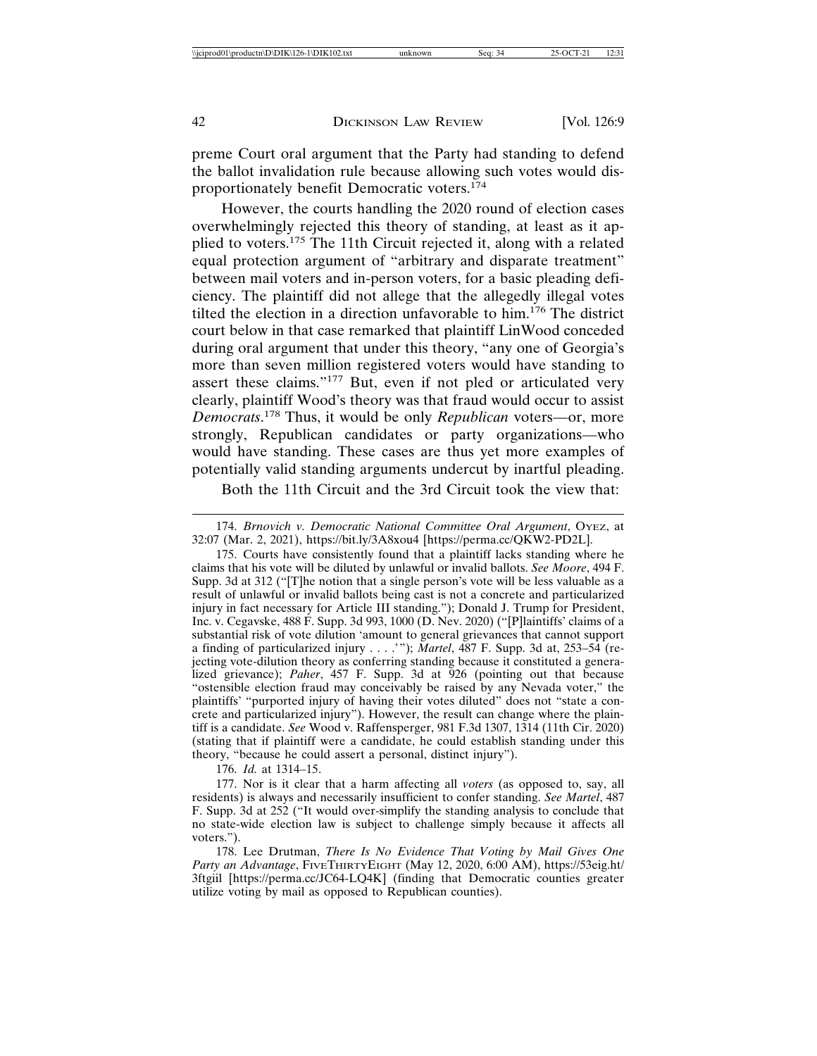preme Court oral argument that the Party had standing to defend the ballot invalidation rule because allowing such votes would disproportionately benefit Democratic voters.[174]

However, the courts handling the 2020 round of election cases overwhelmingly rejected this theory of standing, at least as it applied to voters.[175] The 11th Circuit rejected it, along with a related equal protection argument of "arbitrary and disparate treatment" between mail voters and in-person voters, for a basic pleading deficiency. The plaintiff did not allege that the allegedly illegal votes tilted the election in a direction unfavorable to him.[176] The district court below in that case remarked that plaintiff LinWood conceded during oral argument that under this theory, "any one of Georgia's more than seven million registered voters would have standing to assert these claims."[177] But, even if not pled or articulated very clearly, plaintiff Wood's theory was that fraud would occur to assist *Democrats*.[178] Thus, it would be only *Republican* voters—or, more strongly, Republican candidates or party organizations—who would have standing. These cases are thus yet more examples of potentially valid standing arguments undercut by inartful pleading.

Both the 11th Circuit and the 3rd Circuit took the view that:

---

174. *Brnovich v. Democratic National Committee Oral Argument*, OYEZ, at 32:07 (Mar. 2, 2021), https://bit.ly/3A8xou4 [https://perma.cc/QKW2-PD2L].

175. Courts have consistently found that a plaintiff lacks standing where he claims that his vote will be diluted by unlawful or invalid ballots. *See Moore*, 494 F. Supp. 3d at 312 ("[T]he notion that a single person's vote will be less valuable as a result of unlawful or invalid ballots being cast is not a concrete and particularized injury in fact necessary for Article III standing."); Donald J. Trump for President, Inc. v. Cegavske, 488 F. Supp. 3d 993, 1000 (D. Nev. 2020) ("[P]laintiffs' claims of a substantial risk of vote dilution 'amount to general grievances that cannot support a finding of particularized injury . . . .'"); *Martel*, 487 F. Supp. 3d at, 253–54 (rejecting vote-dilution theory as conferring standing because it constituted a generalized grievance); *Paher*, 457 F. Supp. 3d at 926 (pointing out that because "ostensible election fraud may conceivably be raised by any Nevada voter," the plaintiffs' "purported injury of having their votes diluted" does not "state a concrete and particularized injury"). However, the result can change where the plaintiff is a candidate. *See* Wood v. Raffensperger, 981 F.3d 1307, 1314 (11th Cir. 2020) (stating that if plaintiff were a candidate, he could establish standing under this theory, "because he could assert a personal, distinct injury").

176. *Id.* at 1314–15.

177. Nor is it clear that a harm affecting all *voters* (as opposed to, say, all residents) is always and necessarily insufficient to confer standing. *See Martel*, 487 F. Supp. 3d at 252 ("It would over-simplify the standing analysis to conclude that no state-wide election law is subject to challenge simply because it affects all voters.").

178. Lee Drutman, *There Is No Evidence That Voting by Mail Gives One Party an Advantage*, FIVETHIRTYEIGHT (May 12, 2020, 6:00 AM), https://53eig.ht/3ftgiil [https://perma.cc/JC64-LQ4K] (finding that Democratic counties greater utilize voting by mail as opposed to Republican counties).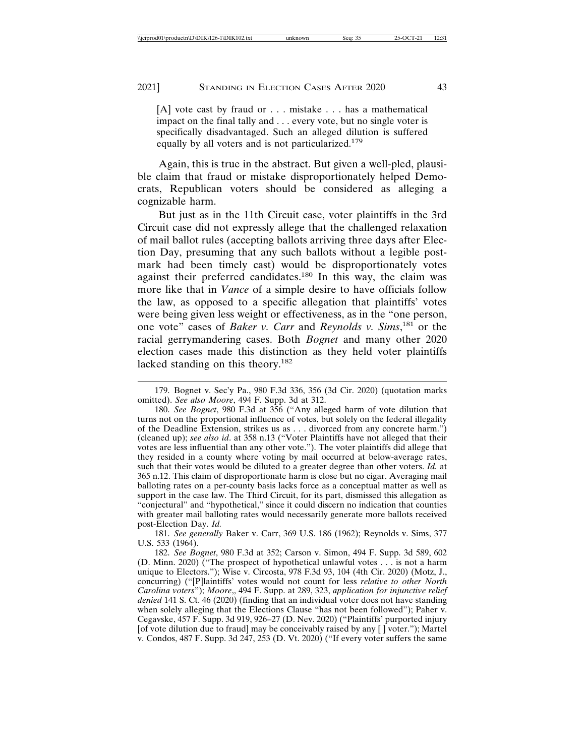> [A] vote cast by fraud or . . . mistake . . . has a mathematical impact on the final tally and . . . every vote, but no single voter is specifically disadvantaged. Such an alleged dilution is suffered equally by all voters and is not particularized.[179]

Again, this is true in the abstract. But given a well-pled, plausible claim that fraud or mistake disproportionately helped Democrats, Republican voters should be considered as alleging a cognizable harm.

But just as in the 11th Circuit case, voter plaintiffs in the 3rd Circuit case did not expressly allege that the challenged relaxation of mail ballot rules (accepting ballots arriving three days after Election Day, presuming that any such ballots without a legible postmark had been timely cast) would be disproportionately votes against their preferred candidates.[180] In this way, the claim was more like that in *Vance* of a simple desire to have officials follow the law, as opposed to a specific allegation that plaintiffs' votes were being given less weight or effectiveness, as in the "one person, one vote" cases of *Baker v. Carr* and *Reynolds v. Sims*,[181] or the racial gerrymandering cases. Both *Bognet* and many other 2020 election cases made this distinction as they held voter plaintiffs lacked standing on this theory.[182]

---

179. Bognet v. Sec'y Pa., 980 F.3d 336, 356 (3d Cir. 2020) (quotation marks omitted). *See also Moore*, 494 F. Supp. 3d at 312.

180. *See Bognet*, 980 F.3d at 356 ("Any alleged harm of vote dilution that turns not on the proportional influence of votes, but solely on the federal illegality of the Deadline Extension, strikes us as . . . divorced from any concrete harm.") (cleaned up); *see also id*. at 358 n.13 ("Voter Plaintiffs have not alleged that their votes are less influential than any other vote."). The voter plaintiffs did allege that they resided in a county where voting by mail occurred at below-average rates, such that their votes would be diluted to a greater degree than other voters. *Id.* at 365 n.12. This claim of disproportionate harm is close but no cigar. Averaging mail balloting rates on a per-county basis lacks force as a conceptual matter as well as support in the case law. The Third Circuit, for its part, dismissed this allegation as "conjectural" and "hypothetical," since it could discern no indication that counties with greater mail balloting rates would necessarily generate more ballots received post-Election Day. *Id.*

181. *See generally* Baker v. Carr, 369 U.S. 186 (1962); Reynolds v. Sims, 377 U.S. 533 (1964).

182. *See Bognet*, 980 F.3d at 352; Carson v. Simon, 494 F. Supp. 3d 589, 602 (D. Minn. 2020) ("The prospect of hypothetical unlawful votes . . . is not a harm unique to Electors."); Wise v. Circosta, 978 F.3d 93, 104 (4th Cir. 2020) (Motz, J., concurring) ("[P]laintiffs' votes would not count for less *relative to other North Carolina voters*"); *Moore*,, 494 F. Supp. at 289, 323, *application for injunctive relief denied* 141 S. Ct. 46 (2020) (finding that an individual voter does not have standing when solely alleging that the Elections Clause "has not been followed"); Paher v. Cegavske, 457 F. Supp. 3d 919, 926–27 (D. Nev. 2020) ("Plaintiffs' purported injury [of vote dilution due to fraud] may be conceivably raised by any [ ] voter."); Martel v. Condos, 487 F. Supp. 3d 247, 253 (D. Vt. 2020) ("If every voter suffers the same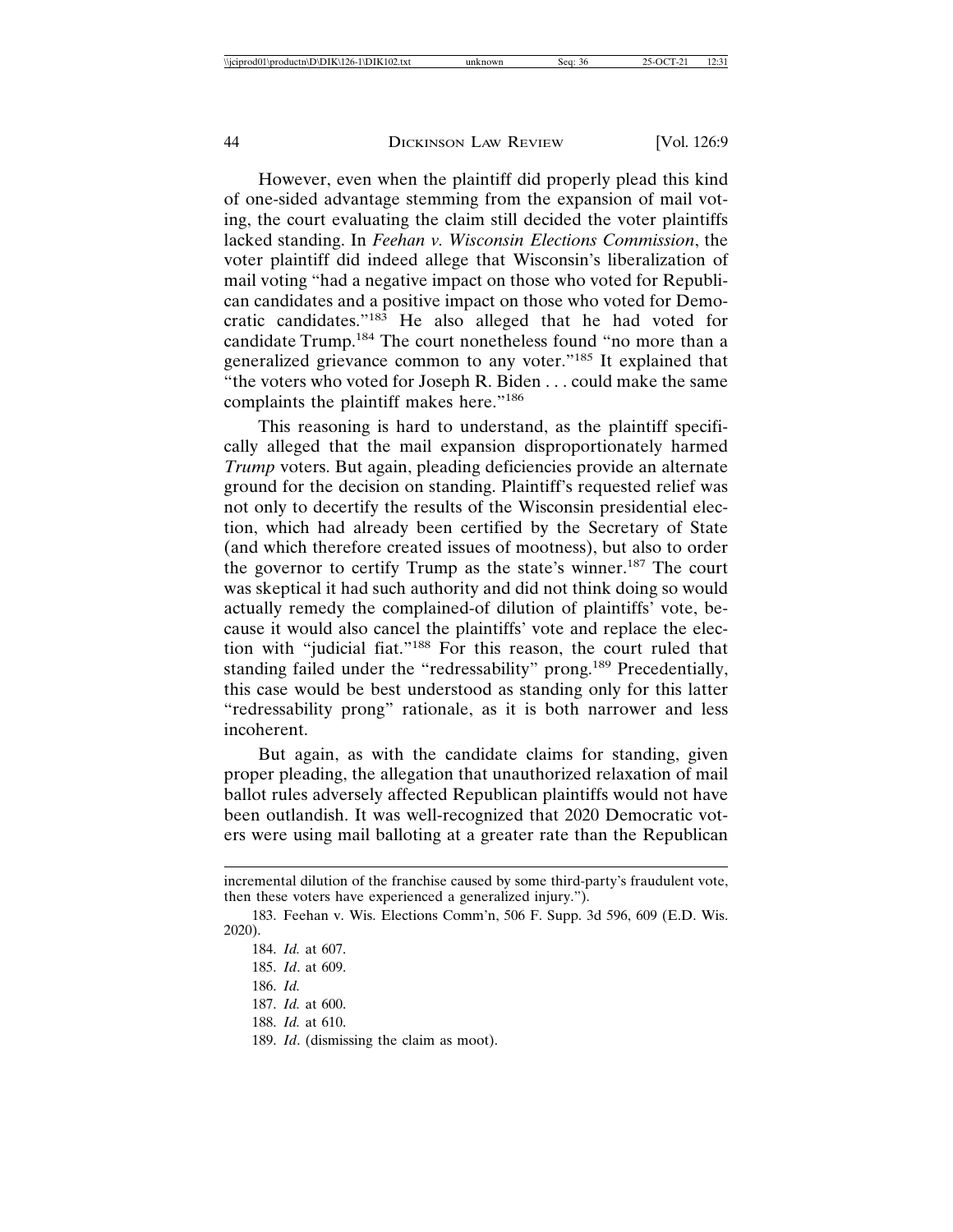However, even when the plaintiff did properly plead this kind of one-sided advantage stemming from the expansion of mail voting, the court evaluating the claim still decided the voter plaintiffs lacked standing. In *Feehan v. Wisconsin Elections Commission*, the voter plaintiff did indeed allege that Wisconsin's liberalization of mail voting "had a negative impact on those who voted for Republican candidates and a positive impact on those who voted for Democratic candidates."[183] He also alleged that he had voted for candidate Trump.[184] The court nonetheless found "no more than a generalized grievance common to any voter."[185] It explained that "the voters who voted for Joseph R. Biden . . . could make the same complaints the plaintiff makes here."[186]

This reasoning is hard to understand, as the plaintiff specifically alleged that the mail expansion disproportionately harmed *Trump* voters. But again, pleading deficiencies provide an alternate ground for the decision on standing. Plaintiff's requested relief was not only to decertify the results of the Wisconsin presidential election, which had already been certified by the Secretary of State (and which therefore created issues of mootness), but also to order the governor to certify Trump as the state's winner.[187] The court was skeptical it had such authority and did not think doing so would actually remedy the complained-of dilution of plaintiffs' vote, because it would also cancel the plaintiffs' vote and replace the election with "judicial fiat."[188] For this reason, the court ruled that standing failed under the "redressability" prong.[189] Precedentially, this case would be best understood as standing only for this latter "redressability prong" rationale, as it is both narrower and less incoherent.

But again, as with the candidate claims for standing, given proper pleading, the allegation that unauthorized relaxation of mail ballot rules adversely affected Republican plaintiffs would not have been outlandish. It was well-recognized that 2020 Democratic voters were using mail balloting at a greater rate than the Republican

---

incremental dilution of the franchise caused by some third-party's fraudulent vote, then these voters have experienced a generalized injury.").

183. Feehan v. Wis. Elections Comm'n, 506 F. Supp. 3d 596, 609 (E.D. Wis. 2020).

184. *Id.* at 607.

185. *Id*. at 609.

186. *Id.*

187. *Id.* at 600.

188. *Id.* at 610.

189. *Id*. (dismissing the claim as moot).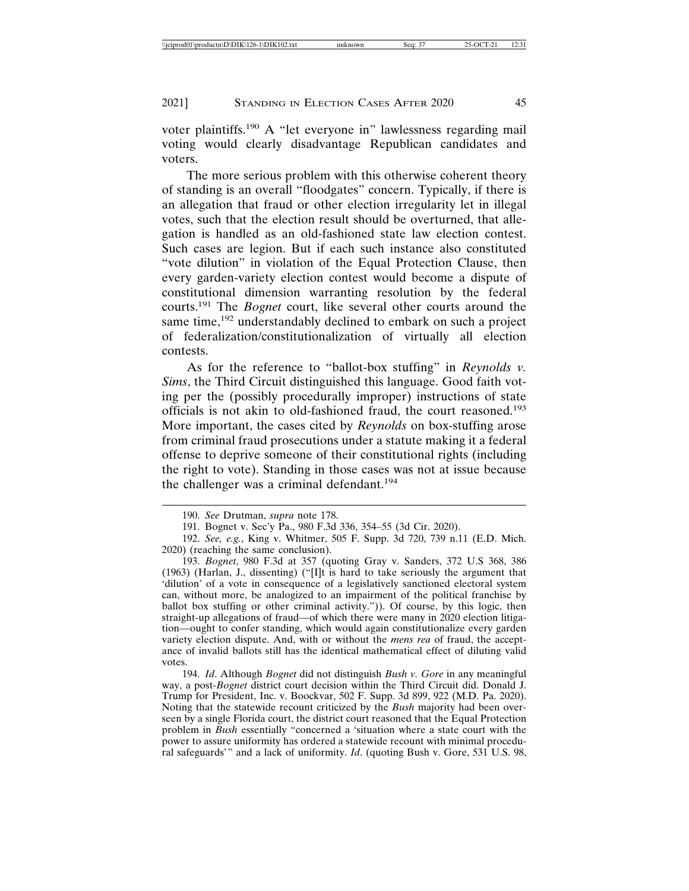voter plaintiffs.[190] A "let everyone in" lawlessness regarding mail voting would clearly disadvantage Republican candidates and voters.

The more serious problem with this otherwise coherent theory of standing is an overall "floodgates" concern. Typically, if there is an allegation that fraud or other election irregularity let in illegal votes, such that the election result should be overturned, that allegation is handled as an old-fashioned state law election contest. Such cases are legion. But if each such instance also constituted "vote dilution" in violation of the Equal Protection Clause, then every garden-variety election contest would become a dispute of constitutional dimension warranting resolution by the federal courts.[191] The *Bognet* court, like several other courts around the same time,[192] understandably declined to embark on such a project of federalization/constitutionalization of virtually all election contests.

As for the reference to "ballot-box stuffing" in *Reynolds v. Sims*, the Third Circuit distinguished this language. Good faith voting per the (possibly procedurally improper) instructions of state officials is not akin to old-fashioned fraud, the court reasoned.[193] More important, the cases cited by *Reynolds* on box-stuffing arose from criminal fraud prosecutions under a statute making it a federal offense to deprive someone of their constitutional rights (including the right to vote). Standing in those cases was not at issue because the challenger was a criminal defendant.[194]

---

190. *See* Drutman, *supra* note 178.

191. Bognet v. Sec'y Pa., 980 F.3d 336, 354–55 (3d Cir. 2020).

192. *See, e.g.*, King v. Whitmer, 505 F. Supp. 3d 720, 739 n.11 (E.D. Mich. 2020) (reaching the same conclusion).

193. *Bognet*, 980 F.3d at 357 (quoting Gray v. Sanders, 372 U.S 368, 386 (1963) (Harlan, J., dissenting) ("[I]t is hard to take seriously the argument that 'dilution' of a vote in consequence of a legislatively sanctioned electoral system can, without more, be analogized to an impairment of the political franchise by ballot box stuffing or other criminal activity.")). Of course, by this logic, then straight-up allegations of fraud—of which there were many in 2020 election litigation—ought to confer standing, which would again constitutionalize every garden variety election dispute. And, with or without the *mens rea* of fraud, the acceptance of invalid ballots still has the identical mathematical effect of diluting valid votes.

194. *Id*. Although *Bognet* did not distinguish *Bush v. Gore* in any meaningful way, a post-*Bognet* district court decision within the Third Circuit did. Donald J. Trump for President, Inc. v. Boockvar, 502 F. Supp. 3d 899, 922 (M.D. Pa. 2020). Noting that the statewide recount criticized by the *Bush* majority had been overseen by a single Florida court, the district court reasoned that the Equal Protection problem in *Bush* essentially "concerned a 'situation where a state court with the power to assure uniformity has ordered a statewide recount with minimal procedural safeguards'" and a lack of uniformity. *Id*. (quoting Bush v. Gore, 531 U.S. 98,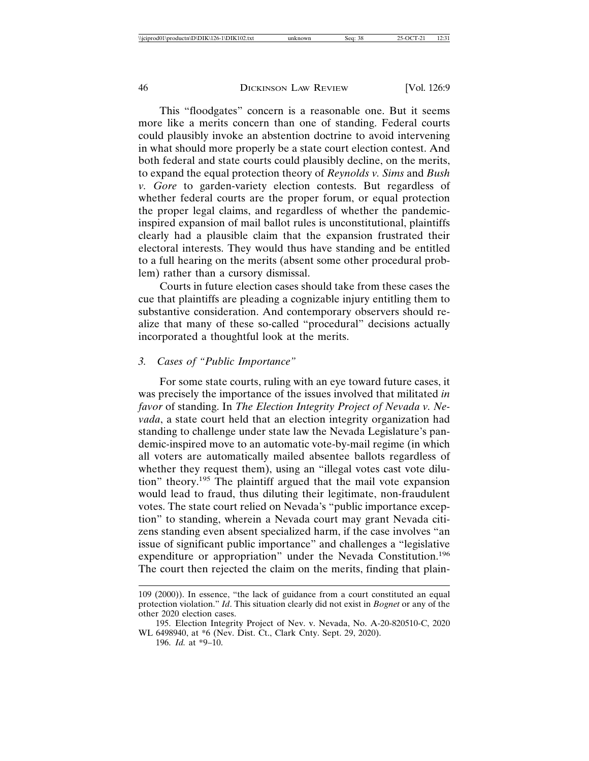This "floodgates" concern is a reasonable one. But it seems more like a merits concern than one of standing. Federal courts could plausibly invoke an abstention doctrine to avoid intervening in what should more properly be a state court election contest. And both federal and state courts could plausibly decline, on the merits, to expand the equal protection theory of *Reynolds v. Sims* and *Bush v. Gore* to garden-variety election contests. But regardless of whether federal courts are the proper forum, or equal protection the proper legal claims, and regardless of whether the pandemic-inspired expansion of mail ballot rules is unconstitutional, plaintiffs clearly had a plausible claim that the expansion frustrated their electoral interests. They would thus have standing and be entitled to a full hearing on the merits (absent some other procedural problem) rather than a cursory dismissal.

Courts in future election cases should take from these cases the cue that plaintiffs are pleading a cognizable injury entitling them to substantive consideration. And contemporary observers should realize that many of these so-called "procedural" decisions actually incorporated a thoughtful look at the merits.

### 3. *Cases of "Public Importance"*

For some state courts, ruling with an eye toward future cases, it was precisely the importance of the issues involved that militated *in favor* of standing. In *The Election Integrity Project of Nevada v. Nevada*, a state court held that an election integrity organization had standing to challenge under state law the Nevada Legislature's pandemic-inspired move to an automatic vote-by-mail regime (in which all voters are automatically mailed absentee ballots regardless of whether they request them), using an "illegal votes cast vote dilution" theory.[195] The plaintiff argued that the mail vote expansion would lead to fraud, thus diluting their legitimate, non-fraudulent votes. The state court relied on Nevada's "public importance exception" to standing, wherein a Nevada court may grant Nevada citizens standing even absent specialized harm, if the case involves "an issue of significant public importance" and challenges a "legislative expenditure or appropriation" under the Nevada Constitution.[196] The court then rejected the claim on the merits, finding that plain-

---

109 (2000)). In essence, "the lack of guidance from a court constituted an equal protection violation." *Id*. This situation clearly did not exist in *Bognet* or any of the other 2020 election cases.

195. Election Integrity Project of Nev. v. Nevada, No. A-20-820510-C, 2020 WL 6498940, at *6 (Nev. Dist. Ct., Clark Cnty. Sept. 29, 2020).

196. *Id.* at *9–10.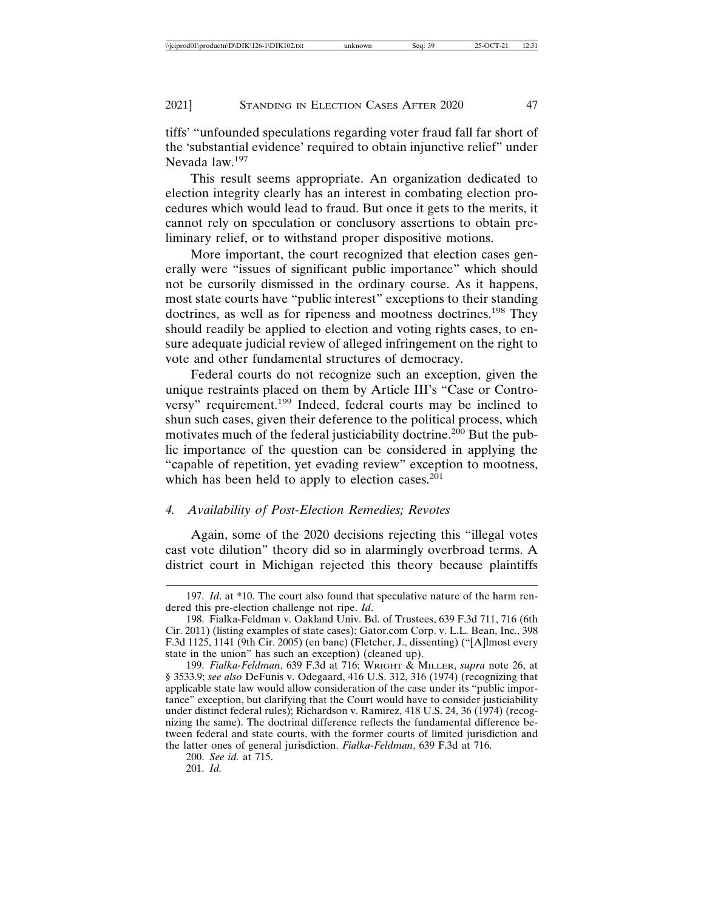tiffs' "unfounded speculations regarding voter fraud fall far short of the 'substantial evidence' required to obtain injunctive relief" under Nevada law.[197]

This result seems appropriate. An organization dedicated to election integrity clearly has an interest in combating election procedures which would lead to fraud. But once it gets to the merits, it cannot rely on speculation or conclusory assertions to obtain preliminary relief, or to withstand proper dispositive motions.

More important, the court recognized that election cases generally were "issues of significant public importance" which should not be cursorily dismissed in the ordinary course. As it happens, most state courts have "public interest" exceptions to their standing doctrines, as well as for ripeness and mootness doctrines.[198] They should readily be applied to election and voting rights cases, to ensure adequate judicial review of alleged infringement on the right to vote and other fundamental structures of democracy.

Federal courts do not recognize such an exception, given the unique restraints placed on them by Article III's "Case or Controversy" requirement.[199] Indeed, federal courts may be inclined to shun such cases, given their deference to the political process, which motivates much of the federal justiciability doctrine.[200] But the public importance of the question can be considered in applying the "capable of repetition, yet evading review" exception to mootness, which has been held to apply to election cases.[201]

#### *4. Availability of Post-Election Remedies; Revotes*

Again, some of the 2020 decisions rejecting this "illegal votes cast vote dilution" theory did so in alarmingly overbroad terms. A district court in Michigan rejected this theory because plaintiffs

---

197. *Id*. at *10. The court also found that speculative nature of the harm rendered this pre-election challenge not ripe. *Id*.

198. Fialka-Feldman v. Oakland Univ. Bd. of Trustees, 639 F.3d 711, 716 (6th Cir. 2011) (listing examples of state cases); Gator.com Corp. v. L.L. Bean, Inc., 398 F.3d 1125, 1141 (9th Cir. 2005) (en banc) (Fletcher, J., dissenting) ("[A]lmost every state in the union" has such an exception) (cleaned up).

199. *Fialka-Feldman*, 639 F.3d at 716; WRIGHT & MILLER, *supra* note 26, at § 3533.9; *see also* DeFunis v. Odegaard, 416 U.S. 312, 316 (1974) (recognizing that applicable state law would allow consideration of the case under its "public importance" exception, but clarifying that the Court would have to consider justiciability under distinct federal rules); Richardson v. Ramirez, 418 U.S. 24, 36 (1974) (recognizing the same). The doctrinal difference reflects the fundamental difference between federal and state courts, with the former courts of limited jurisdiction and the latter ones of general jurisdiction. *Fialka-Feldman*, 639 F.3d at 716.

200. *See id.* at 715.

201. *Id.*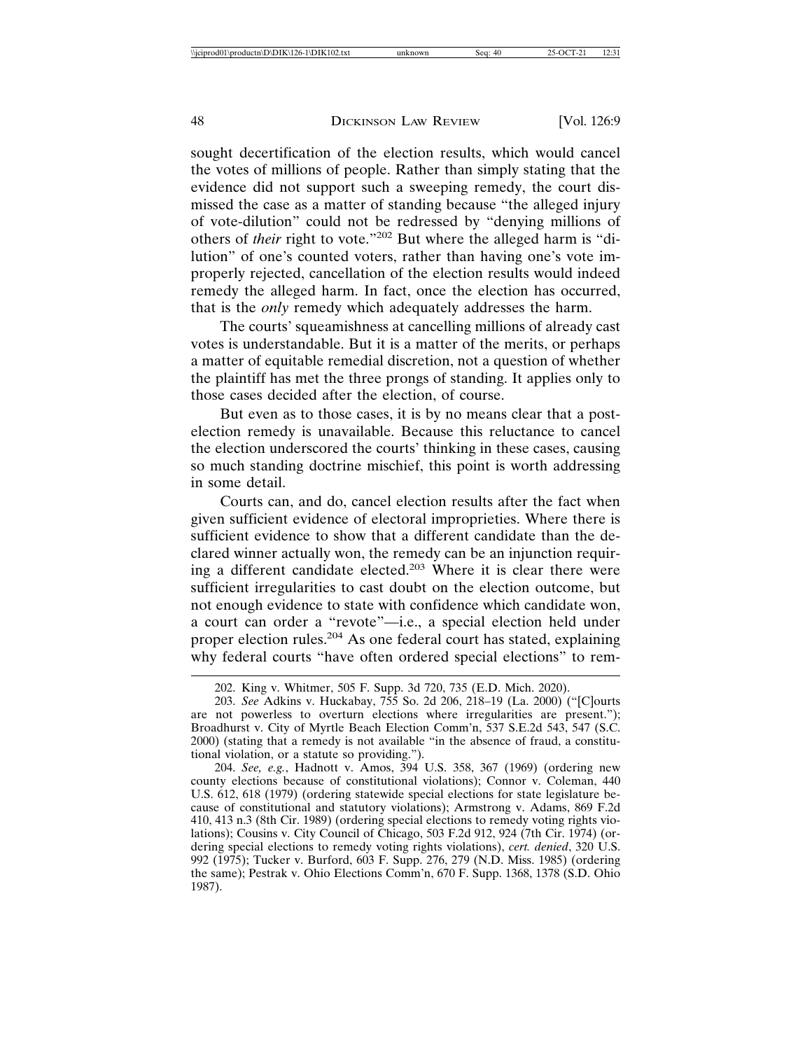sought decertification of the election results, which would cancel the votes of millions of people. Rather than simply stating that the evidence did not support such a sweeping remedy, the court dismissed the case as a matter of standing because "the alleged injury of vote-dilution" could not be redressed by "denying millions of others of *their* right to vote."[202] But where the alleged harm is "dilution" of one's counted voters, rather than having one's vote improperly rejected, cancellation of the election results would indeed remedy the alleged harm. In fact, once the election has occurred, that is the *only* remedy which adequately addresses the harm.

The courts' squeamishness at cancelling millions of already cast votes is understandable. But it is a matter of the merits, or perhaps a matter of equitable remedial discretion, not a question of whether the plaintiff has met the three prongs of standing. It applies only to those cases decided after the election, of course.

But even as to those cases, it is by no means clear that a post-election remedy is unavailable. Because this reluctance to cancel the election underscored the courts' thinking in these cases, causing so much standing doctrine mischief, this point is worth addressing in some detail.

Courts can, and do, cancel election results after the fact when given sufficient evidence of electoral improprieties. Where there is sufficient evidence to show that a different candidate than the declared winner actually won, the remedy can be an injunction requiring a different candidate elected.[203] Where it is clear there were sufficient irregularities to cast doubt on the election outcome, but not enough evidence to state with confidence which candidate won, a court can order a "revote"—i.e., a special election held under proper election rules.[204] As one federal court has stated, explaining why federal courts "have often ordered special elections" to rem-

202. King v. Whitmer, 505 F. Supp. 3d 720, 735 (E.D. Mich. 2020).

203. *See* Adkins v. Huckabay, 755 So. 2d 206, 218–19 (La. 2000) ("[C]ourts are not powerless to overturn elections where irregularities are present."); Broadhurst v. City of Myrtle Beach Election Comm'n, 537 S.E.2d 543, 547 (S.C. 2000) (stating that a remedy is not available "in the absence of fraud, a constitutional violation, or a statute so providing.").

204. *See, e.g.*, Hadnott v. Amos, 394 U.S. 358, 367 (1969) (ordering new county elections because of constitutional violations); Connor v. Coleman, 440 U.S. 612, 618 (1979) (ordering statewide special elections for state legislature because of constitutional and statutory violations); Armstrong v. Adams, 869 F.2d 410, 413 n.3 (8th Cir. 1989) (ordering special elections to remedy voting rights violations); Cousins v. City Council of Chicago, 503 F.2d 912, 924 (7th Cir. 1974) (ordering special elections to remedy voting rights violations), *cert. denied*, 320 U.S. 992 (1975); Tucker v. Burford, 603 F. Supp. 276, 279 (N.D. Miss. 1985) (ordering the same); Pestrak v. Ohio Elections Comm'n, 670 F. Supp. 1368, 1378 (S.D. Ohio 1987).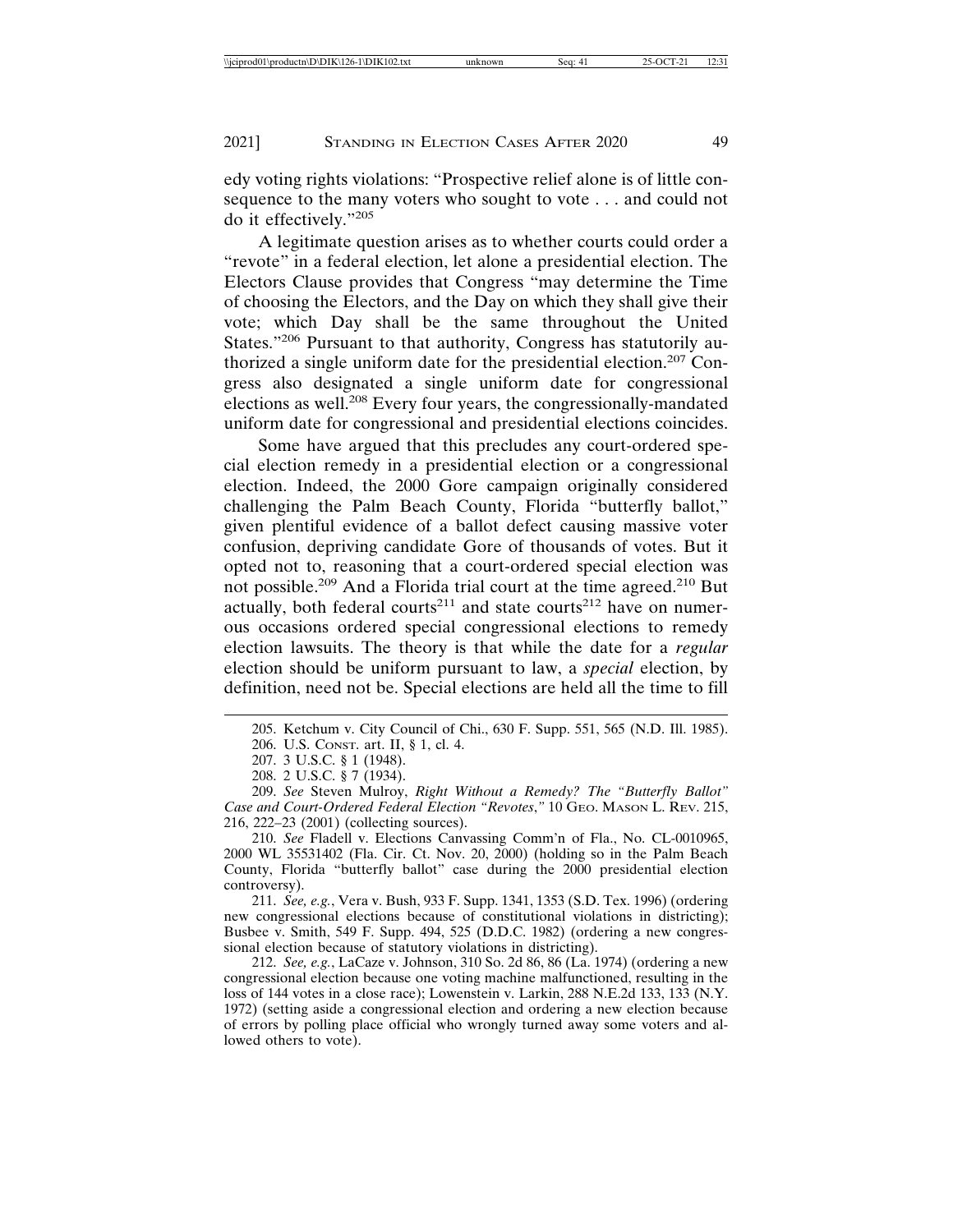edy voting rights violations: "Prospective relief alone is of little consequence to the many voters who sought to vote . . . and could not do it effectively."[205]

A legitimate question arises as to whether courts could order a "revote" in a federal election, let alone a presidential election. The Electors Clause provides that Congress "may determine the Time of choosing the Electors, and the Day on which they shall give their vote; which Day shall be the same throughout the United States."[206] Pursuant to that authority, Congress has statutorily authorized a single uniform date for the presidential election.[207] Congress also designated a single uniform date for congressional elections as well.[208] Every four years, the congressionally-mandated uniform date for congressional and presidential elections coincides.

Some have argued that this precludes any court-ordered special election remedy in a presidential election or a congressional election. Indeed, the 2000 Gore campaign originally considered challenging the Palm Beach County, Florida "butterfly ballot," given plentiful evidence of a ballot defect causing massive voter confusion, depriving candidate Gore of thousands of votes. But it opted not to, reasoning that a court-ordered special election was not possible.[209] And a Florida trial court at the time agreed.[210] But actually, both federal courts[211] and state courts[212] have on numerous occasions ordered special congressional elections to remedy election lawsuits. The theory is that while the date for a *regular* election should be uniform pursuant to law, a *special* election, by definition, need not be. Special elections are held all the time to fill

---

205. Ketchum v. City Council of Chi., 630 F. Supp. 551, 565 (N.D. Ill. 1985).

206. U.S. Const. art. II, § 1, cl. 4.

207. 3 U.S.C. § 1 (1948).

208. 2 U.S.C. § 7 (1934).

209. *See* Steven Mulroy, *Right Without a Remedy? The "Butterfly Ballot" Case and Court-Ordered Federal Election "Revotes*,*"* 10 Geo. Mason L. Rev. 215, 216, 222–23 (2001) (collecting sources).

210. *See* Fladell v. Elections Canvassing Comm'n of Fla., No. CL-0010965, 2000 WL 35531402 (Fla. Cir. Ct. Nov. 20, 2000) (holding so in the Palm Beach County, Florida "butterfly ballot" case during the 2000 presidential election controversy).

211. *See, e.g.*, Vera v. Bush, 933 F. Supp. 1341, 1353 (S.D. Tex. 1996) (ordering new congressional elections because of constitutional violations in districting); Busbee v. Smith, 549 F. Supp. 494, 525 (D.D.C. 1982) (ordering a new congressional election because of statutory violations in districting).

212. *See, e.g.*, LaCaze v. Johnson, 310 So. 2d 86, 86 (La. 1974) (ordering a new congressional election because one voting machine malfunctioned, resulting in the loss of 144 votes in a close race); Lowenstein v. Larkin, 288 N.E.2d 133, 133 (N.Y. 1972) (setting aside a congressional election and ordering a new election because of errors by polling place official who wrongly turned away some voters and allowed others to vote).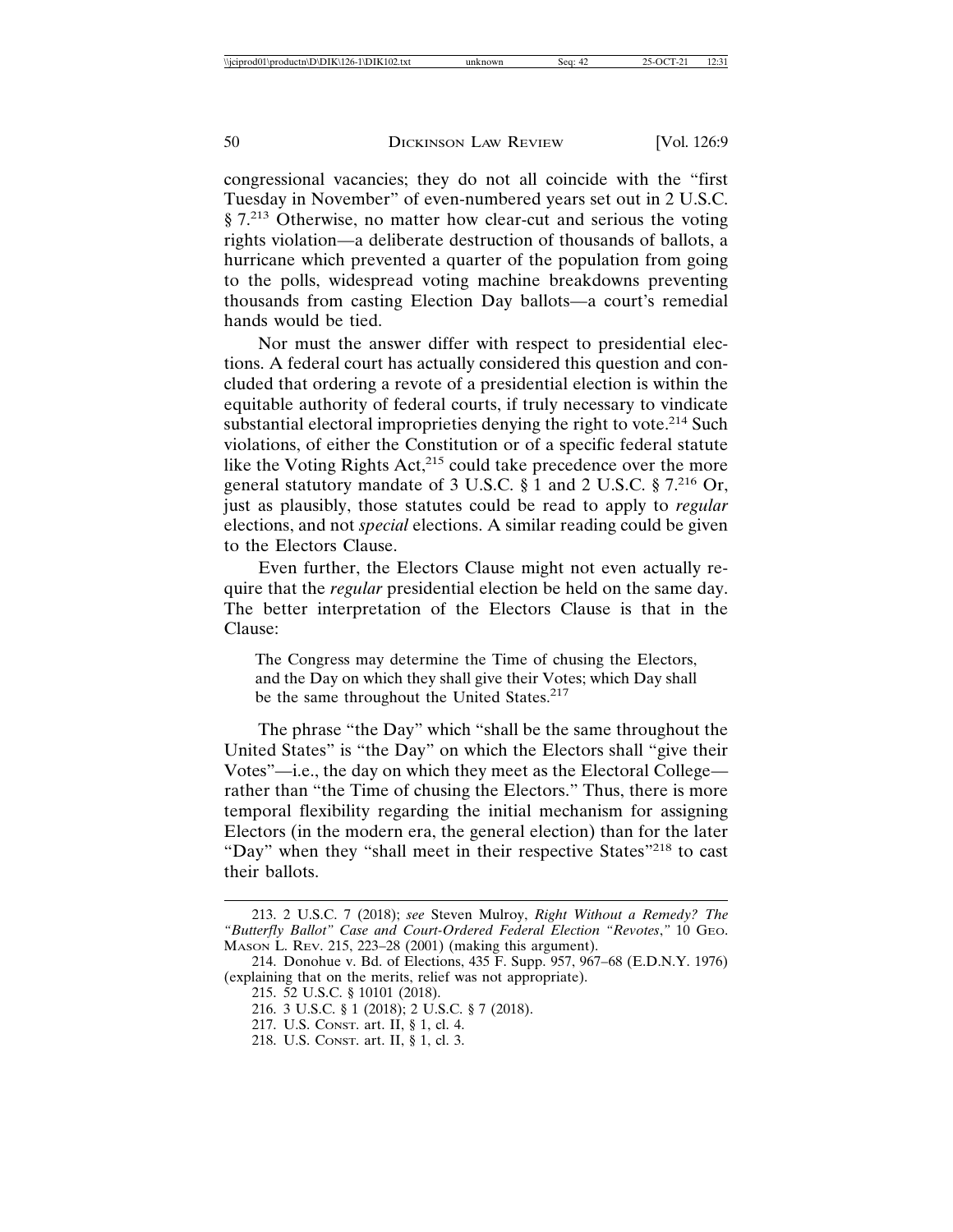congressional vacancies; they do not all coincide with the "first Tuesday in November" of even-numbered years set out in 2 U.S.C. § 7.[213] Otherwise, no matter how clear-cut and serious the voting rights violation—a deliberate destruction of thousands of ballots, a hurricane which prevented a quarter of the population from going to the polls, widespread voting machine breakdowns preventing thousands from casting Election Day ballots—a court's remedial hands would be tied.

Nor must the answer differ with respect to presidential elections. A federal court has actually considered this question and concluded that ordering a revote of a presidential election is within the equitable authority of federal courts, if truly necessary to vindicate substantial electoral improprieties denying the right to vote.[214] Such violations, of either the Constitution or of a specific federal statute like the Voting Rights Act,[215] could take precedence over the more general statutory mandate of 3 U.S.C. § 1 and 2 U.S.C. § 7.[216] Or, just as plausibly, those statutes could be read to apply to *regular* elections, and not *special* elections. A similar reading could be given to the Electors Clause.

Even further, the Electors Clause might not even actually require that the *regular* presidential election be held on the same day. The better interpretation of the Electors Clause is that in the Clause:

> The Congress may determine the Time of chusing the Electors, and the Day on which they shall give their Votes; which Day shall be the same throughout the United States.[217]

The phrase "the Day" which "shall be the same throughout the United States" is "the Day" on which the Electors shall "give their Votes"—i.e., the day on which they meet as the Electoral College—rather than "the Time of chusing the Electors." Thus, there is more temporal flexibility regarding the initial mechanism for assigning Electors (in the modern era, the general election) than for the later "Day" when they "shall meet in their respective States"[218] to cast their ballots.

---

213. 2 U.S.C. 7 (2018); *see* Steven Mulroy, *Right Without a Remedy? The "Butterfly Ballot" Case and Court-Ordered Federal Election "Revotes,"* 10 GEO. MASON L. REV. 215, 223–28 (2001) (making this argument).

214. Donohue v. Bd. of Elections, 435 F. Supp. 957, 967–68 (E.D.N.Y. 1976) (explaining that on the merits, relief was not appropriate).

215. 52 U.S.C. § 10101 (2018).

216. 3 U.S.C. § 1 (2018); 2 U.S.C. § 7 (2018).

217. U.S. CONST. art. II, § 1, cl. 4.

218. U.S. CONST. art. II, § 1, cl. 3.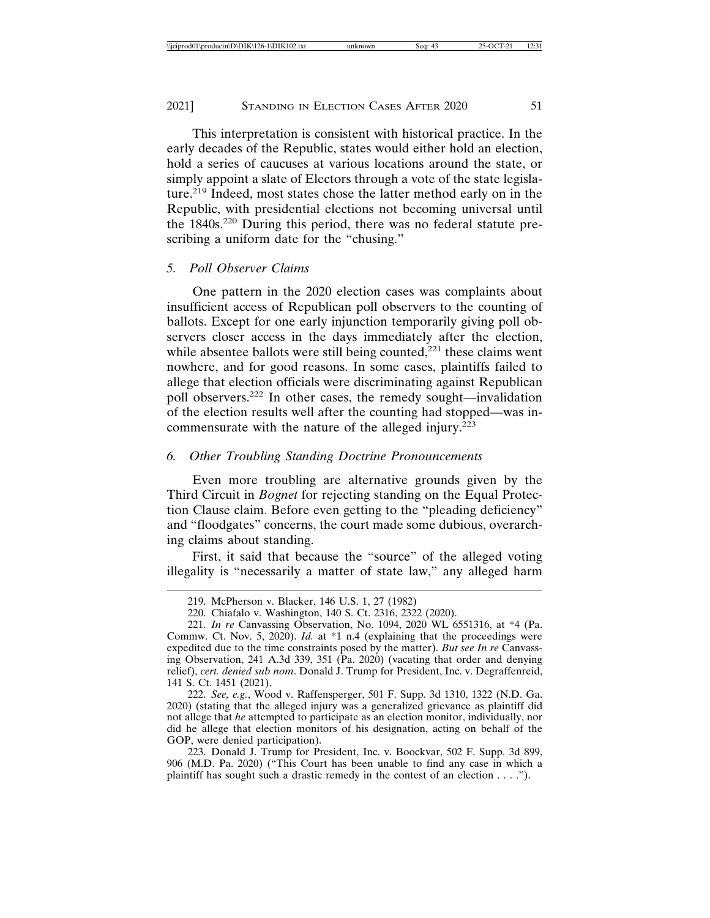This interpretation is consistent with historical practice. In the early decades of the Republic, states would either hold an election, hold a series of caucuses at various locations around the state, or simply appoint a slate of Electors through a vote of the state legislature.[219] Indeed, most states chose the latter method early on in the Republic, with presidential elections not becoming universal until the 1840s.[220] During this period, there was no federal statute prescribing a uniform date for the "chusing."

### *5. Poll Observer Claims*

One pattern in the 2020 election cases was complaints about insufficient access of Republican poll observers to the counting of ballots. Except for one early injunction temporarily giving poll observers closer access in the days immediately after the election, while absentee ballots were still being counted,[221] these claims went nowhere, and for good reasons. In some cases, plaintiffs failed to allege that election officials were discriminating against Republican poll observers.[222] In other cases, the remedy sought—invalidation of the election results well after the counting had stopped—was incommensurate with the nature of the alleged injury.[223]

### *6. Other Troubling Standing Doctrine Pronouncements*

Even more troubling are alternative grounds given by the Third Circuit in *Bognet* for rejecting standing on the Equal Protection Clause claim. Before even getting to the "pleading deficiency" and "floodgates" concerns, the court made some dubious, overarching claims about standing.

First, it said that because the "source" of the alleged voting illegality is "necessarily a matter of state law," any alleged harm

---

219. McPherson v. Blacker, 146 U.S. 1, 27 (1982)

220. Chiafalo v. Washington, 140 S. Ct. 2316, 2322 (2020).

221. *In re* Canvassing Observation, No. 1094, 2020 WL 6551316, at *4 (Pa. Commw. Ct. Nov. 5, 2020). *Id.* at *1 n.4 (explaining that the proceedings were expedited due to the time constraints posed by the matter). *But see In re* Canvassing Observation, 241 A.3d 339, 351 (Pa. 2020) (vacating that order and denying relief), *cert. denied sub nom*. Donald J. Trump for President, Inc. v. Degraffenreid, 141 S. Ct. 1451 (2021).

222. *See, e.g.*, Wood v. Raffensperger, 501 F. Supp. 3d 1310, 1322 (N.D. Ga. 2020) (stating that the alleged injury was a generalized grievance as plaintiff did not allege that *he* attempted to participate as an election monitor, individually, nor did he allege that election monitors of his designation, acting on behalf of the GOP, were denied participation).

223. Donald J. Trump for President, Inc. v. Boockvar, 502 F. Supp. 3d 899, 906 (M.D. Pa. 2020) ("This Court has been unable to find any case in which a plaintiff has sought such a drastic remedy in the contest of an election . . . .").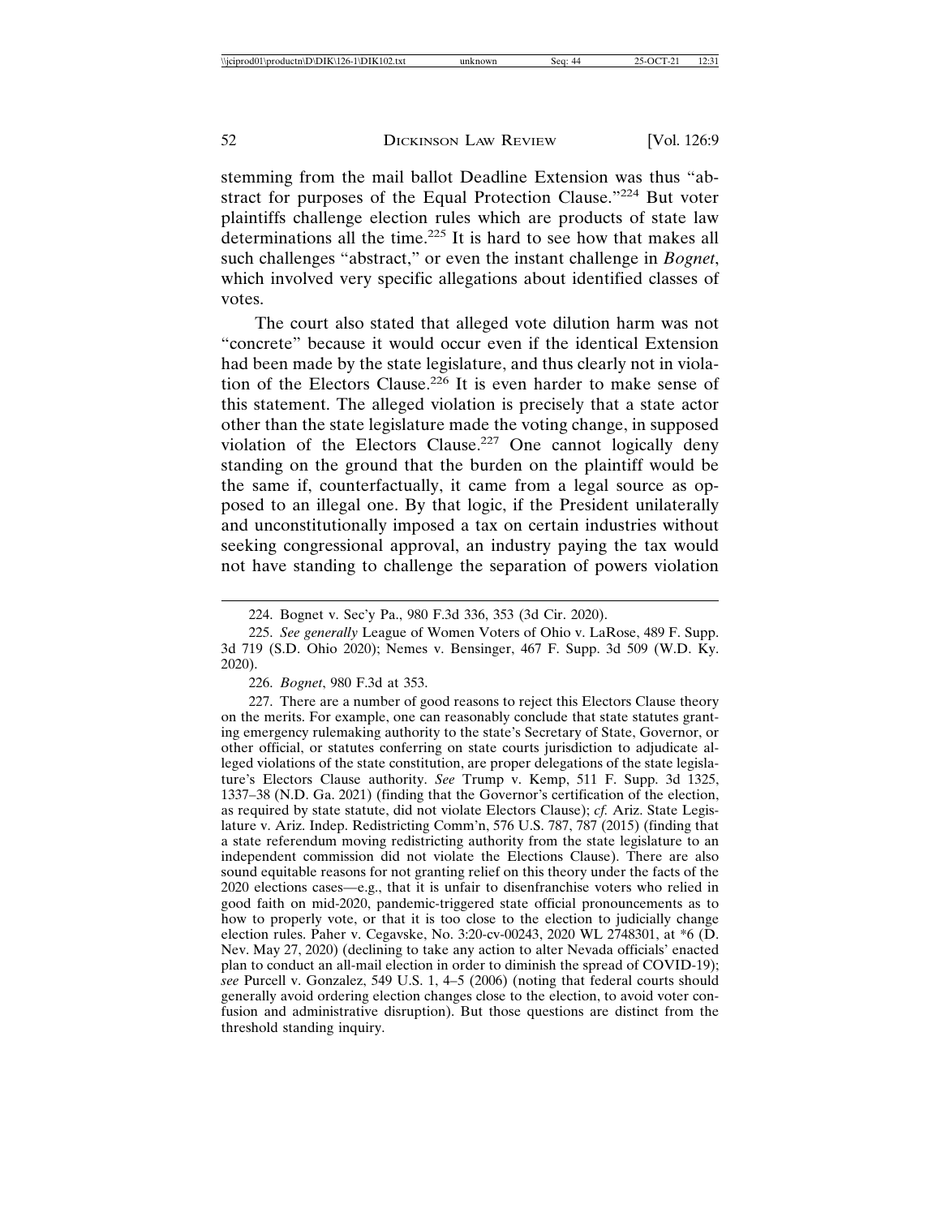stemming from the mail ballot Deadline Extension was thus "abstract for purposes of the Equal Protection Clause."[224] But voter plaintiffs challenge election rules which are products of state law determinations all the time.[225] It is hard to see how that makes all such challenges "abstract," or even the instant challenge in *Bognet*, which involved very specific allegations about identified classes of votes.

The court also stated that alleged vote dilution harm was not "concrete" because it would occur even if the identical Extension had been made by the state legislature, and thus clearly not in violation of the Electors Clause.[226] It is even harder to make sense of this statement. The alleged violation is precisely that a state actor other than the state legislature made the voting change, in supposed violation of the Electors Clause.[227] One cannot logically deny standing on the ground that the burden on the plaintiff would be the same if, counterfactually, it came from a legal source as opposed to an illegal one. By that logic, if the President unilaterally and unconstitutionally imposed a tax on certain industries without seeking congressional approval, an industry paying the tax would not have standing to challenge the separation of powers violation

---

224. Bognet v. Sec'y Pa., 980 F.3d 336, 353 (3d Cir. 2020).

225. *See generally* League of Women Voters of Ohio v. LaRose, 489 F. Supp. 3d 719 (S.D. Ohio 2020); Nemes v. Bensinger, 467 F. Supp. 3d 509 (W.D. Ky. 2020).

226. *Bognet*, 980 F.3d at 353.

227. There are a number of good reasons to reject this Electors Clause theory on the merits. For example, one can reasonably conclude that state statutes granting emergency rulemaking authority to the state's Secretary of State, Governor, or other official, or statutes conferring on state courts jurisdiction to adjudicate alleged violations of the state constitution, are proper delegations of the state legislature's Electors Clause authority. *See* Trump v. Kemp, 511 F. Supp. 3d 1325, 1337–38 (N.D. Ga. 2021) (finding that the Governor's certification of the election, as required by state statute, did not violate Electors Clause); *cf.* Ariz. State Legislature v. Ariz. Indep. Redistricting Comm'n, 576 U.S. 787, 787 (2015) (finding that a state referendum moving redistricting authority from the state legislature to an independent commission did not violate the Elections Clause). There are also sound equitable reasons for not granting relief on this theory under the facts of the 2020 elections cases—e.g., that it is unfair to disenfranchise voters who relied in good faith on mid-2020, pandemic-triggered state official pronouncements as to how to properly vote, or that it is too close to the election to judicially change election rules. Paher v. Cegavske, No. 3:20-cv-00243, 2020 WL 2748301, at *6 (D. Nev. May 27, 2020) (declining to take any action to alter Nevada officials' enacted plan to conduct an all-mail election in order to diminish the spread of COVID-19); *see* Purcell v. Gonzalez, 549 U.S. 1, 4–5 (2006) (noting that federal courts should generally avoid ordering election changes close to the election, to avoid voter confusion and administrative disruption). But those questions are distinct from the threshold standing inquiry.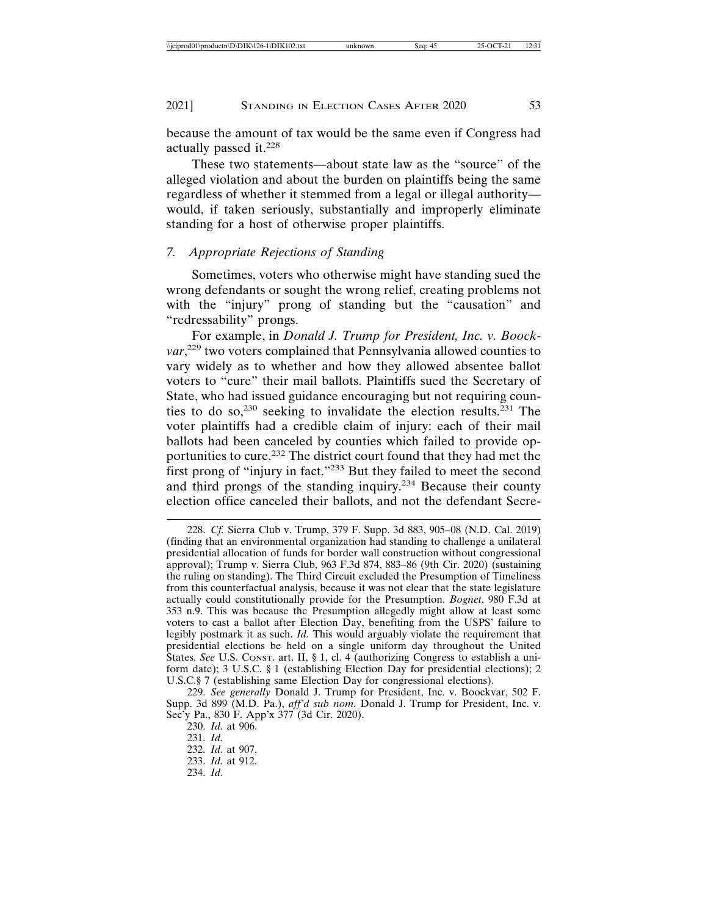because the amount of tax would be the same even if Congress had actually passed it.[228]

These two statements—about state law as the "source" of the alleged violation and about the burden on plaintiffs being the same regardless of whether it stemmed from a legal or illegal authority—would, if taken seriously, substantially and improperly eliminate standing for a host of otherwise proper plaintiffs.

### *7. Appropriate Rejections of Standing*

Sometimes, voters who otherwise might have standing sued the wrong defendants or sought the wrong relief, creating problems not with the "injury" prong of standing but the "causation" and "redressability" prongs.

For example, in *Donald J. Trump for President, Inc. v. Boockvar*,[229] two voters complained that Pennsylvania allowed counties to vary widely as to whether and how they allowed absentee ballot voters to "cure" their mail ballots. Plaintiffs sued the Secretary of State, who had issued guidance encouraging but not requiring counties to do so,[230] seeking to invalidate the election results.[231] The voter plaintiffs had a credible claim of injury: each of their mail ballots had been canceled by counties which failed to provide opportunities to cure.[232] The district court found that they had met the first prong of "injury in fact."[233] But they failed to meet the second and third prongs of the standing inquiry.[234] Because their county election office canceled their ballots, and not the defendant Secre-

---

228. *Cf.* Sierra Club v. Trump, 379 F. Supp. 3d 883, 905–08 (N.D. Cal. 2019) (finding that an environmental organization had standing to challenge a unilateral presidential allocation of funds for border wall construction without congressional approval); Trump v. Sierra Club, 963 F.3d 874, 883–86 (9th Cir. 2020) (sustaining the ruling on standing). The Third Circuit excluded the Presumption of Timeliness from this counterfactual analysis, because it was not clear that the state legislature actually could constitutionally provide for the Presumption. *Bognet*, 980 F.3d at 353 n.9. This was because the Presumption allegedly might allow at least some voters to cast a ballot after Election Day, benefiting from the USPS' failure to legibly postmark it as such. *Id.* This would arguably violate the requirement that presidential elections be held on a single uniform day throughout the United States. *See* U.S. CONST. art. II, § 1, cl. 4 (authorizing Congress to establish a uniform date); 3 U.S.C. § 1 (establishing Election Day for presidential elections); 2 U.S.C.§ 7 (establishing same Election Day for congressional elections).

229. *See generally* Donald J. Trump for President, Inc. v. Boockvar, 502 F. Supp. 3d 899 (M.D. Pa.), *aff'd sub nom.* Donald J. Trump for President, Inc. v. Sec'y Pa., 830 F. App'x 377 (3d Cir. 2020).

230. *Id.* at 906.

231. *Id.*

232. *Id.* at 907.

233. *Id.* at 912.

234. *Id.*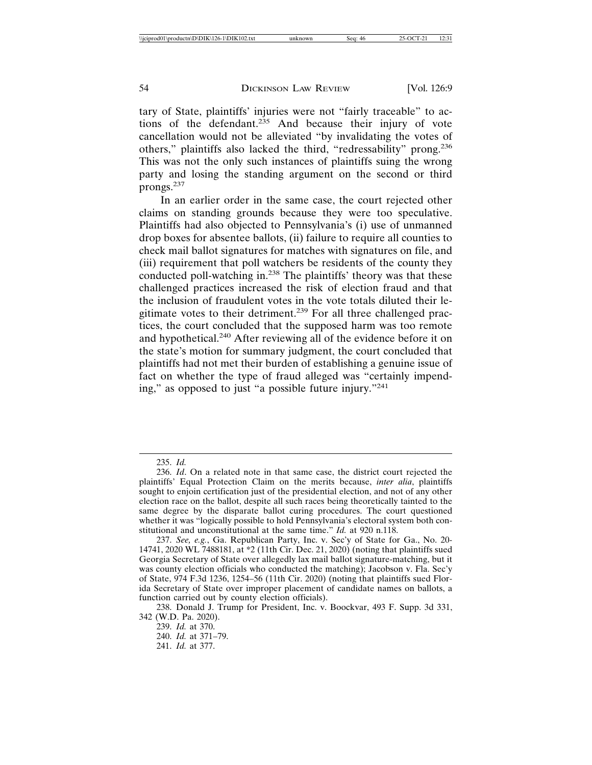tary of State, plaintiffs' injuries were not "fairly traceable" to actions of the defendant.[235] And because their injury of vote cancellation would not be alleviated "by invalidating the votes of others," plaintiffs also lacked the third, "redressability" prong.[236] This was not the only such instances of plaintiffs suing the wrong party and losing the standing argument on the second or third prongs.[237]

In an earlier order in the same case, the court rejected other claims on standing grounds because they were too speculative. Plaintiffs had also objected to Pennsylvania's (i) use of unmanned drop boxes for absentee ballots, (ii) failure to require all counties to check mail ballot signatures for matches with signatures on file, and (iii) requirement that poll watchers be residents of the county they conducted poll-watching in.[238] The plaintiffs' theory was that these challenged practices increased the risk of election fraud and that the inclusion of fraudulent votes in the vote totals diluted their legitimate votes to their detriment.[239] For all three challenged practices, the court concluded that the supposed harm was too remote and hypothetical.[240] After reviewing all of the evidence before it on the state's motion for summary judgment, the court concluded that plaintiffs had not met their burden of establishing a genuine issue of fact on whether the type of fraud alleged was "certainly impending," as opposed to just "a possible future injury."[241]

---

235. *Id.*

236. *Id*. On a related note in that same case, the district court rejected the plaintiffs' Equal Protection Claim on the merits because, *inter alia*, plaintiffs sought to enjoin certification just of the presidential election, and not of any other election race on the ballot, despite all such races being theoretically tainted to the same degree by the disparate ballot curing procedures. The court questioned whether it was "logically possible to hold Pennsylvania's electoral system both constitutional and unconstitutional at the same time." *Id.* at 920 n.118.

237. *See, e.g.*, Ga. Republican Party, Inc. v. Sec'y of State for Ga., No. 20-14741, 2020 WL 7488181, at *2 (11th Cir. Dec. 21, 2020) (noting that plaintiffs sued Georgia Secretary of State over allegedly lax mail ballot signature-matching, but it was county election officials who conducted the matching); Jacobson v. Fla. Sec'y of State, 974 F.3d 1236, 1254–56 (11th Cir. 2020) (noting that plaintiffs sued Florida Secretary of State over improper placement of candidate names on ballots, a function carried out by county election officials).

238. Donald J. Trump for President, Inc. v. Boockvar, 493 F. Supp. 3d 331, 342 (W.D. Pa. 2020).

239. *Id.* at 370.

240. *Id.* at 371–79.

241. *Id.* at 377.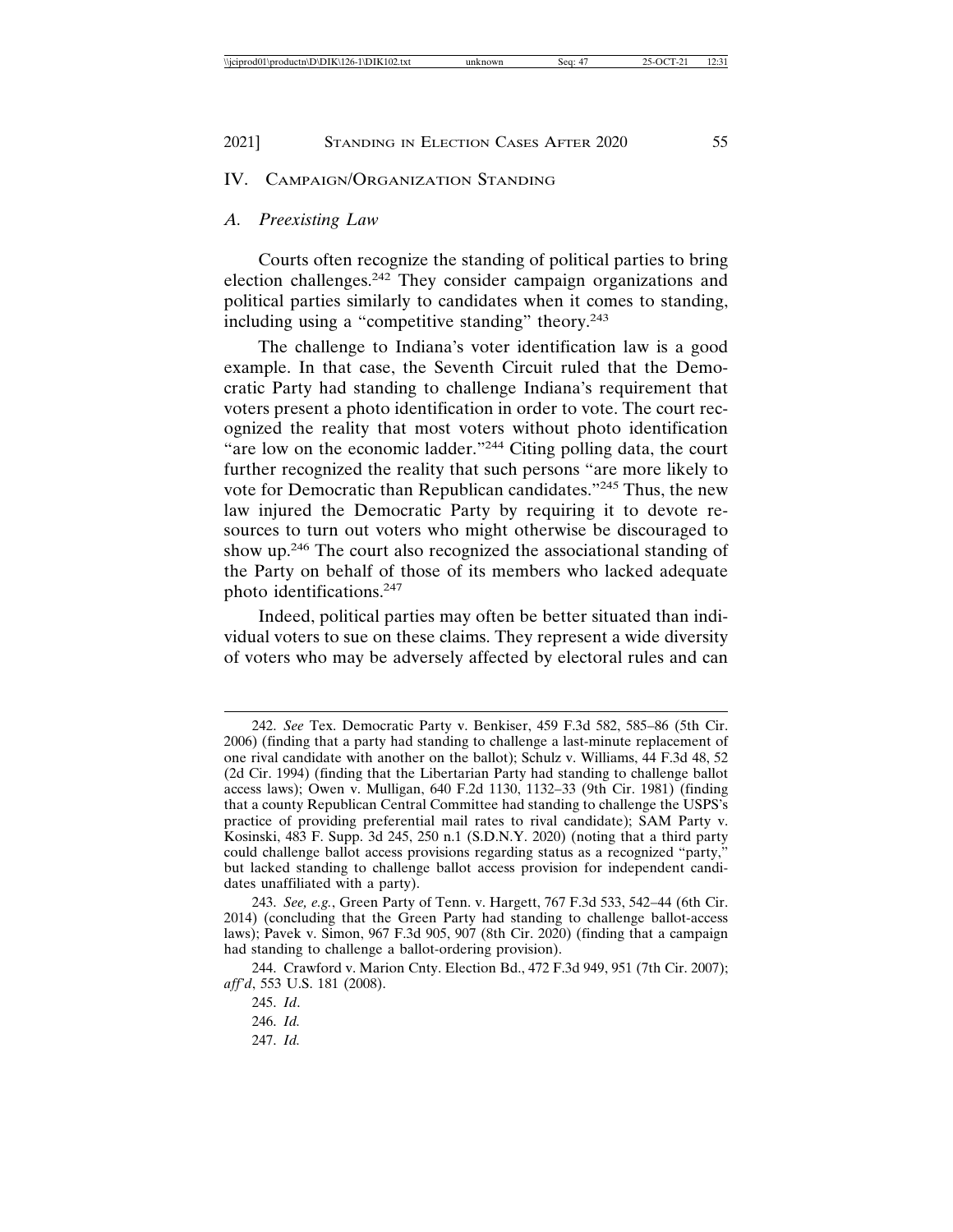## IV. Campaign/Organization Standing

### *A. Preexisting Law*

Courts often recognize the standing of political parties to bring election challenges.[242] They consider campaign organizations and political parties similarly to candidates when it comes to standing, including using a "competitive standing" theory.[243]

The challenge to Indiana's voter identification law is a good example. In that case, the Seventh Circuit ruled that the Democratic Party had standing to challenge Indiana's requirement that voters present a photo identification in order to vote. The court recognized the reality that most voters without photo identification "are low on the economic ladder."[244] Citing polling data, the court further recognized the reality that such persons "are more likely to vote for Democratic than Republican candidates."[245] Thus, the new law injured the Democratic Party by requiring it to devote resources to turn out voters who might otherwise be discouraged to show up.[246] The court also recognized the associational standing of the Party on behalf of those of its members who lacked adequate photo identifications.[247]

Indeed, political parties may often be better situated than individual voters to sue on these claims. They represent a wide diversity of voters who may be adversely affected by electoral rules and can

---

242. *See* Tex. Democratic Party v. Benkiser, 459 F.3d 582, 585–86 (5th Cir. 2006) (finding that a party had standing to challenge a last-minute replacement of one rival candidate with another on the ballot); Schulz v. Williams, 44 F.3d 48, 52 (2d Cir. 1994) (finding that the Libertarian Party had standing to challenge ballot access laws); Owen v. Mulligan, 640 F.2d 1130, 1132–33 (9th Cir. 1981) (finding that a county Republican Central Committee had standing to challenge the USPS's practice of providing preferential mail rates to rival candidate); SAM Party v. Kosinski, 483 F. Supp. 3d 245, 250 n.1 (S.D.N.Y. 2020) (noting that a third party could challenge ballot access provisions regarding status as a recognized "party," but lacked standing to challenge ballot access provision for independent candidates unaffiliated with a party).

243. *See, e.g.*, Green Party of Tenn. v. Hargett, 767 F.3d 533, 542–44 (6th Cir. 2014) (concluding that the Green Party had standing to challenge ballot-access laws); Pavek v. Simon, 967 F.3d 905, 907 (8th Cir. 2020) (finding that a campaign had standing to challenge a ballot-ordering provision).

244. Crawford v. Marion Cnty. Election Bd., 472 F.3d 949, 951 (7th Cir. 2007); *aff'd*, 553 U.S. 181 (2008).

245. *Id*.

246. *Id.*

247. *Id.*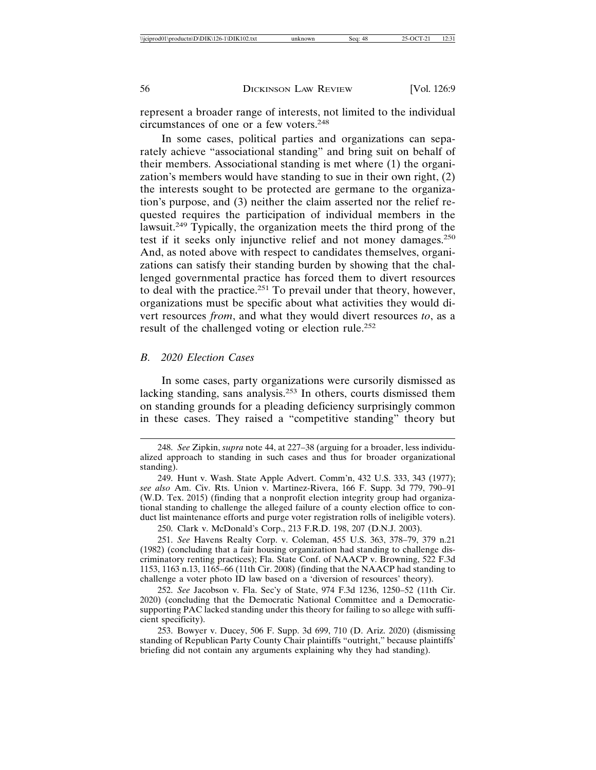represent a broader range of interests, not limited to the individual circumstances of one or a few voters.[248]

In some cases, political parties and organizations can separately achieve "associational standing" and bring suit on behalf of their members. Associational standing is met where (1) the organization's members would have standing to sue in their own right, (2) the interests sought to be protected are germane to the organization's purpose, and (3) neither the claim asserted nor the relief requested requires the participation of individual members in the lawsuit.[249] Typically, the organization meets the third prong of the test if it seeks only injunctive relief and not money damages.[250] And, as noted above with respect to candidates themselves, organizations can satisfy their standing burden by showing that the challenged governmental practice has forced them to divert resources to deal with the practice.[251] To prevail under that theory, however, organizations must be specific about what activities they would divert resources *from*, and what they would divert resources *to*, as a result of the challenged voting or election rule.[252]

### *B. 2020 Election Cases*

In some cases, party organizations were cursorily dismissed as lacking standing, sans analysis.[253] In others, courts dismissed them on standing grounds for a pleading deficiency surprisingly common in these cases. They raised a "competitive standing" theory but

---

248. *See* Zipkin, *supra* note 44, at 227–38 (arguing for a broader, less individualized approach to standing in such cases and thus for broader organizational standing).

249. Hunt v. Wash. State Apple Advert. Comm'n, 432 U.S. 333, 343 (1977); *see also* Am. Civ. Rts. Union v. Martinez-Rivera, 166 F. Supp. 3d 779, 790–91 (W.D. Tex. 2015) (finding that a nonprofit election integrity group had organizational standing to challenge the alleged failure of a county election office to conduct list maintenance efforts and purge voter registration rolls of ineligible voters).

250. Clark v. McDonald's Corp., 213 F.R.D. 198, 207 (D.N.J. 2003).

251. *See* Havens Realty Corp. v. Coleman, 455 U.S. 363, 378–79, 379 n.21 (1982) (concluding that a fair housing organization had standing to challenge discriminatory renting practices); Fla. State Conf. of NAACP v. Browning, 522 F.3d 1153, 1163 n.13, 1165–66 (11th Cir. 2008) (finding that the NAACP had standing to challenge a voter photo ID law based on a 'diversion of resources' theory).

252. *See* Jacobson v. Fla. Sec'y of State, 974 F.3d 1236, 1250–52 (11th Cir. 2020) (concluding that the Democratic National Committee and a Democratic-supporting PAC lacked standing under this theory for failing to so allege with sufficient specificity).

253. Bowyer v. Ducey, 506 F. Supp. 3d 699, 710 (D. Ariz. 2020) (dismissing standing of Republican Party County Chair plaintiffs "outright," because plaintiffs' briefing did not contain any arguments explaining why they had standing).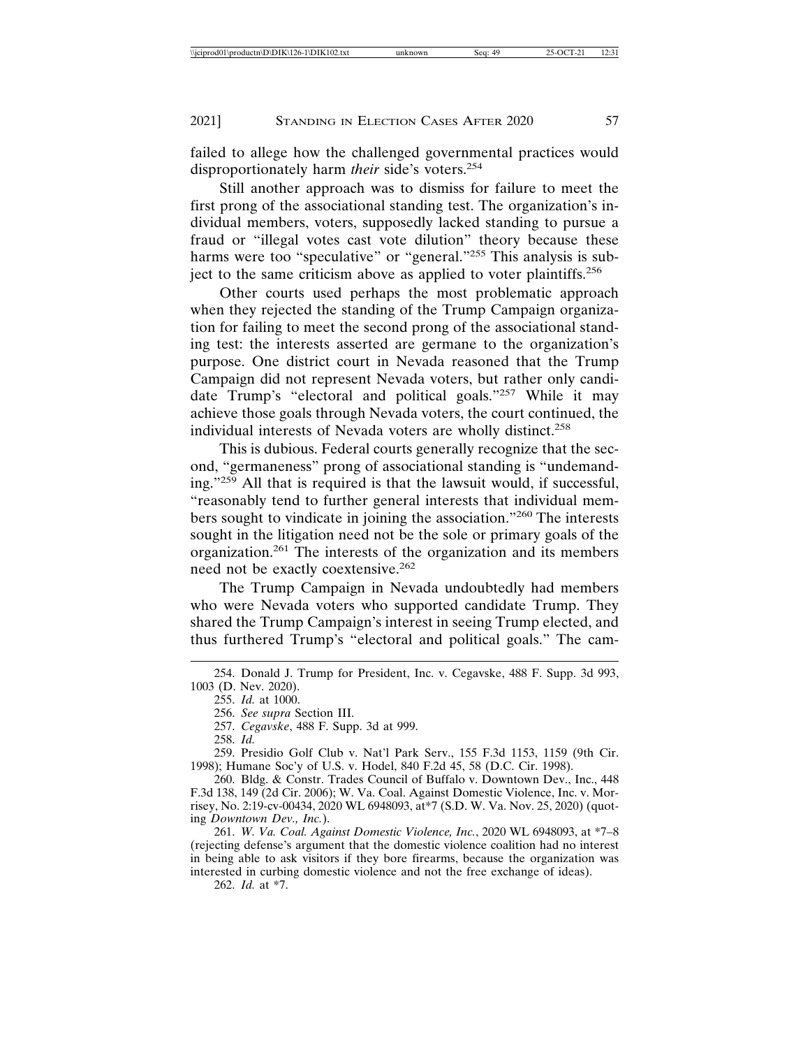failed to allege how the challenged governmental practices would disproportionately harm *their* side's voters.[254]

Still another approach was to dismiss for failure to meet the first prong of the associational standing test. The organization's individual members, voters, supposedly lacked standing to pursue a fraud or "illegal votes cast vote dilution" theory because these harms were too "speculative" or "general."[255] This analysis is subject to the same criticism above as applied to voter plaintiffs.[256]

Other courts used perhaps the most problematic approach when they rejected the standing of the Trump Campaign organization for failing to meet the second prong of the associational standing test: the interests asserted are germane to the organization's purpose. One district court in Nevada reasoned that the Trump Campaign did not represent Nevada voters, but rather only candidate Trump's "electoral and political goals."[257] While it may achieve those goals through Nevada voters, the court continued, the individual interests of Nevada voters are wholly distinct.[258]

This is dubious. Federal courts generally recognize that the second, "germaneness" prong of associational standing is "undemanding."[259] All that is required is that the lawsuit would, if successful, "reasonably tend to further general interests that individual members sought to vindicate in joining the association."[260] The interests sought in the litigation need not be the sole or primary goals of the organization.[261] The interests of the organization and its members need not be exactly coextensive.[262]

The Trump Campaign in Nevada undoubtedly had members who were Nevada voters who supported candidate Trump. They shared the Trump Campaign's interest in seeing Trump elected, and thus furthered Trump's "electoral and political goals." The cam-

---

254. Donald J. Trump for President, Inc. v. Cegavske, 488 F. Supp. 3d 993, 1003 (D. Nev. 2020).

255. *Id.* at 1000.

256. *See supra* Section III.

257. *Cegavske*, 488 F. Supp. 3d at 999.

258. *Id.*

259. Presidio Golf Club v. Nat'l Park Serv., 155 F.3d 1153, 1159 (9th Cir. 1998); Humane Soc'y of U.S. v. Hodel, 840 F.2d 45, 58 (D.C. Cir. 1998).

260. Bldg. & Constr. Trades Council of Buffalo v. Downtown Dev., Inc., 448 F.3d 138, 149 (2d Cir. 2006); W. Va. Coal. Against Domestic Violence, Inc. v. Morrisey, No. 2:19-cv-00434, 2020 WL 6948093, at*7 (S.D. W. Va. Nov. 25, 2020) (quoting *Downtown Dev., Inc.*).

261. *W. Va. Coal. Against Domestic Violence, Inc.*, 2020 WL 6948093, at *7–8 (rejecting defense's argument that the domestic violence coalition had no interest in being able to ask visitors if they bore firearms, because the organization was interested in curbing domestic violence and not the free exchange of ideas).

262. *Id.* at *7.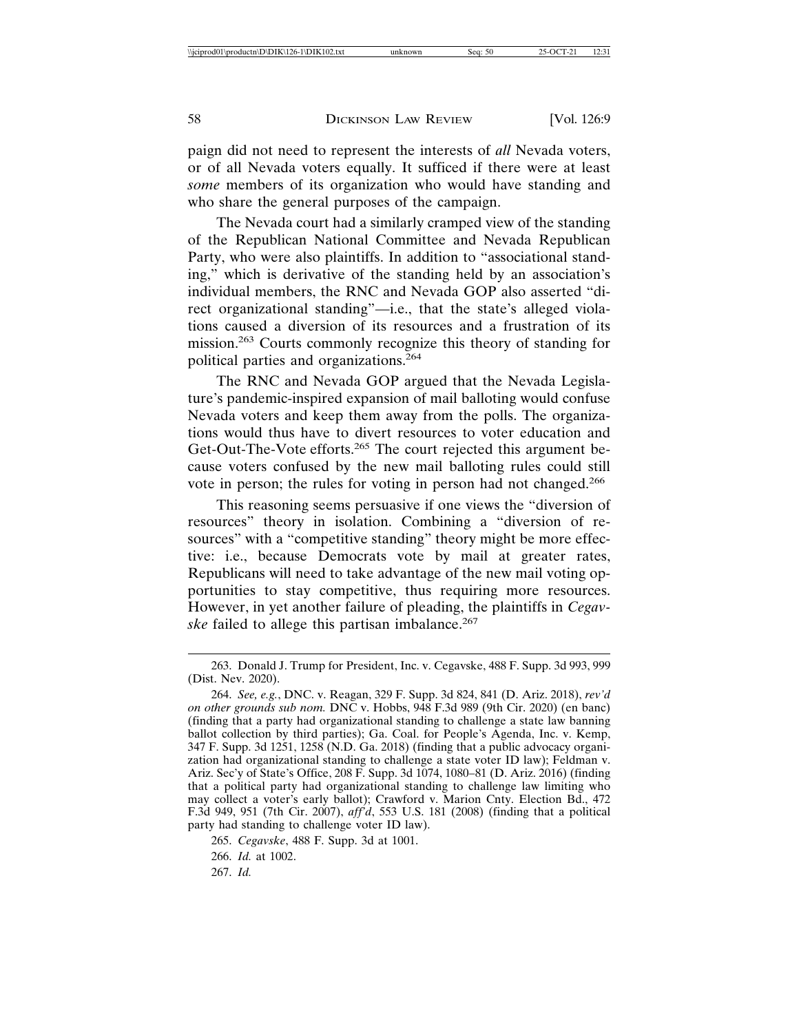paign did not need to represent the interests of *all* Nevada voters, or of all Nevada voters equally. It sufficed if there were at least *some* members of its organization who would have standing and who share the general purposes of the campaign.

The Nevada court had a similarly cramped view of the standing of the Republican National Committee and Nevada Republican Party, who were also plaintiffs. In addition to "associational standing," which is derivative of the standing held by an association's individual members, the RNC and Nevada GOP also asserted "direct organizational standing"—i.e., that the state's alleged violations caused a diversion of its resources and a frustration of its mission.[263] Courts commonly recognize this theory of standing for political parties and organizations.[264]

The RNC and Nevada GOP argued that the Nevada Legislature's pandemic-inspired expansion of mail balloting would confuse Nevada voters and keep them away from the polls. The organizations would thus have to divert resources to voter education and Get-Out-The-Vote efforts.[265] The court rejected this argument because voters confused by the new mail balloting rules could still vote in person; the rules for voting in person had not changed.[266]

This reasoning seems persuasive if one views the "diversion of resources" theory in isolation. Combining a "diversion of resources" with a "competitive standing" theory might be more effective: i.e., because Democrats vote by mail at greater rates, Republicans will need to take advantage of the new mail voting opportunities to stay competitive, thus requiring more resources. However, in yet another failure of pleading, the plaintiffs in *Cegavske* failed to allege this partisan imbalance.[267]

---

263. Donald J. Trump for President, Inc. v. Cegavske, 488 F. Supp. 3d 993, 999 (Dist. Nev. 2020).

264. *See, e.g.*, DNC. v. Reagan, 329 F. Supp. 3d 824, 841 (D. Ariz. 2018), *rev'd on other grounds sub nom.* DNC v. Hobbs, 948 F.3d 989 (9th Cir. 2020) (en banc) (finding that a party had organizational standing to challenge a state law banning ballot collection by third parties); Ga. Coal. for People's Agenda, Inc. v. Kemp, 347 F. Supp. 3d 1251, 1258 (N.D. Ga. 2018) (finding that a public advocacy organization had organizational standing to challenge a state voter ID law); Feldman v. Ariz. Sec'y of State's Office, 208 F. Supp. 3d 1074, 1080–81 (D. Ariz. 2016) (finding that a political party had organizational standing to challenge law limiting who may collect a voter's early ballot); Crawford v. Marion Cnty. Election Bd., 472 F.3d 949, 951 (7th Cir. 2007), *aff'd*, 553 U.S. 181 (2008) (finding that a political party had standing to challenge voter ID law).

265. *Cegavske*, 488 F. Supp. 3d at 1001.

266. *Id.* at 1002.

267. *Id.*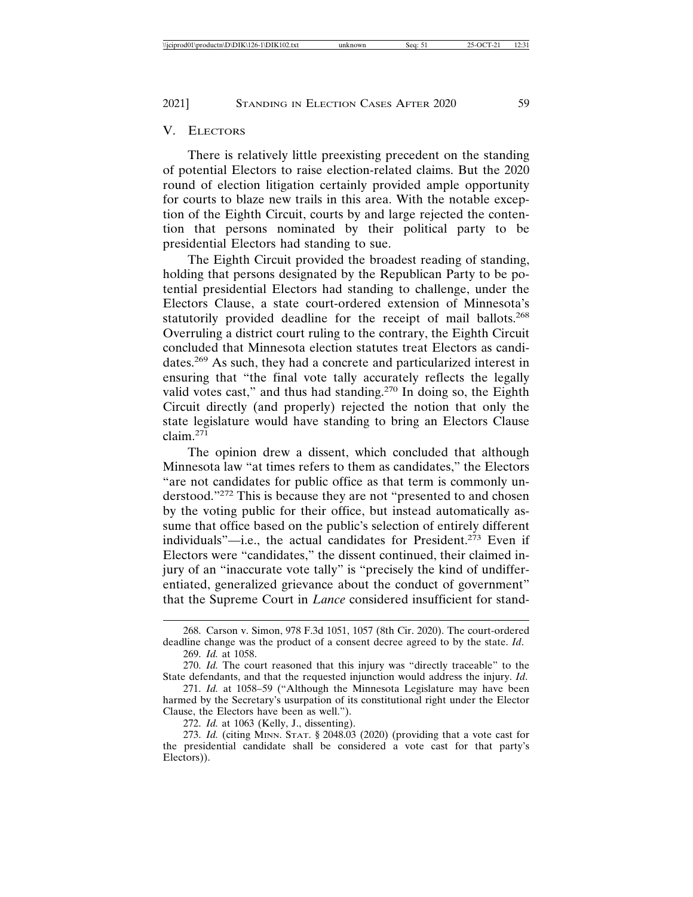## V. Electors

There is relatively little preexisting precedent on the standing of potential Electors to raise election-related claims. But the 2020 round of election litigation certainly provided ample opportunity for courts to blaze new trails in this area. With the notable exception of the Eighth Circuit, courts by and large rejected the contention that persons nominated by their political party to be presidential Electors had standing to sue.

The Eighth Circuit provided the broadest reading of standing, holding that persons designated by the Republican Party to be potential presidential Electors had standing to challenge, under the Electors Clause, a state court-ordered extension of Minnesota's statutorily provided deadline for the receipt of mail ballots.[268] Overruling a district court ruling to the contrary, the Eighth Circuit concluded that Minnesota election statutes treat Electors as candidates.[269] As such, they had a concrete and particularized interest in ensuring that "the final vote tally accurately reflects the legally valid votes cast," and thus had standing.[270] In doing so, the Eighth Circuit directly (and properly) rejected the notion that only the state legislature would have standing to bring an Electors Clause claim.[271]

The opinion drew a dissent, which concluded that although Minnesota law "at times refers to them as candidates," the Electors "are not candidates for public office as that term is commonly understood."[272] This is because they are not "presented to and chosen by the voting public for their office, but instead automatically assume that office based on the public's selection of entirely different individuals"—i.e., the actual candidates for President.[273] Even if Electors were "candidates," the dissent continued, their claimed injury of an "inaccurate vote tally" is "precisely the kind of undifferentiated, generalized grievance about the conduct of government" that the Supreme Court in *Lance* considered insufficient for stand-

---

268. Carson v. Simon, 978 F.3d 1051, 1057 (8th Cir. 2020). The court-ordered deadline change was the product of a consent decree agreed to by the state. *Id*.

269. *Id.* at 1058.

270. *Id.* The court reasoned that this injury was "directly traceable" to the State defendants, and that the requested injunction would address the injury. *Id*.

271. *Id.* at 1058–59 ("Although the Minnesota Legislature may have been harmed by the Secretary's usurpation of its constitutional right under the Elector Clause, the Electors have been as well.").

272. *Id.* at 1063 (Kelly, J., dissenting).

273. *Id.* (citing Minn. Stat. § 2048.03 (2020) (providing that a vote cast for the presidential candidate shall be considered a vote cast for that party's Electors)).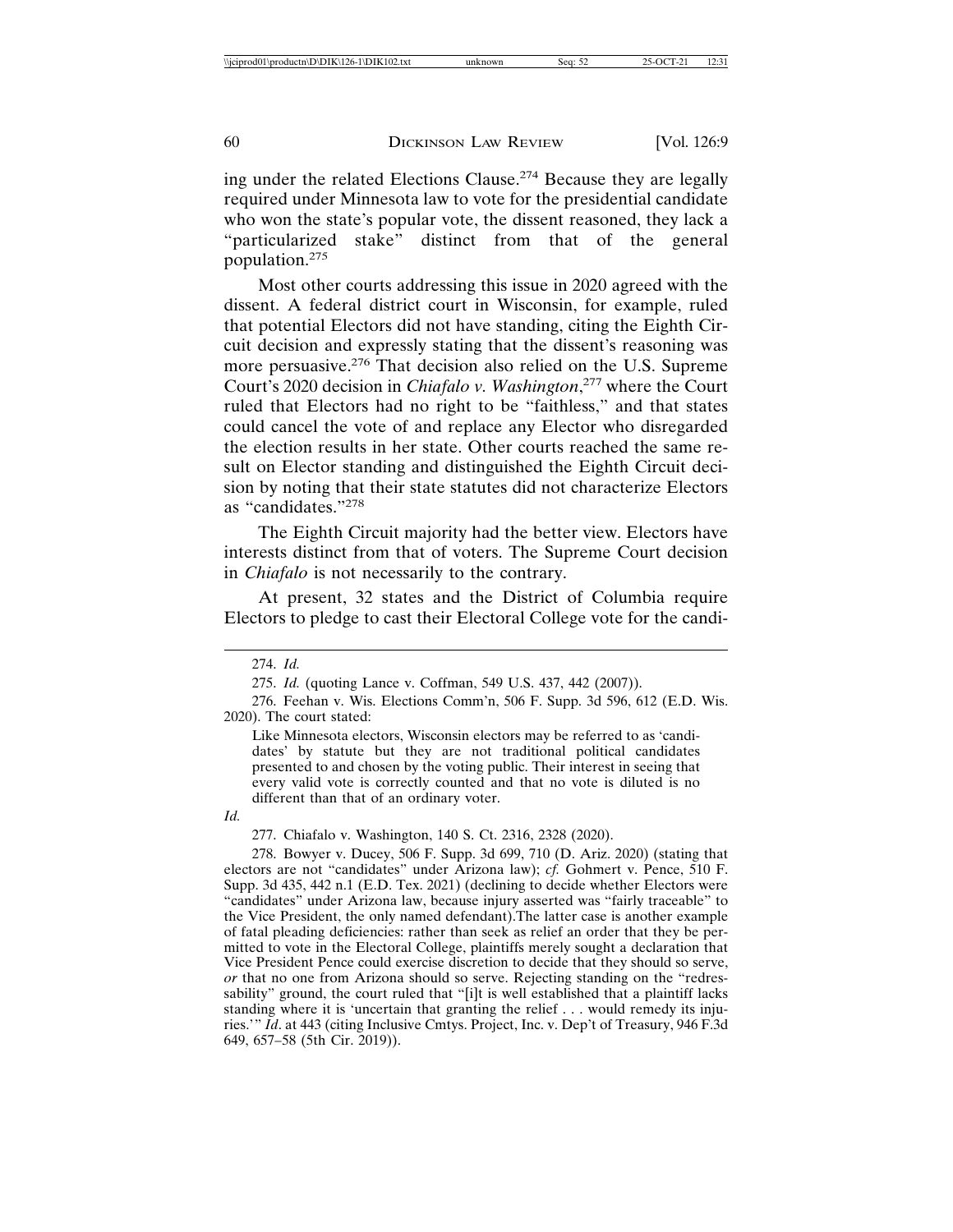ing under the related Elections Clause.[274] Because they are legally required under Minnesota law to vote for the presidential candidate who won the state's popular vote, the dissent reasoned, they lack a "particularized stake" distinct from that of the general population.[275]

Most other courts addressing this issue in 2020 agreed with the dissent. A federal district court in Wisconsin, for example, ruled that potential Electors did not have standing, citing the Eighth Circuit decision and expressly stating that the dissent's reasoning was more persuasive.[276] That decision also relied on the U.S. Supreme Court's 2020 decision in *Chiafalo v. Washington*,[277] where the Court ruled that Electors had no right to be "faithless," and that states could cancel the vote of and replace any Elector who disregarded the election results in her state. Other courts reached the same result on Elector standing and distinguished the Eighth Circuit decision by noting that their state statutes did not characterize Electors as "candidates."[278]

The Eighth Circuit majority had the better view. Electors have interests distinct from that of voters. The Supreme Court decision in *Chiafalo* is not necessarily to the contrary.

At present, 32 states and the District of Columbia require Electors to pledge to cast their Electoral College vote for the candi-

---

274. *Id.*

275. *Id.* (quoting Lance v. Coffman, 549 U.S. 437, 442 (2007)).

276. Feehan v. Wis. Elections Comm'n, 506 F. Supp. 3d 596, 612 (E.D. Wis. 2020). The court stated:

> Like Minnesota electors, Wisconsin electors may be referred to as 'candidates' by statute but they are not traditional political candidates presented to and chosen by the voting public. Their interest in seeing that every valid vote is correctly counted and that no vote is diluted is no different than that of an ordinary voter.

*Id.*

277. Chiafalo v. Washington, 140 S. Ct. 2316, 2328 (2020).

278. Bowyer v. Ducey, 506 F. Supp. 3d 699, 710 (D. Ariz. 2020) (stating that electors are not "candidates" under Arizona law); *cf.* Gohmert v. Pence, 510 F. Supp. 3d 435, 442 n.1 (E.D. Tex. 2021) (declining to decide whether Electors were "candidates" under Arizona law, because injury asserted was "fairly traceable" to the Vice President, the only named defendant).The latter case is another example of fatal pleading deficiencies: rather than seek as relief an order that they be permitted to vote in the Electoral College, plaintiffs merely sought a declaration that Vice President Pence could exercise discretion to decide that they should so serve, *or* that no one from Arizona should so serve. Rejecting standing on the "redressability" ground, the court ruled that "[i]t is well established that a plaintiff lacks standing where it is 'uncertain that granting the relief . . . would remedy its injuries.'" *Id*. at 443 (citing Inclusive Cmtys. Project, Inc. v. Dep't of Treasury, 946 F.3d 649, 657–58 (5th Cir. 2019)).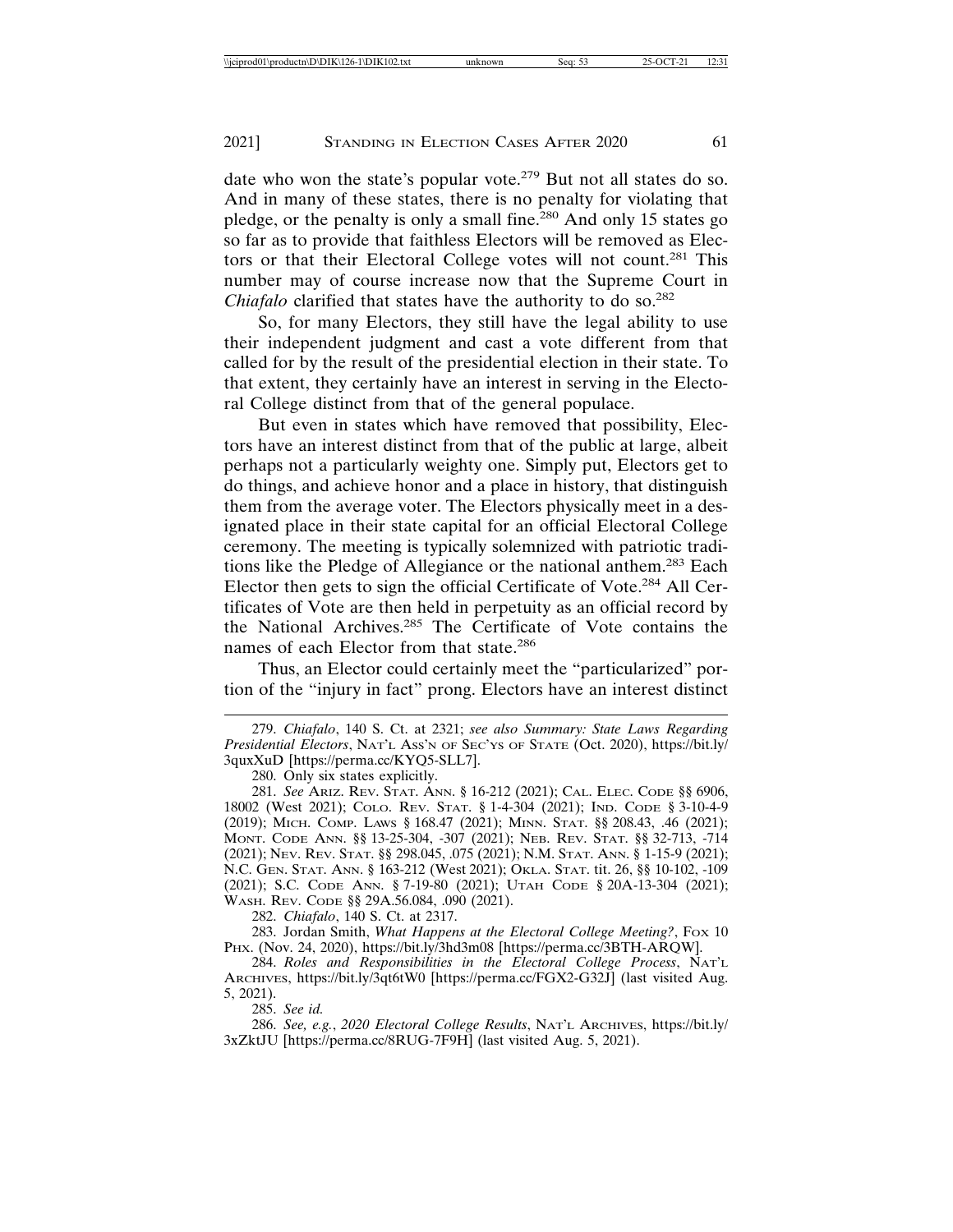date who won the state's popular vote.[279] But not all states do so. And in many of these states, there is no penalty for violating that pledge, or the penalty is only a small fine.[280] And only 15 states go so far as to provide that faithless Electors will be removed as Electors or that their Electoral College votes will not count.[281] This number may of course increase now that the Supreme Court in *Chiafalo* clarified that states have the authority to do so.[282]

So, for many Electors, they still have the legal ability to use their independent judgment and cast a vote different from that called for by the result of the presidential election in their state. To that extent, they certainly have an interest in serving in the Electoral College distinct from that of the general populace.

But even in states which have removed that possibility, Electors have an interest distinct from that of the public at large, albeit perhaps not a particularly weighty one. Simply put, Electors get to do things, and achieve honor and a place in history, that distinguish them from the average voter. The Electors physically meet in a designated place in their state capital for an official Electoral College ceremony. The meeting is typically solemnized with patriotic traditions like the Pledge of Allegiance or the national anthem.[283] Each Elector then gets to sign the official Certificate of Vote.[284] All Certificates of Vote are then held in perpetuity as an official record by the National Archives.[285] The Certificate of Vote contains the names of each Elector from that state.[286]

Thus, an Elector could certainly meet the "particularized" portion of the "injury in fact" prong. Electors have an interest distinct

---

279. *Chiafalo*, 140 S. Ct. at 2321; *see also Summary: State Laws Regarding Presidential Electors*, NAT'L ASS'N OF SEC'YS OF STATE (Oct. 2020), https://bit.ly/3quxXuD [https://perma.cc/KYQ5-SLL7].

280. Only six states explicitly.

281. *See* ARIZ. REV. STAT. ANN. § 16-212 (2021); CAL. ELEC. CODE §§ 6906, 18002 (West 2021); COLO. REV. STAT. § 1-4-304 (2021); IND. CODE § 3-10-4-9 (2019); MICH. COMP. LAWS § 168.47 (2021); MINN. STAT. §§ 208.43, .46 (2021); MONT. CODE ANN. §§ 13-25-304, -307 (2021); NEB. REV. STAT. §§ 32-713, -714 (2021); NEV. REV. STAT. §§ 298.045, .075 (2021); N.M. STAT. ANN. § 1-15-9 (2021); N.C. GEN. STAT. ANN. § 163-212 (West 2021); OKLA. STAT. tit. 26, §§ 10-102, -109 (2021); S.C. CODE ANN. § 7-19-80 (2021); UTAH CODE § 20A-13-304 (2021); WASH. REV. CODE §§ 29A.56.084, .090 (2021).

282. *Chiafalo*, 140 S. Ct. at 2317.

283. Jordan Smith, *What Happens at the Electoral College Meeting?*, FOX 10 PHX. (Nov. 24, 2020), https://bit.ly/3hd3m08 [https://perma.cc/3BTH-ARQW].

284. *Roles and Responsibilities in the Electoral College Process*, NAT'L ARCHIVES, https://bit.ly/3qt6tW0 [https://perma.cc/FGX2-G32J] (last visited Aug. 5, 2021).

285. *See id.*

286. *See, e.g.*, *2020 Electoral College Results*, NAT'L ARCHIVES, https://bit.ly/3xZktJU [https://perma.cc/8RUG-7F9H] (last visited Aug. 5, 2021).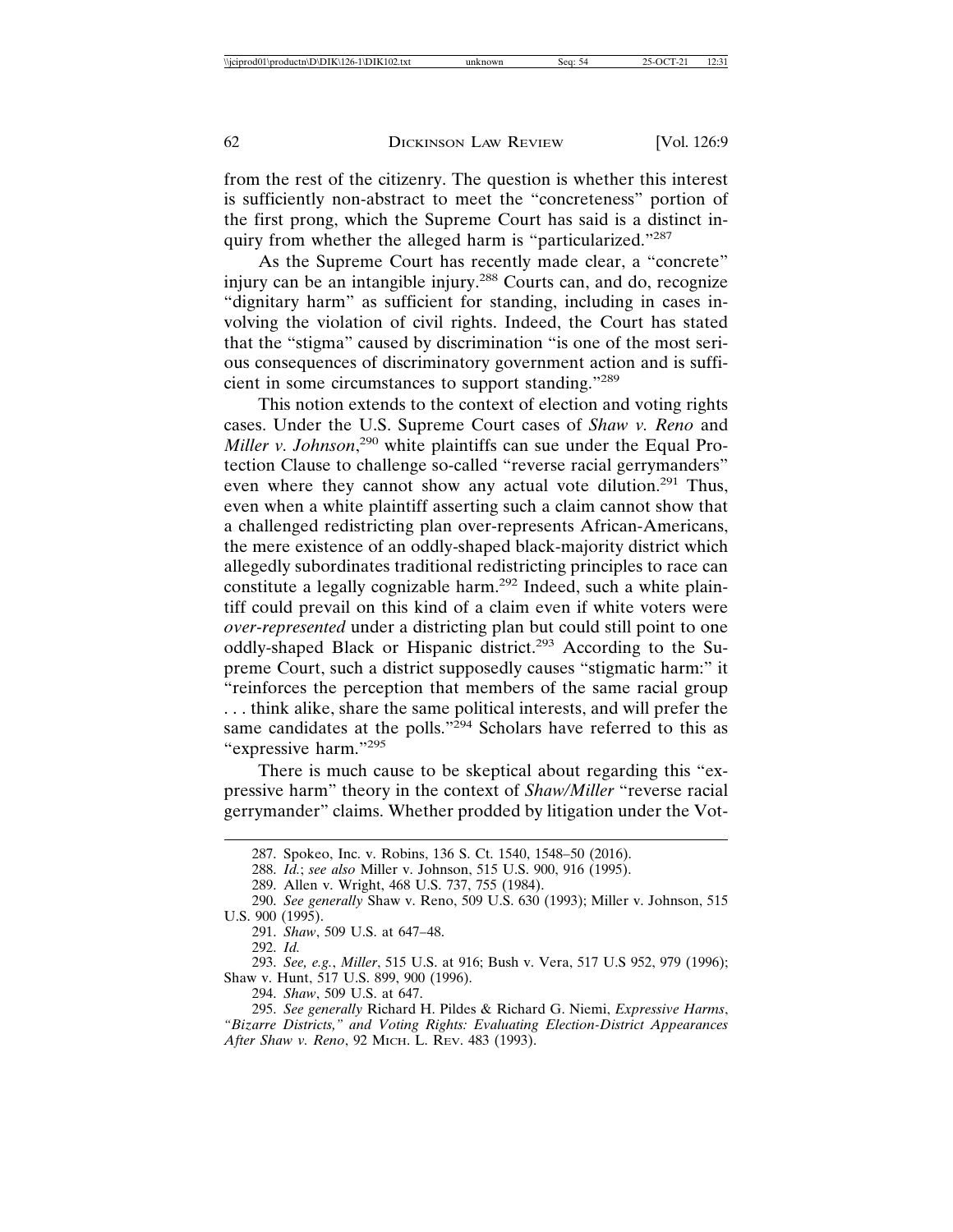from the rest of the citizenry. The question is whether this interest is sufficiently non-abstract to meet the "concreteness" portion of the first prong, which the Supreme Court has said is a distinct inquiry from whether the alleged harm is "particularized."[287]

As the Supreme Court has recently made clear, a "concrete" injury can be an intangible injury.[288] Courts can, and do, recognize "dignitary harm" as sufficient for standing, including in cases involving the violation of civil rights. Indeed, the Court has stated that the "stigma" caused by discrimination "is one of the most serious consequences of discriminatory government action and is sufficient in some circumstances to support standing."[289]

This notion extends to the context of election and voting rights cases. Under the U.S. Supreme Court cases of *Shaw v. Reno* and *Miller v. Johnson*,[290] white plaintiffs can sue under the Equal Protection Clause to challenge so-called "reverse racial gerrymanders" even where they cannot show any actual vote dilution.[291] Thus, even when a white plaintiff asserting such a claim cannot show that a challenged redistricting plan over-represents African-Americans, the mere existence of an oddly-shaped black-majority district which allegedly subordinates traditional redistricting principles to race can constitute a legally cognizable harm.[292] Indeed, such a white plaintiff could prevail on this kind of a claim even if white voters were *over-represented* under a districting plan but could still point to one oddly-shaped Black or Hispanic district.[293] According to the Supreme Court, such a district supposedly causes "stigmatic harm:" it "reinforces the perception that members of the same racial group . . . think alike, share the same political interests, and will prefer the same candidates at the polls."[294] Scholars have referred to this as "expressive harm."[295]

There is much cause to be skeptical about regarding this "expressive harm" theory in the context of *Shaw/Miller* "reverse racial gerrymander" claims. Whether prodded by litigation under the Vot-

---

287. Spokeo, Inc. v. Robins, 136 S. Ct. 1540, 1548–50 (2016).

288. *Id.*; *see also* Miller v. Johnson, 515 U.S. 900, 916 (1995).

289. Allen v. Wright, 468 U.S. 737, 755 (1984).

290. *See generally* Shaw v. Reno, 509 U.S. 630 (1993); Miller v. Johnson, 515 U.S. 900 (1995).

291. *Shaw*, 509 U.S. at 647–48.

292. *Id.*

293. *See, e.g.*, *Miller*, 515 U.S. at 916; Bush v. Vera, 517 U.S 952, 979 (1996); Shaw v. Hunt, 517 U.S. 899, 900 (1996).

294. *Shaw*, 509 U.S. at 647.

295. *See generally* Richard H. Pildes & Richard G. Niemi, *Expressive Harms, "Bizarre Districts," and Voting Rights: Evaluating Election-District Appearances After Shaw v. Reno*, 92 MICH. L. REV. 483 (1993).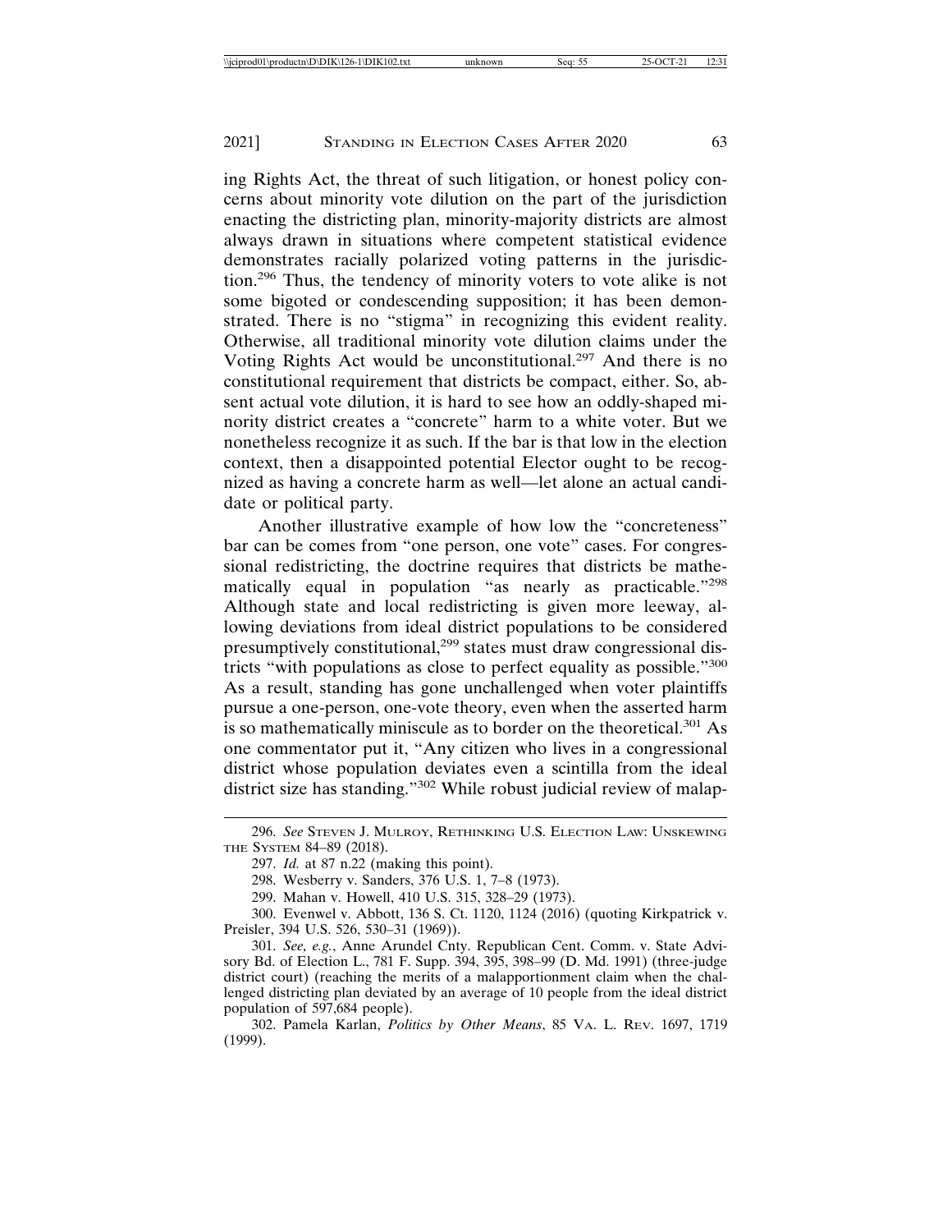ing Rights Act, the threat of such litigation, or honest policy concerns about minority vote dilution on the part of the jurisdiction enacting the districting plan, minority-majority districts are almost always drawn in situations where competent statistical evidence demonstrates racially polarized voting patterns in the jurisdiction.[296] Thus, the tendency of minority voters to vote alike is not some bigoted or condescending supposition; it has been demonstrated. There is no "stigma" in recognizing this evident reality. Otherwise, all traditional minority vote dilution claims under the Voting Rights Act would be unconstitutional.[297] And there is no constitutional requirement that districts be compact, either. So, absent actual vote dilution, it is hard to see how an oddly-shaped minority district creates a "concrete" harm to a white voter. But we nonetheless recognize it as such. If the bar is that low in the election context, then a disappointed potential Elector ought to be recognized as having a concrete harm as well—let alone an actual candidate or political party.

Another illustrative example of how low the "concreteness" bar can be comes from "one person, one vote" cases. For congressional redistricting, the doctrine requires that districts be mathematically equal in population "as nearly as practicable."[298] Although state and local redistricting is given more leeway, allowing deviations from ideal district populations to be considered presumptively constitutional,[299] states must draw congressional districts "with populations as close to perfect equality as possible."[300] As a result, standing has gone unchallenged when voter plaintiffs pursue a one-person, one-vote theory, even when the asserted harm is so mathematically miniscule as to border on the theoretical.[301] As one commentator put it, "Any citizen who lives in a congressional district whose population deviates even a scintilla from the ideal district size has standing."[302] While robust judicial review of malap-

---

296. *See* Steven J. Mulroy, Rethinking U.S. Election Law: Unskewing the System 84–89 (2018).

297. *Id.* at 87 n.22 (making this point).

298. Wesberry v. Sanders, 376 U.S. 1, 7–8 (1973).

299. Mahan v. Howell, 410 U.S. 315, 328–29 (1973).

300. Evenwel v. Abbott, 136 S. Ct. 1120, 1124 (2016) (quoting Kirkpatrick v. Preisler, 394 U.S. 526, 530–31 (1969)).

301. *See, e.g.*, Anne Arundel Cnty. Republican Cent. Comm. v. State Advisory Bd. of Election L., 781 F. Supp. 394, 395, 398–99 (D. Md. 1991) (three-judge district court) (reaching the merits of a malapportionment claim when the challenged districting plan deviated by an average of 10 people from the ideal district population of 597,684 people).

302. Pamela Karlan, *Politics by Other Means*, 85 Va. L. Rev. 1697, 1719 (1999).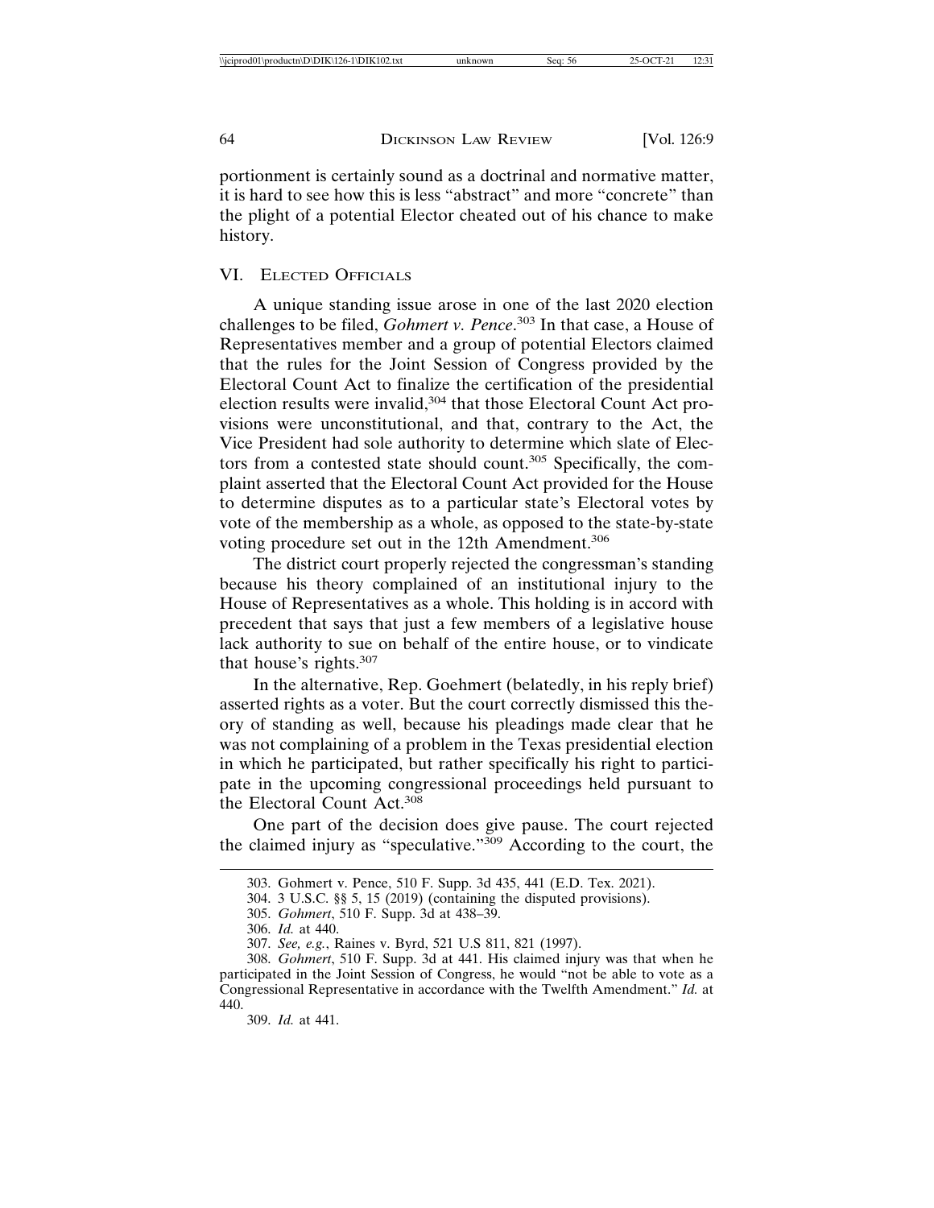portionment is certainly sound as a doctrinal and normative matter, it is hard to see how this is less "abstract" and more "concrete" than the plight of a potential Elector cheated out of his chance to make history.

## VI. Elected Officials

A unique standing issue arose in one of the last 2020 election challenges to be filed, *Gohmert v. Pence*.[303] In that case, a House of Representatives member and a group of potential Electors claimed that the rules for the Joint Session of Congress provided by the Electoral Count Act to finalize the certification of the presidential election results were invalid,[304] that those Electoral Count Act provisions were unconstitutional, and that, contrary to the Act, the Vice President had sole authority to determine which slate of Electors from a contested state should count.[305] Specifically, the complaint asserted that the Electoral Count Act provided for the House to determine disputes as to a particular state's Electoral votes by vote of the membership as a whole, as opposed to the state-by-state voting procedure set out in the 12th Amendment.[306]

The district court properly rejected the congressman's standing because his theory complained of an institutional injury to the House of Representatives as a whole. This holding is in accord with precedent that says that just a few members of a legislative house lack authority to sue on behalf of the entire house, or to vindicate that house's rights.[307]

In the alternative, Rep. Goehmert (belatedly, in his reply brief) asserted rights as a voter. But the court correctly dismissed this theory of standing as well, because his pleadings made clear that he was not complaining of a problem in the Texas presidential election in which he participated, but rather specifically his right to participate in the upcoming congressional proceedings held pursuant to the Electoral Count Act.[308]

One part of the decision does give pause. The court rejected the claimed injury as "speculative."[309] According to the court, the

---

303. Gohmert v. Pence, 510 F. Supp. 3d 435, 441 (E.D. Tex. 2021).

304. 3 U.S.C. §§ 5, 15 (2019) (containing the disputed provisions).

305. *Gohmert*, 510 F. Supp. 3d at 438–39.

306. *Id.* at 440.

307. *See, e.g.*, Raines v. Byrd, 521 U.S 811, 821 (1997).

308. *Gohmert*, 510 F. Supp. 3d at 441. His claimed injury was that when he participated in the Joint Session of Congress, he would "not be able to vote as a Congressional Representative in accordance with the Twelfth Amendment." *Id.* at 440.

309. *Id.* at 441.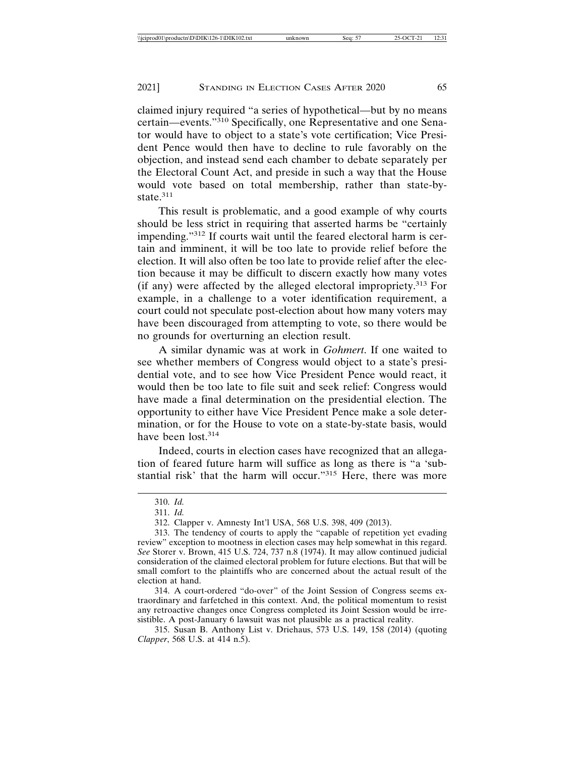claimed injury required "a series of hypothetical—but by no means certain—events."[310] Specifically, one Representative and one Senator would have to object to a state's vote certification; Vice President Pence would then have to decline to rule favorably on the objection, and instead send each chamber to debate separately per the Electoral Count Act, and preside in such a way that the House would vote based on total membership, rather than state-by-state.[311]

This result is problematic, and a good example of why courts should be less strict in requiring that asserted harms be "certainly impending."[312] If courts wait until the feared electoral harm is certain and imminent, it will be too late to provide relief before the election. It will also often be too late to provide relief after the election because it may be difficult to discern exactly how many votes (if any) were affected by the alleged electoral impropriety.[313] For example, in a challenge to a voter identification requirement, a court could not speculate post-election about how many voters may have been discouraged from attempting to vote, so there would be no grounds for overturning an election result.

A similar dynamic was at work in *Gohmert*. If one waited to see whether members of Congress would object to a state's presidential vote, and to see how Vice President Pence would react, it would then be too late to file suit and seek relief: Congress would have made a final determination on the presidential election. The opportunity to either have Vice President Pence make a sole determination, or for the House to vote on a state-by-state basis, would have been lost.[314]

Indeed, courts in election cases have recognized that an allegation of feared future harm will suffice as long as there is "a 'substantial risk' that the harm will occur."[315] Here, there was more

---

310. *Id.*

311. *Id.*

312. Clapper v. Amnesty Int'l USA, 568 U.S. 398, 409 (2013).

313. The tendency of courts to apply the "capable of repetition yet evading review" exception to mootness in election cases may help somewhat in this regard. *See* Storer v. Brown, 415 U.S. 724, 737 n.8 (1974). It may allow continued judicial consideration of the claimed electoral problem for future elections. But that will be small comfort to the plaintiffs who are concerned about the actual result of the election at hand.

314. A court-ordered "do-over" of the Joint Session of Congress seems extraordinary and farfetched in this context. And, the political momentum to resist any retroactive changes once Congress completed its Joint Session would be irresistible. A post-January 6 lawsuit was not plausible as a practical reality.

315. Susan B. Anthony List v. Driehaus, 573 U.S. 149, 158 (2014) (quoting *Clapper*, 568 U.S. at 414 n.5).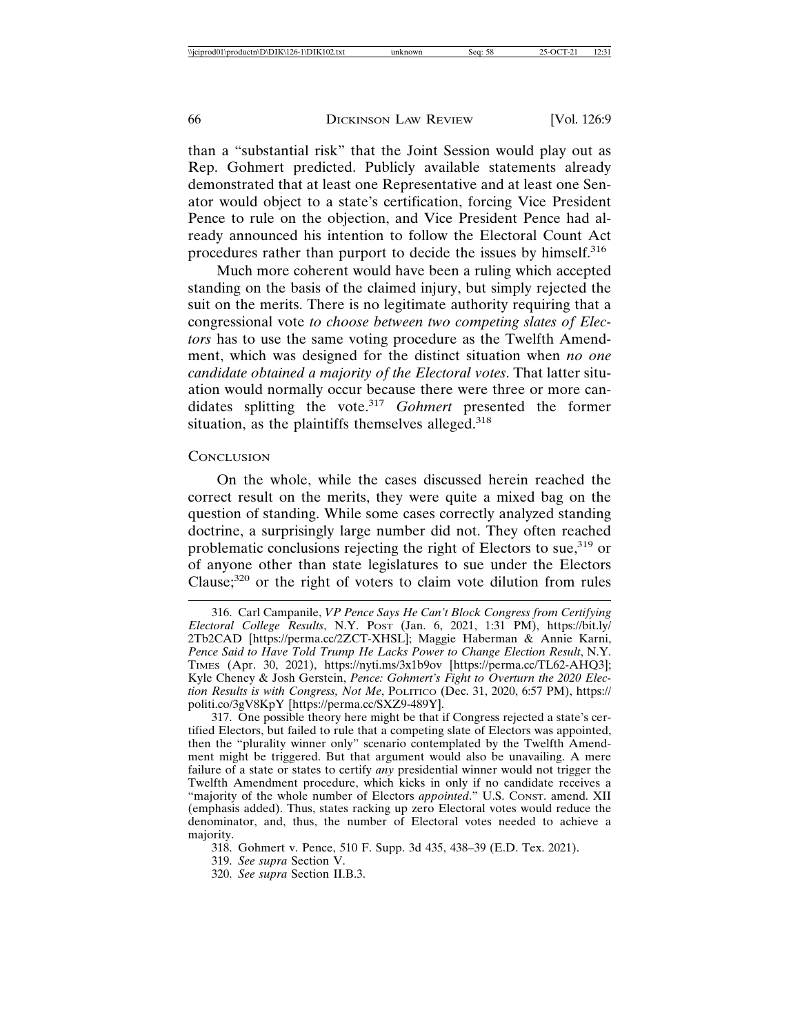than a "substantial risk" that the Joint Session would play out as Rep. Gohmert predicted. Publicly available statements already demonstrated that at least one Representative and at least one Senator would object to a state's certification, forcing Vice President Pence to rule on the objection, and Vice President Pence had already announced his intention to follow the Electoral Count Act procedures rather than purport to decide the issues by himself.[316]

Much more coherent would have been a ruling which accepted standing on the basis of the claimed injury, but simply rejected the suit on the merits. There is no legitimate authority requiring that a congressional vote *to choose between two competing slates of Electors* has to use the same voting procedure as the Twelfth Amendment, which was designed for the distinct situation when *no one candidate obtained a majority of the Electoral votes*. That latter situation would normally occur because there were three or more candidates splitting the vote.[317] *Gohmert* presented the former situation, as the plaintiffs themselves alleged.[318]

## Conclusion

On the whole, while the cases discussed herein reached the correct result on the merits, they were quite a mixed bag on the question of standing. While some cases correctly analyzed standing doctrine, a surprisingly large number did not. They often reached problematic conclusions rejecting the right of Electors to sue,[319] or of anyone other than state legislatures to sue under the Electors Clause;[320] or the right of voters to claim vote dilution from rules

---

316. Carl Campanile, *VP Pence Says He Can't Block Congress from Certifying Electoral College Results*, N.Y. Post (Jan. 6, 2021, 1:31 PM), https://bit.ly/2Tb2CAD [https://perma.cc/2ZCT-XHSL]; Maggie Haberman & Annie Karni, *Pence Said to Have Told Trump He Lacks Power to Change Election Result*, N.Y. Times (Apr. 30, 2021), https://nyti.ms/3x1b9ov [https://perma.cc/TL62-AHQ3]; Kyle Cheney & Josh Gerstein, *Pence: Gohmert's Fight to Overturn the 2020 Election Results is with Congress, Not Me*, Politico (Dec. 31, 2020, 6:57 PM), https://politi.co/3gV8KpY [https://perma.cc/SXZ9-489Y].

317. One possible theory here might be that if Congress rejected a state's certified Electors, but failed to rule that a competing slate of Electors was appointed, then the "plurality winner only" scenario contemplated by the Twelfth Amendment might be triggered. But that argument would also be unavailing. A mere failure of a state or states to certify *any* presidential winner would not trigger the Twelfth Amendment procedure, which kicks in only if no candidate receives a "majority of the whole number of Electors *appointed*." U.S. Const. amend. XII (emphasis added). Thus, states racking up zero Electoral votes would reduce the denominator, and, thus, the number of Electoral votes needed to achieve a majority.

318. Gohmert v. Pence, 510 F. Supp. 3d 435, 438–39 (E.D. Tex. 2021).

319. *See supra* Section V.

320. *See supra* Section II.B.3.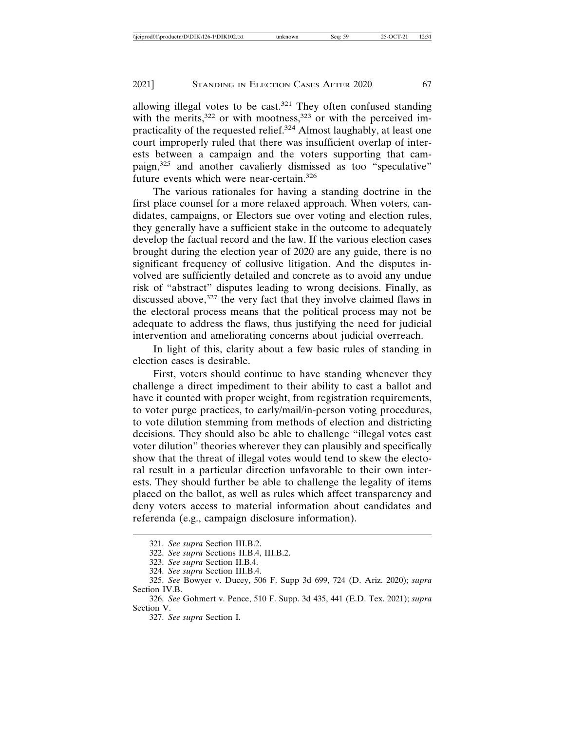allowing illegal votes to be cast.[321] They often confused standing with the merits,[322] or with mootness,[323] or with the perceived impracticality of the requested relief.[324] Almost laughably, at least one court improperly ruled that there was insufficient overlap of interests between a campaign and the voters supporting that campaign,[325] and another cavalierly dismissed as too "speculative" future events which were near-certain.[326]

The various rationales for having a standing doctrine in the first place counsel for a more relaxed approach. When voters, candidates, campaigns, or Electors sue over voting and election rules, they generally have a sufficient stake in the outcome to adequately develop the factual record and the law. If the various election cases brought during the election year of 2020 are any guide, there is no significant frequency of collusive litigation. And the disputes involved are sufficiently detailed and concrete as to avoid any undue risk of "abstract" disputes leading to wrong decisions. Finally, as discussed above,[327] the very fact that they involve claimed flaws in the electoral process means that the political process may not be adequate to address the flaws, thus justifying the need for judicial intervention and ameliorating concerns about judicial overreach.

In light of this, clarity about a few basic rules of standing in election cases is desirable.

First, voters should continue to have standing whenever they challenge a direct impediment to their ability to cast a ballot and have it counted with proper weight, from registration requirements, to voter purge practices, to early/mail/in-person voting procedures, to vote dilution stemming from methods of election and districting decisions. They should also be able to challenge "illegal votes cast voter dilution" theories wherever they can plausibly and specifically show that the threat of illegal votes would tend to skew the electoral result in a particular direction unfavorable to their own interests. They should further be able to challenge the legality of items placed on the ballot, as well as rules which affect transparency and deny voters access to material information about candidates and referenda (e.g., campaign disclosure information).

---

321. *See supra* Section III.B.2.

322. *See supra* Sections II.B.4, III.B.2.

323. *See supra* Section II.B.4.

324. *See supra* Section III.B.4.

325. *See* Bowyer v. Ducey, 506 F. Supp 3d 699, 724 (D. Ariz. 2020); *supra* Section IV.B.

326. *See* Gohmert v. Pence, 510 F. Supp. 3d 435, 441 (E.D. Tex. 2021); *supra* Section V.

327. *See supra* Section I.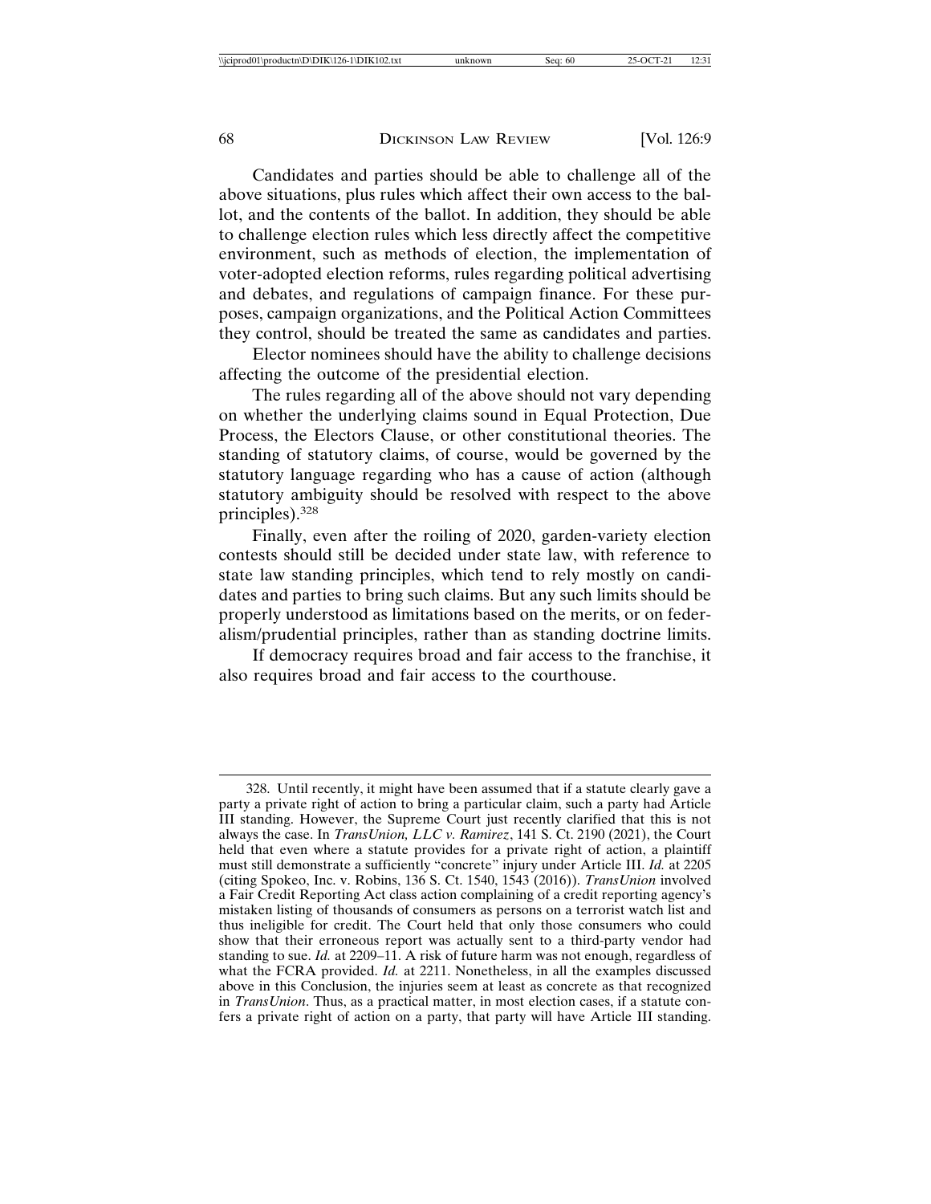Candidates and parties should be able to challenge all of the above situations, plus rules which affect their own access to the ballot, and the contents of the ballot. In addition, they should be able to challenge election rules which less directly affect the competitive environment, such as methods of election, the implementation of voter-adopted election reforms, rules regarding political advertising and debates, and regulations of campaign finance. For these purposes, campaign organizations, and the Political Action Committees they control, should be treated the same as candidates and parties.

Elector nominees should have the ability to challenge decisions affecting the outcome of the presidential election.

The rules regarding all of the above should not vary depending on whether the underlying claims sound in Equal Protection, Due Process, the Electors Clause, or other constitutional theories. The standing of statutory claims, of course, would be governed by the statutory language regarding who has a cause of action (although statutory ambiguity should be resolved with respect to the above principles).[328]

Finally, even after the roiling of 2020, garden-variety election contests should still be decided under state law, with reference to state law standing principles, which tend to rely mostly on candidates and parties to bring such claims. But any such limits should be properly understood as limitations based on the merits, or on federalism/prudential principles, rather than as standing doctrine limits.

If democracy requires broad and fair access to the franchise, it also requires broad and fair access to the courthouse.

328. Until recently, it might have been assumed that if a statute clearly gave a party a private right of action to bring a particular claim, such a party had Article III standing. However, the Supreme Court just recently clarified that this is not always the case. In *TransUnion, LLC v. Ramirez*, 141 S. Ct. 2190 (2021), the Court held that even where a statute provides for a private right of action, a plaintiff must still demonstrate a sufficiently "concrete" injury under Article III. *Id.* at 2205 (citing Spokeo, Inc. v. Robins, 136 S. Ct. 1540, 1543 (2016)). *TransUnion* involved a Fair Credit Reporting Act class action complaining of a credit reporting agency's mistaken listing of thousands of consumers as persons on a terrorist watch list and thus ineligible for credit. The Court held that only those consumers who could show that their erroneous report was actually sent to a third-party vendor had standing to sue. *Id.* at 2209–11. A risk of future harm was not enough, regardless of what the FCRA provided. *Id.* at 2211. Nonetheless, in all the examples discussed above in this Conclusion, the injuries seem at least as concrete as that recognized in *TransUnion*. Thus, as a practical matter, in most election cases, if a statute confers a private right of action on a party, that party will have Article III standing.